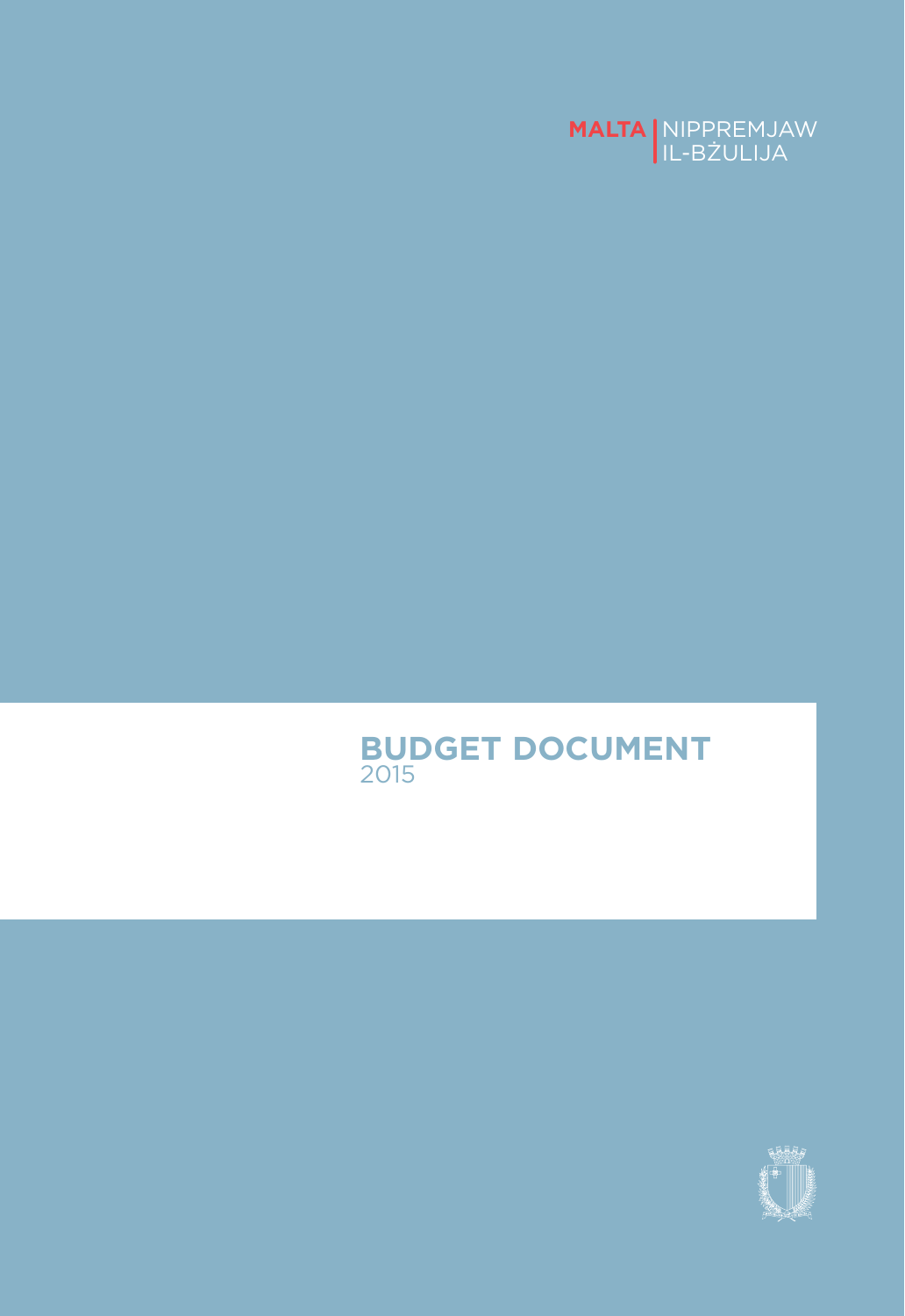**MALTA** | NIPPREMJAW IL-BŻULIJA

# BUDGET DOCUMENT
2015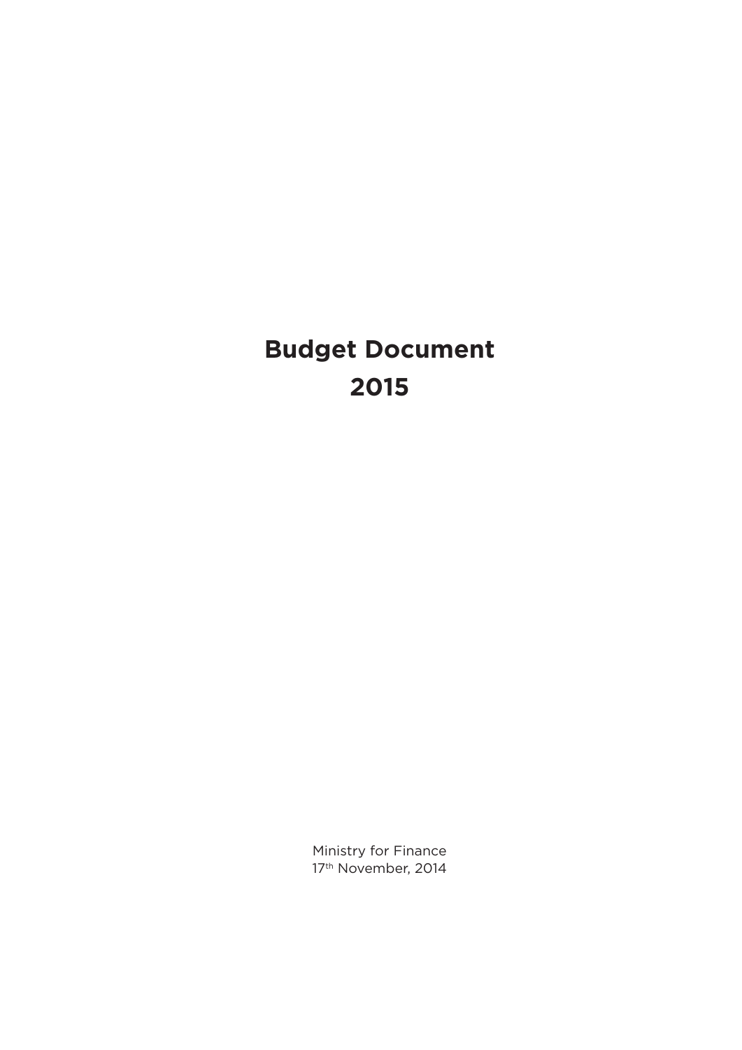# Budget Document
# 2015

Ministry for Finance
17th November, 2014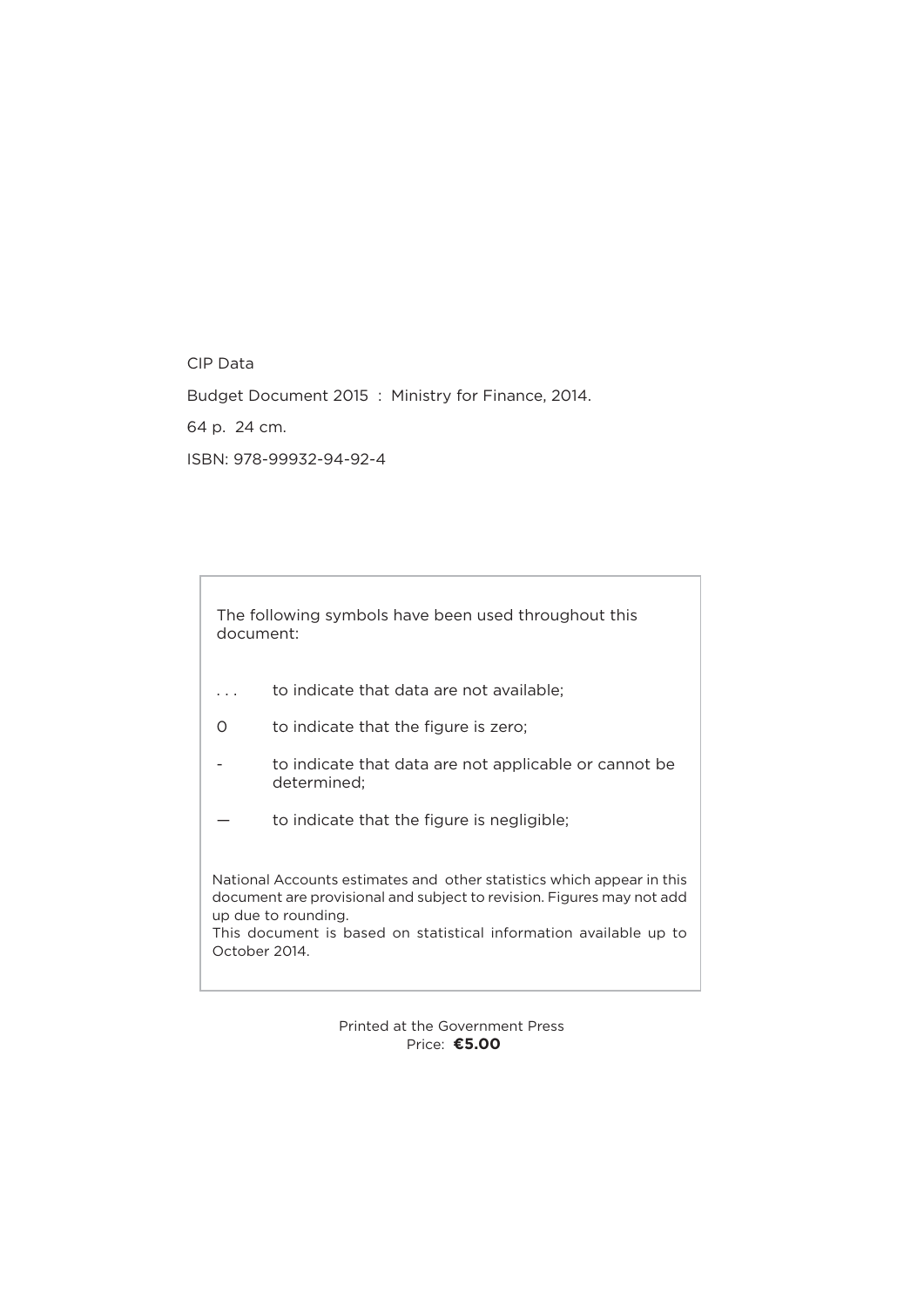CIP Data

Budget Document 2015 : Ministry for Finance, 2014.

64 p. 24 cm.

ISBN: 978-99932-94-92-4

The following symbols have been used throughout this document:

| Symbol | Meaning |
|---|---|
| . . . | to indicate that data are not available; |
| 0 | to indicate that the figure is zero; |
| - | to indicate that data are not applicable or cannot be determined; |
| — | to indicate that the figure is negligible; |

National Accounts estimates and other statistics which appear in this document are provisional and subject to revision. Figures may not add up due to rounding.
This document is based on statistical information available up to October 2014.

Printed at the Government Press
Price: **€5.00**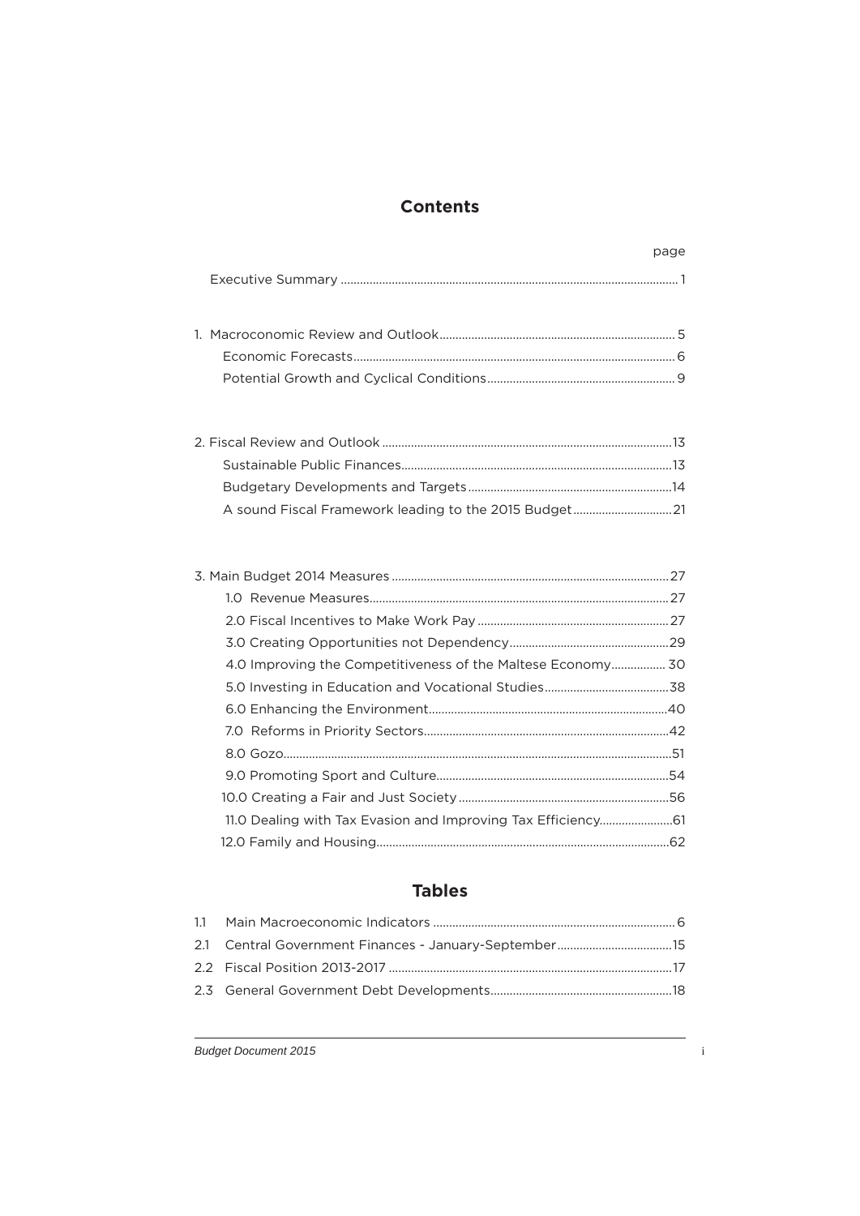## Contents

| | page |
|---|---|
| Executive Summary | 1 |
| | |
| 1. Macroconomic Review and Outlook | 5 |
| Economic Forecasts | 6 |
| Potential Growth and Cyclical Conditions | 9 |
| | |
| 2. Fiscal Review and Outlook | 13 |
| Sustainable Public Finances | 13 |
| Budgetary Developments and Targets | 14 |
| A sound Fiscal Framework leading to the 2015 Budget | 21 |
| | |
| 3. Main Budget 2014 Measures | 27 |
| 1.0 Revenue Measures | 27 |
| 2.0 Fiscal Incentives to Make Work Pay | 27 |
| 3.0 Creating Opportunities not Dependency | 29 |
| 4.0 Improving the Competitiveness of the Maltese Economy | 30 |
| 5.0 Investing in Education and Vocational Studies | 38 |
| 6.0 Enhancing the Environment | 40 |
| 7.0 Reforms in Priority Sectors | 42 |
| 8.0 Gozo | 51 |
| 9.0 Promoting Sport and Culture | 54 |
| 10.0 Creating a Fair and Just Society | 56 |
| 11.0 Dealing with Tax Evasion and Improving Tax Efficiency | 61 |
| 12.0 Family and Housing | 62 |

## Tables

| | | |
|---|---|---|
| 1.1 | Main Macroeconomic Indicators | 6 |
| 2.1 | Central Government Finances - January-September | 15 |
| 2.2 | Fiscal Position 2013-2017 | 17 |
| 2.3 | General Government Debt Developments | 18 |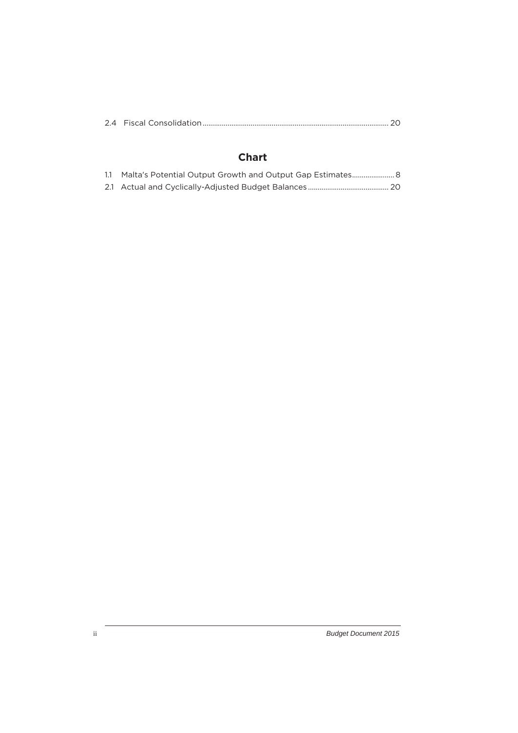2.4 Fiscal Consolidation ........................................................................................................ 20

## Chart

1.1 Malta's Potential Output Growth and Output Gap Estimates ...................... 8

2.1 Actual and Cyclically-Adjusted Budget Balances .......................................... 20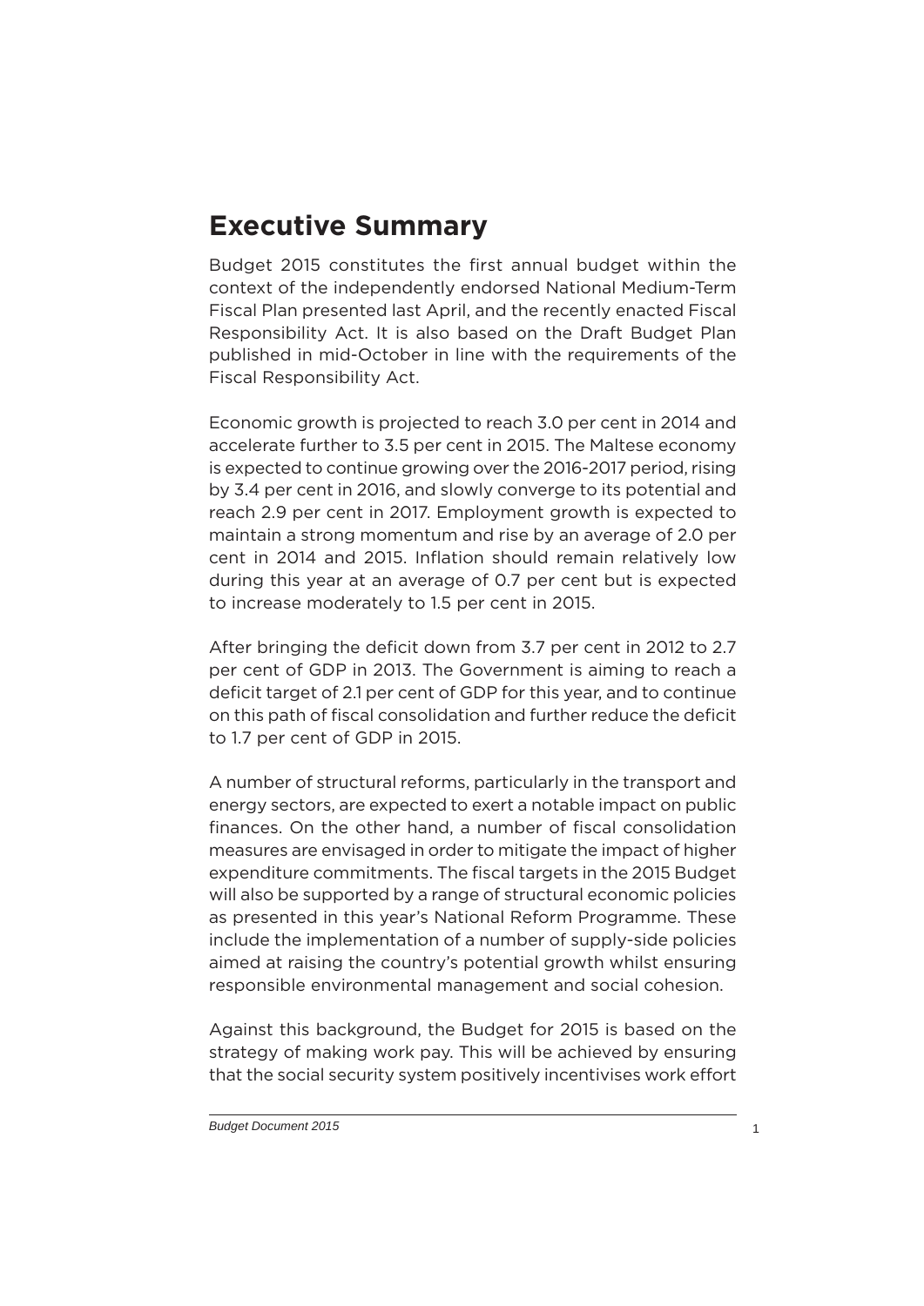# Executive Summary

Budget 2015 constitutes the first annual budget within the context of the independently endorsed National Medium-Term Fiscal Plan presented last April, and the recently enacted Fiscal Responsibility Act. It is also based on the Draft Budget Plan published in mid-October in line with the requirements of the Fiscal Responsibility Act.

Economic growth is projected to reach 3.0 per cent in 2014 and accelerate further to 3.5 per cent in 2015. The Maltese economy is expected to continue growing over the 2016-2017 period, rising by 3.4 per cent in 2016, and slowly converge to its potential and reach 2.9 per cent in 2017. Employment growth is expected to maintain a strong momentum and rise by an average of 2.0 per cent in 2014 and 2015. Inflation should remain relatively low during this year at an average of 0.7 per cent but is expected to increase moderately to 1.5 per cent in 2015.

After bringing the deficit down from 3.7 per cent in 2012 to 2.7 per cent of GDP in 2013. The Government is aiming to reach a deficit target of 2.1 per cent of GDP for this year, and to continue on this path of fiscal consolidation and further reduce the deficit to 1.7 per cent of GDP in 2015.

A number of structural reforms, particularly in the transport and energy sectors, are expected to exert a notable impact on public finances. On the other hand, a number of fiscal consolidation measures are envisaged in order to mitigate the impact of higher expenditure commitments. The fiscal targets in the 2015 Budget will also be supported by a range of structural economic policies as presented in this year's National Reform Programme. These include the implementation of a number of supply-side policies aimed at raising the country's potential growth whilst ensuring responsible environmental management and social cohesion.

Against this background, the Budget for 2015 is based on the strategy of making work pay. This will be achieved by ensuring that the social security system positively incentivises work effort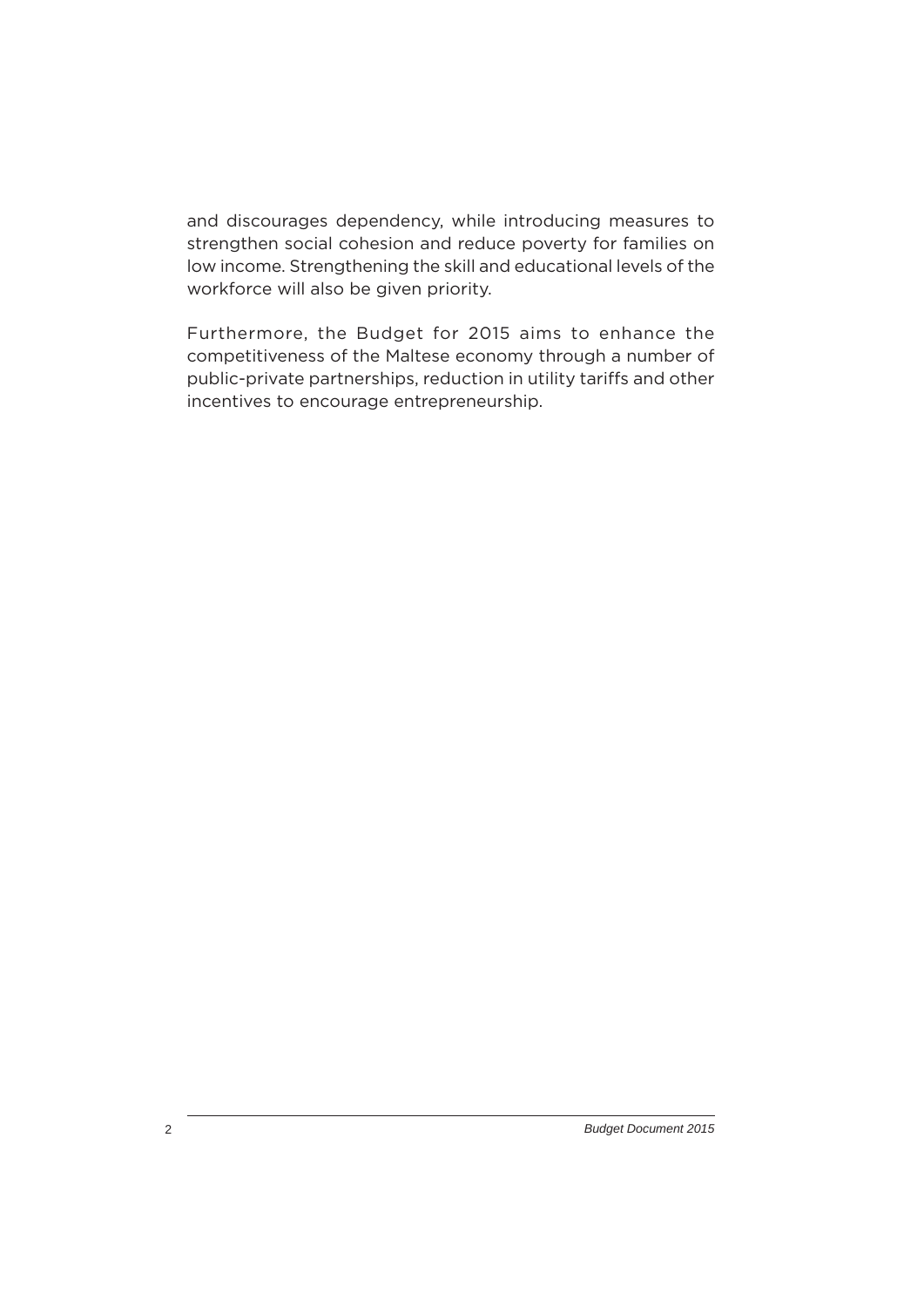and discourages dependency, while introducing measures to strengthen social cohesion and reduce poverty for families on low income. Strengthening the skill and educational levels of the workforce will also be given priority.

Furthermore, the Budget for 2015 aims to enhance the competitiveness of the Maltese economy through a number of public-private partnerships, reduction in utility tariffs and other incentives to encourage entrepreneurship.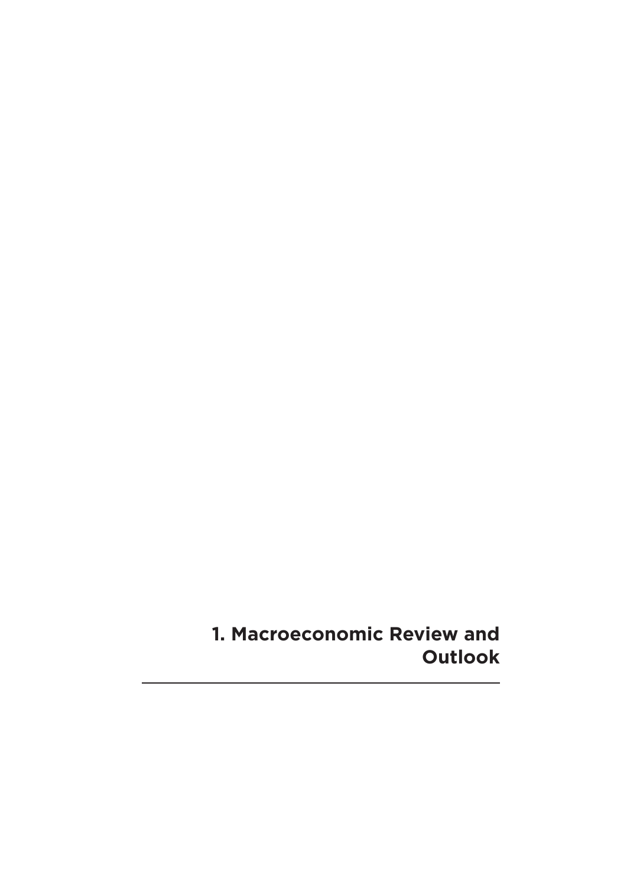# 1. Macroeconomic Review and Outlook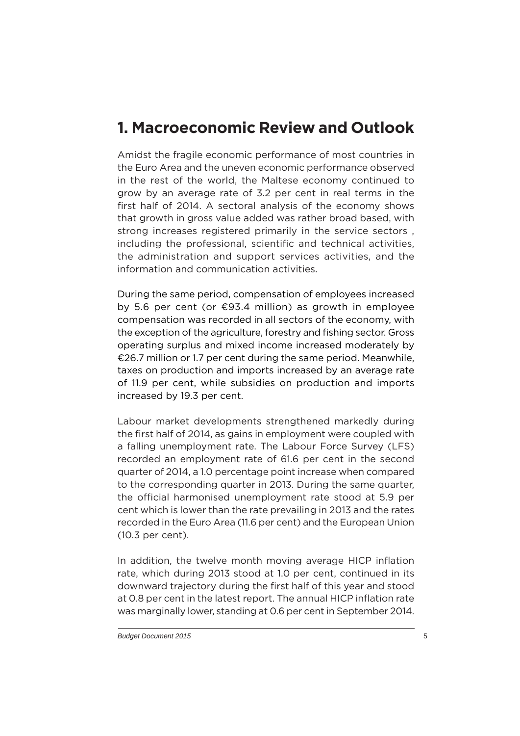# 1. Macroeconomic Review and Outlook

Amidst the fragile economic performance of most countries in the Euro Area and the uneven economic performance observed in the rest of the world, the Maltese economy continued to grow by an average rate of 3.2 per cent in real terms in the first half of 2014. A sectoral analysis of the economy shows that growth in gross value added was rather broad based, with strong increases registered primarily in the service sectors , including the professional, scientific and technical activities, the administration and support services activities, and the information and communication activities.

During the same period, compensation of employees increased by 5.6 per cent (or €93.4 million) as growth in employee compensation was recorded in all sectors of the economy, with the exception of the agriculture, forestry and fishing sector. Gross operating surplus and mixed income increased moderately by €26.7 million or 1.7 per cent during the same period. Meanwhile, taxes on production and imports increased by an average rate of 11.9 per cent, while subsidies on production and imports increased by 19.3 per cent.

Labour market developments strengthened markedly during the first half of 2014, as gains in employment were coupled with a falling unemployment rate. The Labour Force Survey (LFS) recorded an employment rate of 61.6 per cent in the second quarter of 2014, a 1.0 percentage point increase when compared to the corresponding quarter in 2013. During the same quarter, the official harmonised unemployment rate stood at 5.9 per cent which is lower than the rate prevailing in 2013 and the rates recorded in the Euro Area (11.6 per cent) and the European Union (10.3 per cent).

In addition, the twelve month moving average HICP inflation rate, which during 2013 stood at 1.0 per cent, continued in its downward trajectory during the first half of this year and stood at 0.8 per cent in the latest report. The annual HICP inflation rate was marginally lower, standing at 0.6 per cent in September 2014.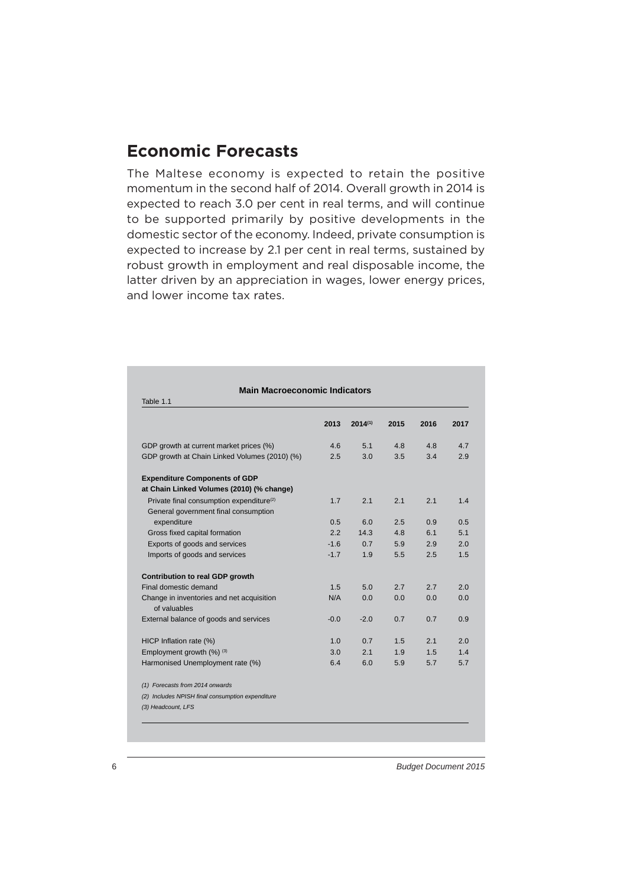## Economic Forecasts

The Maltese economy is expected to retain the positive momentum in the second half of 2014. Overall growth in 2014 is expected to reach 3.0 per cent in real terms, and will continue to be supported primarily by positive developments in the domestic sector of the economy. Indeed, private consumption is expected to increase by 2.1 per cent in real terms, sustained by robust growth in employment and real disposable income, the latter driven by an appreciation in wages, lower energy prices, and lower income tax rates.

**Main Macroeconomic Indicators**

Table 1.1

| | 2013 | 2014[(1)] | 2015 | 2016 | 2017 |
|---|---|---|---|---|---|
| GDP growth at current market prices (%) | 4.6 | 5.1 | 4.8 | 4.8 | 4.7 |
| GDP growth at Chain Linked Volumes (2010) (%) | 2.5 | 3.0 | 3.5 | 3.4 | 2.9 |
| **Expenditure Components of GDP at Chain Linked Volumes (2010) (% change)** | | | | | |
| Private final consumption expenditure[(2)] | 1.7 | 2.1 | 2.1 | 2.1 | 1.4 |
| General government final consumption expenditure | 0.5 | 6.0 | 2.5 | 0.9 | 0.5 |
| Gross fixed capital formation | 2.2 | 14.3 | 4.8 | 6.1 | 5.1 |
| Exports of goods and services | -1.6 | 0.7 | 5.9 | 2.9 | 2.0 |
| Imports of goods and services | -1.7 | 1.9 | 5.5 | 2.5 | 1.5 |
| **Contribution to real GDP growth** | | | | | |
| Final domestic demand | 1.5 | 5.0 | 2.7 | 2.7 | 2.0 |
| Change in inventories and net acquisition of valuables | N/A | 0.0 | 0.0 | 0.0 | 0.0 |
| External balance of goods and services | -0.0 | -2.0 | 0.7 | 0.7 | 0.9 |
| HICP Inflation rate (%) | 1.0 | 0.7 | 1.5 | 2.1 | 2.0 |
| Employment growth (%) [(3)] | 3.0 | 2.1 | 1.9 | 1.5 | 1.4 |
| Harmonised Unemployment rate (%) | 6.4 | 6.0 | 5.9 | 5.7 | 5.7 |

*(1) Forecasts from 2014 onwards*

*(2) Includes NPISH final consumption expenditure*

*(3) Headcount, LFS*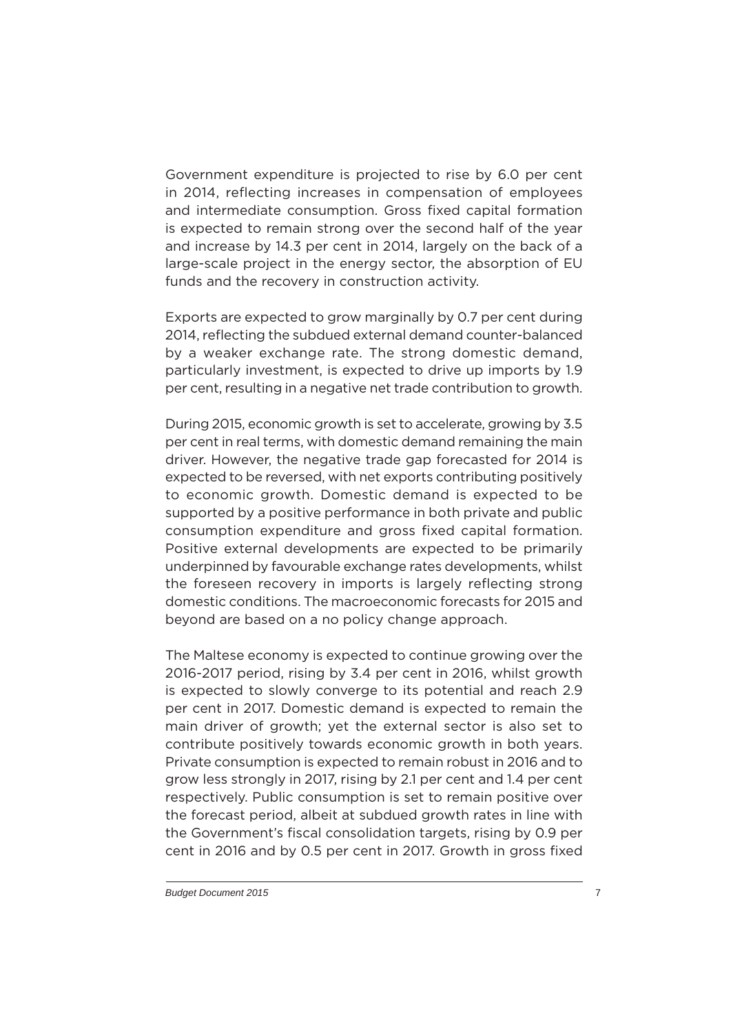Government expenditure is projected to rise by 6.0 per cent in 2014, reflecting increases in compensation of employees and intermediate consumption. Gross fixed capital formation is expected to remain strong over the second half of the year and increase by 14.3 per cent in 2014, largely on the back of a large-scale project in the energy sector, the absorption of EU funds and the recovery in construction activity.

Exports are expected to grow marginally by 0.7 per cent during 2014, reflecting the subdued external demand counter-balanced by a weaker exchange rate. The strong domestic demand, particularly investment, is expected to drive up imports by 1.9 per cent, resulting in a negative net trade contribution to growth.

During 2015, economic growth is set to accelerate, growing by 3.5 per cent in real terms, with domestic demand remaining the main driver. However, the negative trade gap forecasted for 2014 is expected to be reversed, with net exports contributing positively to economic growth. Domestic demand is expected to be supported by a positive performance in both private and public consumption expenditure and gross fixed capital formation. Positive external developments are expected to be primarily underpinned by favourable exchange rates developments, whilst the foreseen recovery in imports is largely reflecting strong domestic conditions. The macroeconomic forecasts for 2015 and beyond are based on a no policy change approach.

The Maltese economy is expected to continue growing over the 2016-2017 period, rising by 3.4 per cent in 2016, whilst growth is expected to slowly converge to its potential and reach 2.9 per cent in 2017. Domestic demand is expected to remain the main driver of growth; yet the external sector is also set to contribute positively towards economic growth in both years. Private consumption is expected to remain robust in 2016 and to grow less strongly in 2017, rising by 2.1 per cent and 1.4 per cent respectively. Public consumption is set to remain positive over the forecast period, albeit at subdued growth rates in line with the Government's fiscal consolidation targets, rising by 0.9 per cent in 2016 and by 0.5 per cent in 2017. Growth in gross fixed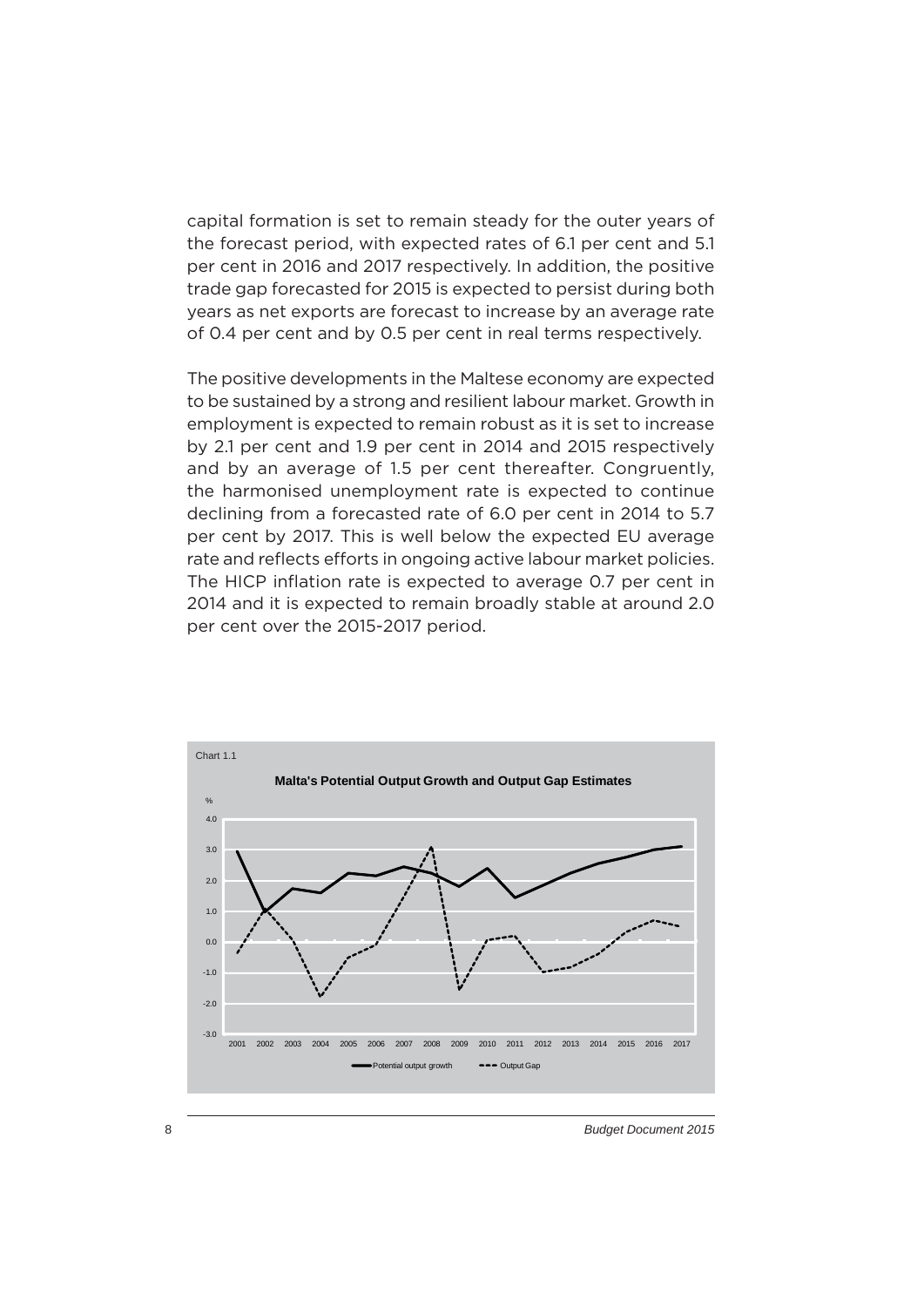capital formation is set to remain steady for the outer years of the forecast period, with expected rates of 6.1 per cent and 5.1 per cent in 2016 and 2017 respectively. In addition, the positive trade gap forecasted for 2015 is expected to persist during both years as net exports are forecast to increase by an average rate of 0.4 per cent and by 0.5 per cent in real terms respectively.

The positive developments in the Maltese economy are expected to be sustained by a strong and resilient labour market. Growth in employment is expected to remain robust as it is set to increase by 2.1 per cent and 1.9 per cent in 2014 and 2015 respectively and by an average of 1.5 per cent thereafter. Congruently, the harmonised unemployment rate is expected to continue declining from a forecasted rate of 6.0 per cent in 2014 to 5.7 per cent by 2017. This is well below the expected EU average rate and reflects efforts in ongoing active labour market policies. The HICP inflation rate is expected to average 0.7 per cent in 2014 and it is expected to remain broadly stable at around 2.0 per cent over the 2015-2017 period.

Chart 1.1

**Malta's Potential Output Growth and Output Gap Estimates**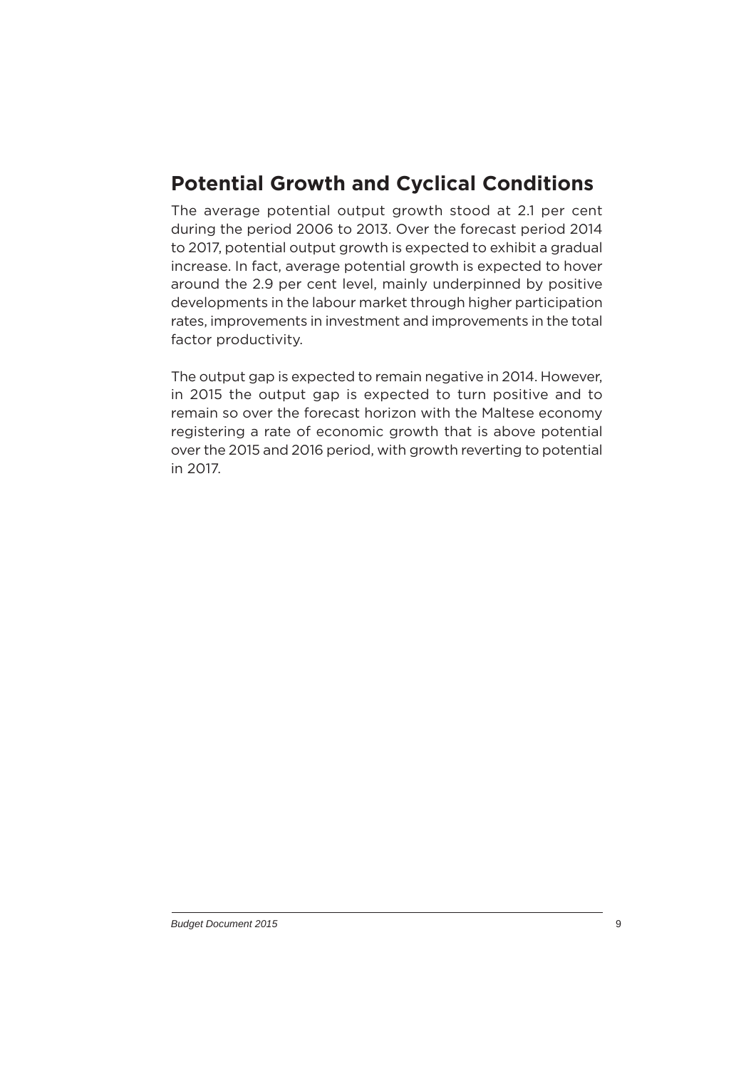## Potential Growth and Cyclical Conditions

The average potential output growth stood at 2.1 per cent during the period 2006 to 2013. Over the forecast period 2014 to 2017, potential output growth is expected to exhibit a gradual increase. In fact, average potential growth is expected to hover around the 2.9 per cent level, mainly underpinned by positive developments in the labour market through higher participation rates, improvements in investment and improvements in the total factor productivity.

The output gap is expected to remain negative in 2014. However, in 2015 the output gap is expected to turn positive and to remain so over the forecast horizon with the Maltese economy registering a rate of economic growth that is above potential over the 2015 and 2016 period, with growth reverting to potential in 2017.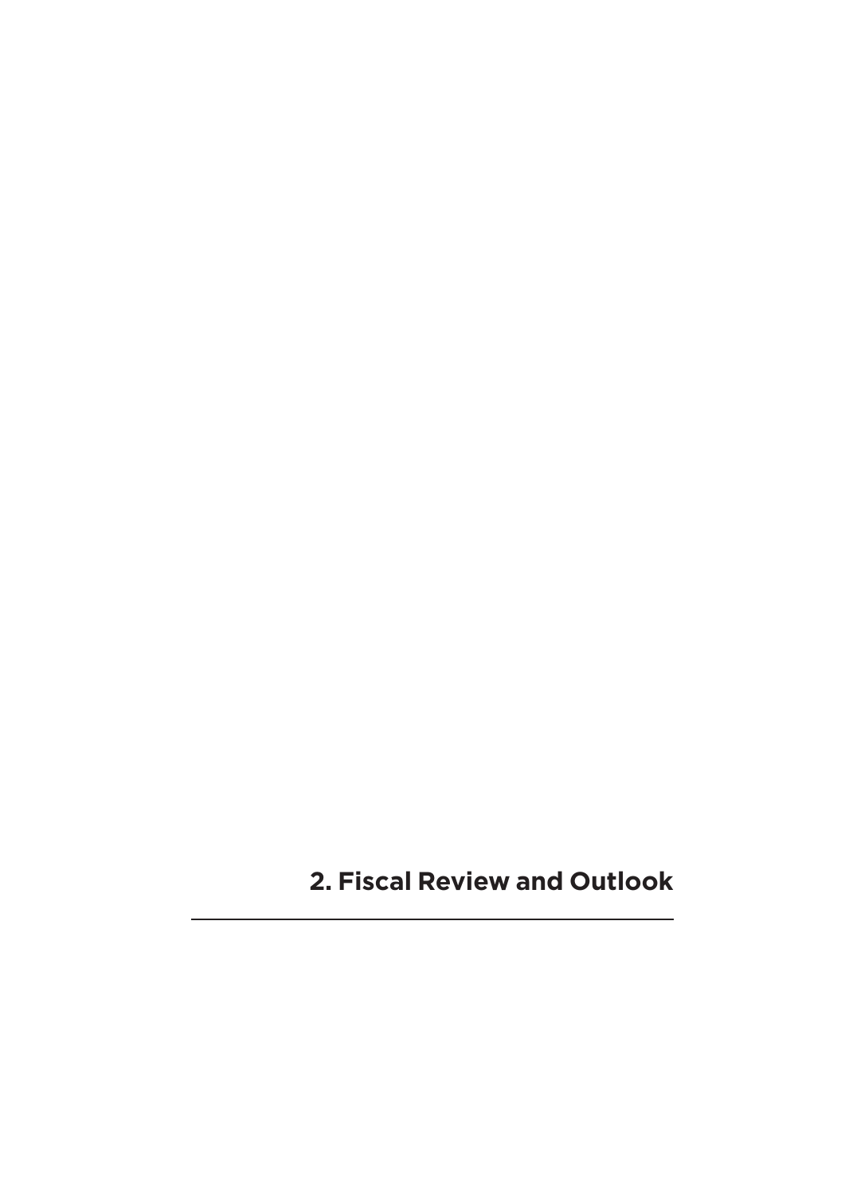# 2. Fiscal Review and Outlook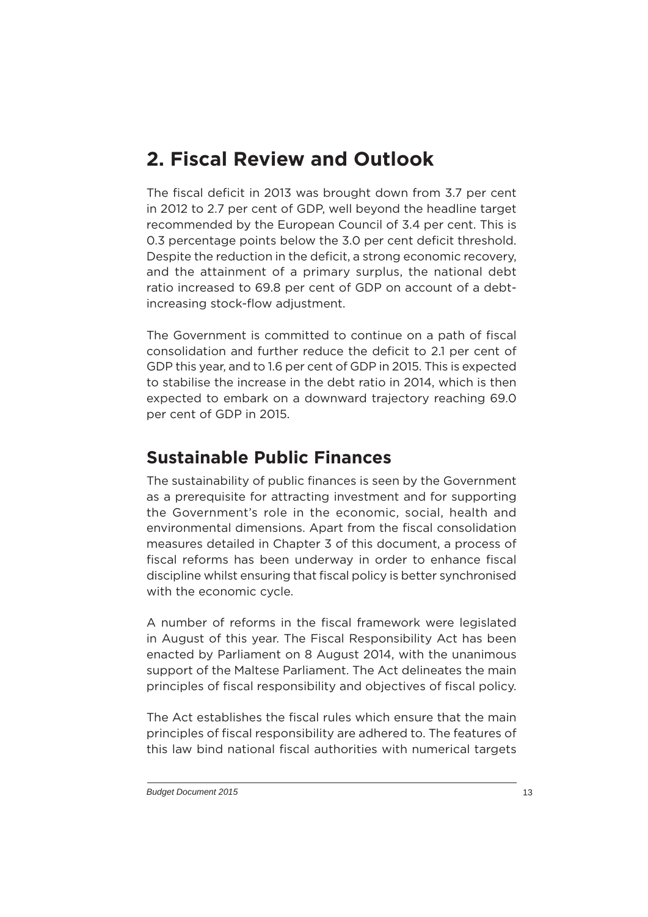## 2. Fiscal Review and Outlook

The fiscal deficit in 2013 was brought down from 3.7 per cent in 2012 to 2.7 per cent of GDP, well beyond the headline target recommended by the European Council of 3.4 per cent. This is 0.3 percentage points below the 3.0 per cent deficit threshold. Despite the reduction in the deficit, a strong economic recovery, and the attainment of a primary surplus, the national debt ratio increased to 69.8 per cent of GDP on account of a debt-increasing stock-flow adjustment.

The Government is committed to continue on a path of fiscal consolidation and further reduce the deficit to 2.1 per cent of GDP this year, and to 1.6 per cent of GDP in 2015. This is expected to stabilise the increase in the debt ratio in 2014, which is then expected to embark on a downward trajectory reaching 69.0 per cent of GDP in 2015.

### Sustainable Public Finances

The sustainability of public finances is seen by the Government as a prerequisite for attracting investment and for supporting the Government's role in the economic, social, health and environmental dimensions. Apart from the fiscal consolidation measures detailed in Chapter 3 of this document, a process of fiscal reforms has been underway in order to enhance fiscal discipline whilst ensuring that fiscal policy is better synchronised with the economic cycle.

A number of reforms in the fiscal framework were legislated in August of this year. The Fiscal Responsibility Act has been enacted by Parliament on 8 August 2014, with the unanimous support of the Maltese Parliament. The Act delineates the main principles of fiscal responsibility and objectives of fiscal policy.

The Act establishes the fiscal rules which ensure that the main principles of fiscal responsibility are adhered to. The features of this law bind national fiscal authorities with numerical targets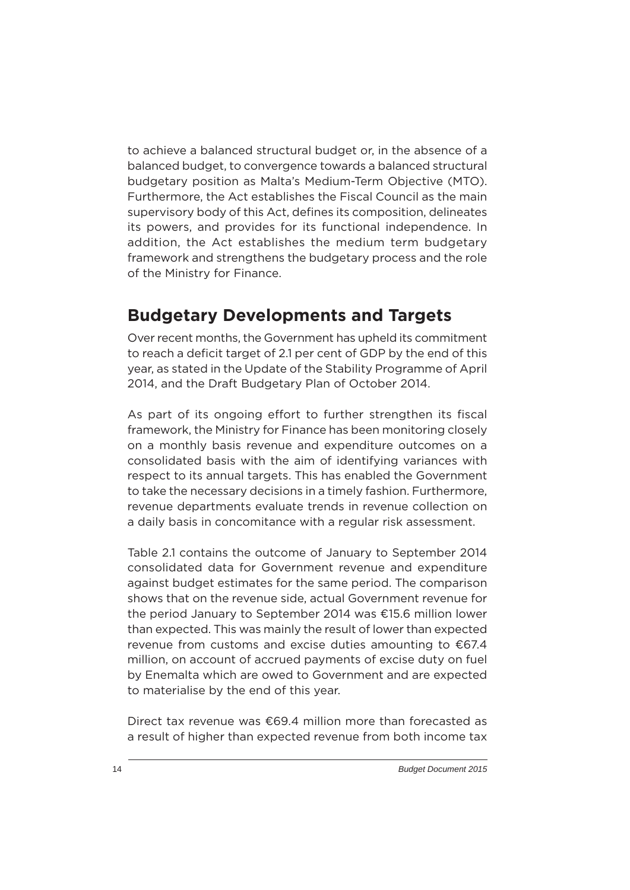to achieve a balanced structural budget or, in the absence of a balanced budget, to convergence towards a balanced structural budgetary position as Malta's Medium-Term Objective (MTO). Furthermore, the Act establishes the Fiscal Council as the main supervisory body of this Act, defines its composition, delineates its powers, and provides for its functional independence. In addition, the Act establishes the medium term budgetary framework and strengthens the budgetary process and the role of the Ministry for Finance.

## Budgetary Developments and Targets

Over recent months, the Government has upheld its commitment to reach a deficit target of 2.1 per cent of GDP by the end of this year, as stated in the Update of the Stability Programme of April 2014, and the Draft Budgetary Plan of October 2014.

As part of its ongoing effort to further strengthen its fiscal framework, the Ministry for Finance has been monitoring closely on a monthly basis revenue and expenditure outcomes on a consolidated basis with the aim of identifying variances with respect to its annual targets. This has enabled the Government to take the necessary decisions in a timely fashion. Furthermore, revenue departments evaluate trends in revenue collection on a daily basis in concomitance with a regular risk assessment.

Table 2.1 contains the outcome of January to September 2014 consolidated data for Government revenue and expenditure against budget estimates for the same period. The comparison shows that on the revenue side, actual Government revenue for the period January to September 2014 was €15.6 million lower than expected. This was mainly the result of lower than expected revenue from customs and excise duties amounting to €67.4 million, on account of accrued payments of excise duty on fuel by Enemalta which are owed to Government and are expected to materialise by the end of this year.

Direct tax revenue was €69.4 million more than forecasted as a result of higher than expected revenue from both income tax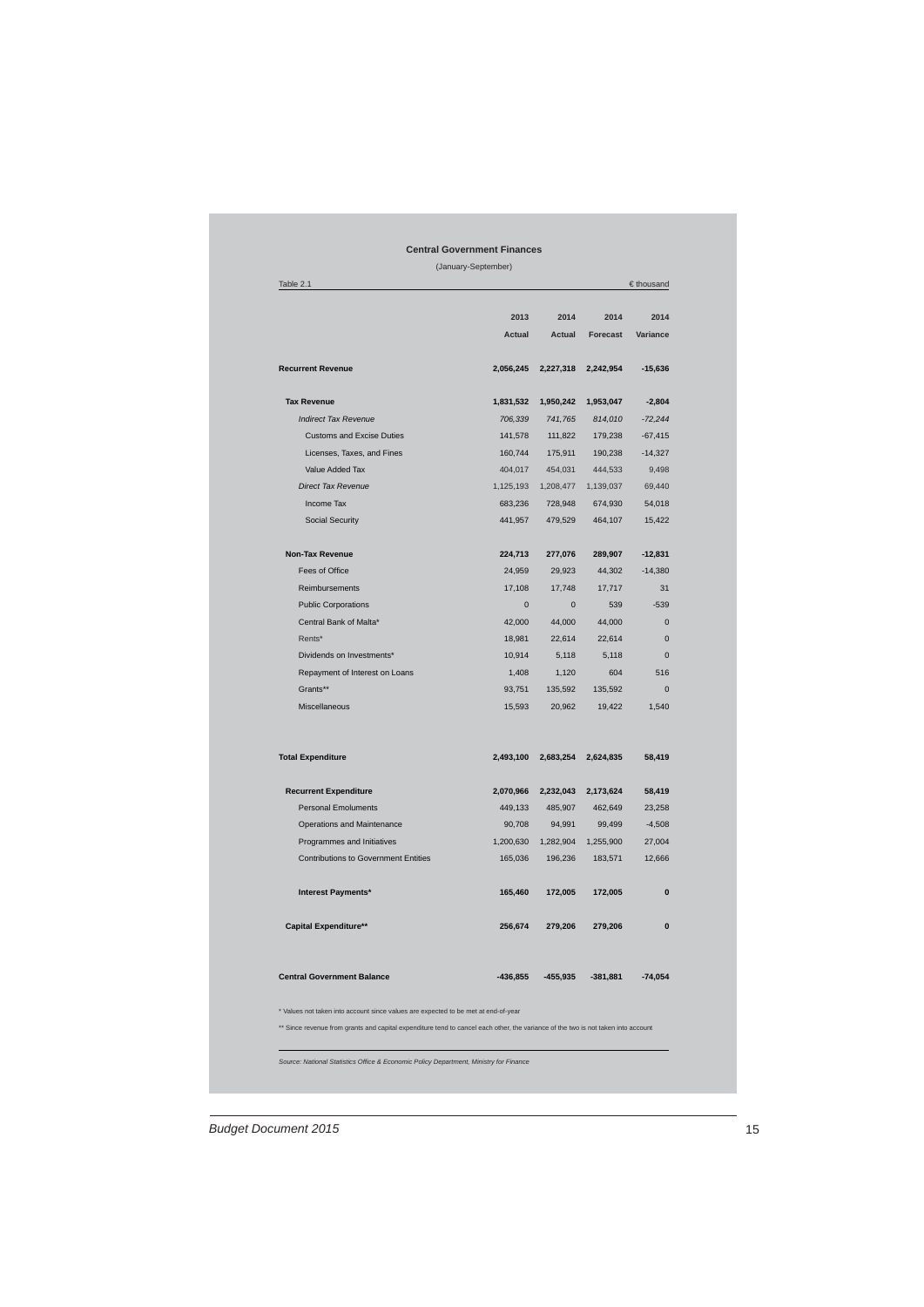**Central Government Finances**

(January-September)

Table 2.1 — € thousand

| | 2013 Actual | 2014 Actual | 2014 Forecast | 2014 Variance |
|---|---|---|---|---|
| **Recurrent Revenue** | **2,056,245** | **2,227,318** | **2,242,954** | **-15,636** |
| **Tax Revenue** | **1,831,532** | **1,950,242** | **1,953,047** | **-2,804** |
| *Indirect Tax Revenue* | *706,339* | *741,765* | *814,010* | *-72,244* |
| Customs and Excise Duties | 141,578 | 111,822 | 179,238 | -67,415 |
| Licenses, Taxes, and Fines | 160,744 | 175,911 | 190,238 | -14,327 |
| Value Added Tax | 404,017 | 454,031 | 444,533 | 9,498 |
| *Direct Tax Revenue* | 1,125,193 | 1,208,477 | 1,139,037 | 69,440 |
| Income Tax | 683,236 | 728,948 | 674,930 | 54,018 |
| Social Security | 441,957 | 479,529 | 464,107 | 15,422 |
| **Non-Tax Revenue** | **224,713** | **277,076** | **289,907** | **-12,831** |
| Fees of Office | 24,959 | 29,923 | 44,302 | -14,380 |
| Reimbursements | 17,108 | 17,748 | 17,717 | 31 |
| Public Corporations | 0 | 0 | 539 | -539 |
| Central Bank of Malta* | 42,000 | 44,000 | 44,000 | 0 |
| Rents* | 18,981 | 22,614 | 22,614 | 0 |
| Dividends on Investments* | 10,914 | 5,118 | 5,118 | 0 |
| Repayment of Interest on Loans | 1,408 | 1,120 | 604 | 516 |
| Grants** | 93,751 | 135,592 | 135,592 | 0 |
| Miscellaneous | 15,593 | 20,962 | 19,422 | 1,540 |
| **Total Expenditure** | **2,493,100** | **2,683,254** | **2,624,835** | **58,419** |
| **Recurrent Expenditure** | **2,070,966** | **2,232,043** | **2,173,624** | **58,419** |
| Personal Emoluments | 449,133 | 485,907 | 462,649 | 23,258 |
| Operations and Maintenance | 90,708 | 94,991 | 99,499 | -4,508 |
| Programmes and Initiatives | 1,200,630 | 1,282,904 | 1,255,900 | 27,004 |
| Contributions to Government Entities | 165,036 | 196,236 | 183,571 | 12,666 |
| **Interest Payments*** | **165,460** | **172,005** | **172,005** | **0** |
| **Capital Expenditure**** | **256,674** | **279,206** | **279,206** | **0** |
| **Central Government Balance** | **-436,855** | **-455,935** | **-381,881** | **-74,054** |

\* Values not taken into account since values are expected to be met at end-of-year

\*\* Since revenue from grants and capital expenditure tend to cancel each other, the variance of the two is not taken into account

*Source: National Statistics Office & Economic Policy Department, Ministry for Finance*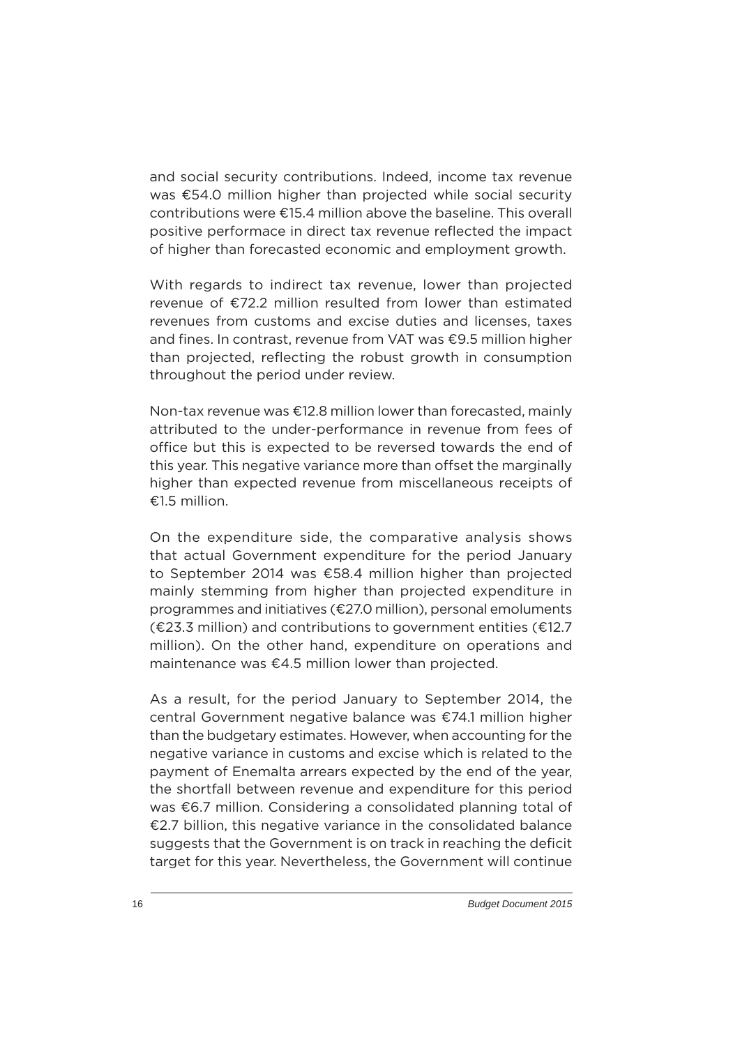and social security contributions. Indeed, income tax revenue was €54.0 million higher than projected while social security contributions were €15.4 million above the baseline. This overall positive performace in direct tax revenue reflected the impact of higher than forecasted economic and employment growth.

With regards to indirect tax revenue, lower than projected revenue of €72.2 million resulted from lower than estimated revenues from customs and excise duties and licenses, taxes and fines. In contrast, revenue from VAT was €9.5 million higher than projected, reflecting the robust growth in consumption throughout the period under review.

Non-tax revenue was €12.8 million lower than forecasted, mainly attributed to the under-performance in revenue from fees of office but this is expected to be reversed towards the end of this year. This negative variance more than offset the marginally higher than expected revenue from miscellaneous receipts of €1.5 million.

On the expenditure side, the comparative analysis shows that actual Government expenditure for the period January to September 2014 was €58.4 million higher than projected mainly stemming from higher than projected expenditure in programmes and initiatives (€27.0 million), personal emoluments (€23.3 million) and contributions to government entities (€12.7 million). On the other hand, expenditure on operations and maintenance was €4.5 million lower than projected.

As a result, for the period January to September 2014, the central Government negative balance was €74.1 million higher than the budgetary estimates. However, when accounting for the negative variance in customs and excise which is related to the payment of Enemalta arrears expected by the end of the year, the shortfall between revenue and expenditure for this period was €6.7 million. Considering a consolidated planning total of €2.7 billion, this negative variance in the consolidated balance suggests that the Government is on track in reaching the deficit target for this year. Nevertheless, the Government will continue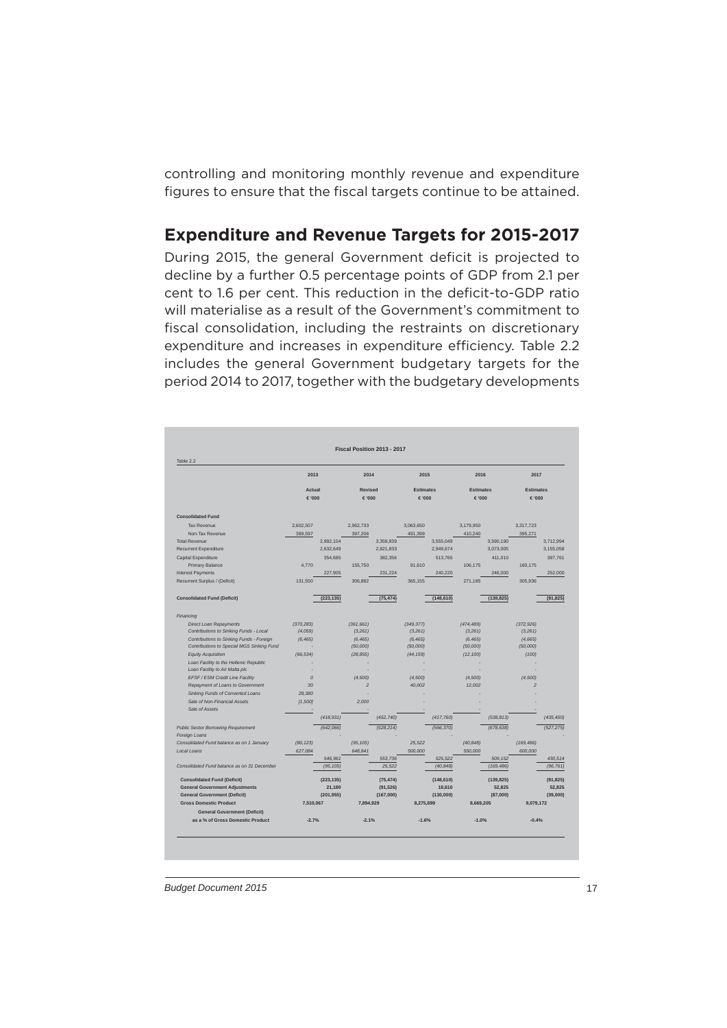controlling and monitoring monthly revenue and expenditure figures to ensure that the fiscal targets continue to be attained.

## Expenditure and Revenue Targets for 2015-2017

During 2015, the general Government deficit is projected to decline by a further 0.5 percentage points of GDP from 2.1 per cent to 1.6 per cent. This reduction in the deficit-to-GDP ratio will materialise as a result of the Government's commitment to fiscal consolidation, including the restraints on discretionary expenditure and increases in expenditure efficiency. Table 2.2 includes the general Government budgetary targets for the period 2014 to 2017, together with the budgetary developments

**Fiscal Position 2013 - 2017**

Table 2.2

| | 2013 | | 2014 | | 2015 | | 2016 | | 2017 | |
|---|---|---|---|---|---|---|---|---|---|---|
| | Actual | | Revised | | Estimates | | Estimates | | Estimates | |
| | € '000 | | € '000 | | € '000 | | € '000 | | € '000 | |
| **Consolidated Fund** | | | | | | | | | | |
| Tax Revenue | 2,602,507 | | 2,962,733 | | 3,063,650 | | 3,179,950 | | 3,317,723 | |
| Non-Tax Revenue | 389,597 | | 397,206 | | 491,399 | | 410,240 | | 395,271 | |
| Total Revenue | | 2,992,104 | | 3,359,939 | | 3,555,049 | | 3,590,190 | | 3,712,994 |
| Recurrent Expenditure | | 2,632,649 | | 2,821,833 | | 2,949,674 | | 3,073,005 | | 3,155,058 |
| Capital Expenditure | | 354,685 | | 382,356 | | 513,765 | | 411,010 | | 397,761 |
| Primary Balance | 4,770 | | 155,750 | | 91,610 | | 106,175 | | 160,175 | |
| Interest Payments | | 227,905 | | 231,224 | | 240,220 | | 246,000 | | 252,000 |
| Recurrent Surplus / (Deficit) | 131,550 | | 306,882 | | 365,155 | | 271,185 | | 305,936 | |
| **Consolidated Fund (Deficit)** | | **(223,135)** | | **(75,474)** | | **(148,610)** | | **(139,825)** | | **(91,825)** |
| *Financing* | | | | | | | | | | |
| *Direct Loan Repayments* | *(370,283)* | | *(361,661)* | | *(349,377)* | | *(474,489)* | | *(372,926)* | |
| *Contributions to Sinking Funds - Local* | *(4,059)* | | *(3,261)* | | *(3,261)* | | *(3,261)* | | *(3,261)* | |
| *Contributions to Sinking Funds - Foreign* | *(6,465)* | | *(6,465)* | | *(6,465)* | | *(6,465)* | | *(4,665)* | |
| *Contributions to Special MGS Sinking Fund* | *-* | | *(50,000)* | | *(50,000)* | | *(50,000)* | | *(50,000)* | |
| *Equity Acquisition* | *(66,534)* | | *(28,855)* | | *(44,159)* | | *(12,100)* | | *(100)* | |
| *Loan Facility to the Hellenic Republic* | *-* | | *-* | | *-* | | *-* | | *-* | |
| *Loan Facility to Air Malta plc* | *-* | | *-* | | *-* | | *-* | | *-* | |
| *EFSF / ESM Credit Line Facility* | *0* | | *(4,500)* | | *(4,500)* | | *(4,500)* | | *(4,500)* | |
| *Repayment of Loans to Government* | *30* | | *2* | | *40,002* | | *12,002* | | *2* | |
| *Sinking Funds of Converted Loans* | *28,380* | | *-* | | *-* | | *-* | | *-* | |
| *Sale of Non-Financial Assets* | *[1,500]* | | *2,000* | | *-* | | *-* | | *-* | |
| *Sale of Assets* | *-* | | *-* | | *-* | | *-* | | *-* | |
| | | *(418,931)* | | *(452,740)* | | *(417,760)* | | *(538,813)* | | *(435,450)* |
| *Public Sector Borrowing Requirement* | | *(642,066)* | | *(528,214)* | | *(566,370)* | | *(678,638)* | | *(527,275)* |
| *Foreign Loans* | | *-* | | *-* | | *-* | | *-* | | *-* |
| *Consolidated Fund balance as on 1 January* | *(80,123)* | | *(95,105)* | | *25,522* | | *(40,848)* | | *(169,486)* | |
| *Local Loans* | *627,084* | | *648,841* | | *500,000* | | *550,000* | | *600,000* | |
| | | *546,961* | | *553,736* | | *525,522* | | *509,152* | | *430,514* |
| *Consolidated Fund balance as on 31 December* | | *(95,105)* | | *25,522* | | *(40,848)* | | *(169,486)* | | *(96,761)* |
| **Consolidated Fund (Deficit)** | | **(223,135)** | | **(75,474)** | | **(148,610)** | | **(139,825)** | | **(91,825)** |
| **General Government Adjustments** | | **21,180** | | **(91,526)** | | **18,610** | | **52,825** | | **52,825** |
| **General Government (Deficit)** | | **(201,955)** | | **(167,000)** | | **(130,000)** | | **(87,000)** | | **(39,000)** |
| **Gross Domestic Product** | **7,510,067** | | **7,894,929** | | **8,275,899** | | **8,669,205** | | **9,079,172** | |
| **General Government (Deficit) as a % of Gross Domestic Product** | **-2.7%** | | **-2.1%** | | **-1.6%** | | **-1.0%** | | **-0.4%** | |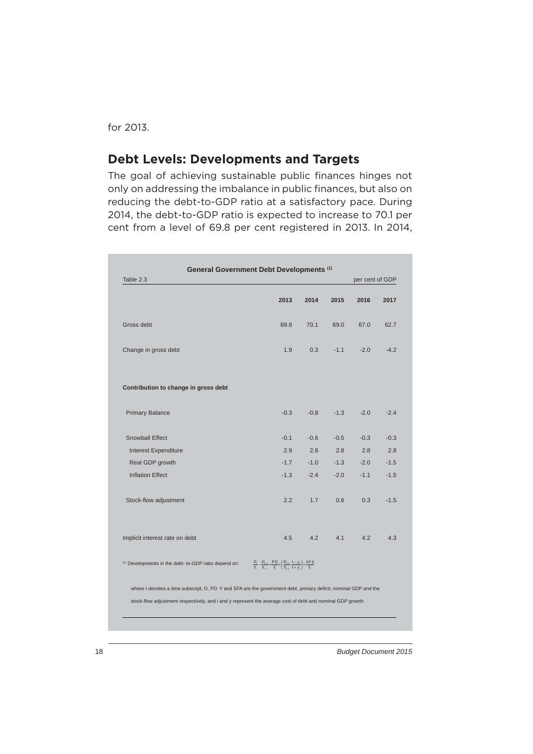for 2013.

## Debt Levels: Developments and Targets

The goal of achieving sustainable public finances hinges not only on addressing the imbalance in public finances, but also on reducing the debt-to-GDP ratio at a satisfactory pace. During 2014, the debt-to-GDP ratio is expected to increase to 70.1 per cent from a level of 69.8 per cent registered in 2013. In 2014,

**General Government Debt Developments** [1]

Table 2.3 — per cent of GDP

| | 2013 | 2014 | 2015 | 2016 | 2017 |
|---|---|---|---|---|---|
| Gross debt | 69.8 | 70.1 | 69.0 | 67.0 | 62.7 |
| Change in gross debt | 1.9 | 0.3 | -1.1 | -2.0 | -4.2 |
| **Contribution to change in gross debt** | | | | | |
| Primary Balance | -0.3 | -0.8 | -1.3 | -2.0 | -2.4 |
| Snowball Effect | -0.1 | -0.6 | -0.5 | -0.3 | -0.3 |
| Interest Expenditure | 2.9 | 2.8 | 2.8 | 2.8 | 2.8 |
| Real GDP growth | -1.7 | -1.0 | -1.3 | -2.0 | -1.5 |
| Inflation Effect | -1.3 | -2.4 | -2.0 | -1.1 | -1.5 |
| Stock-flow adjustment | 2.2 | 1.7 | 0.6 | 0.3 | -1.5 |
| Implicit interest rate on debt | 4.5 | 4.2 | 4.1 | 4.2 | 4.3 |

[1] Developments in the debt- to-GDP ratio depend on: $\frac{D_t}{Y_t} - \frac{D_{t-1}}{Y_{t-1}} = \frac{PD_t}{Y_t} + \left(\frac{D_{t-1}}{Y_{t-1}} \cdot \frac{i_t - y_t}{1 + y_t}\right) + \frac{SFA_t}{Y_t}$

where t denotes a time subscript, D, PD, Y and SFA are the government debt, primary deficit, nominal GDP and the stock-flow adjustment respectively, and i and y represent the average cost of debt and nominal GDP growth.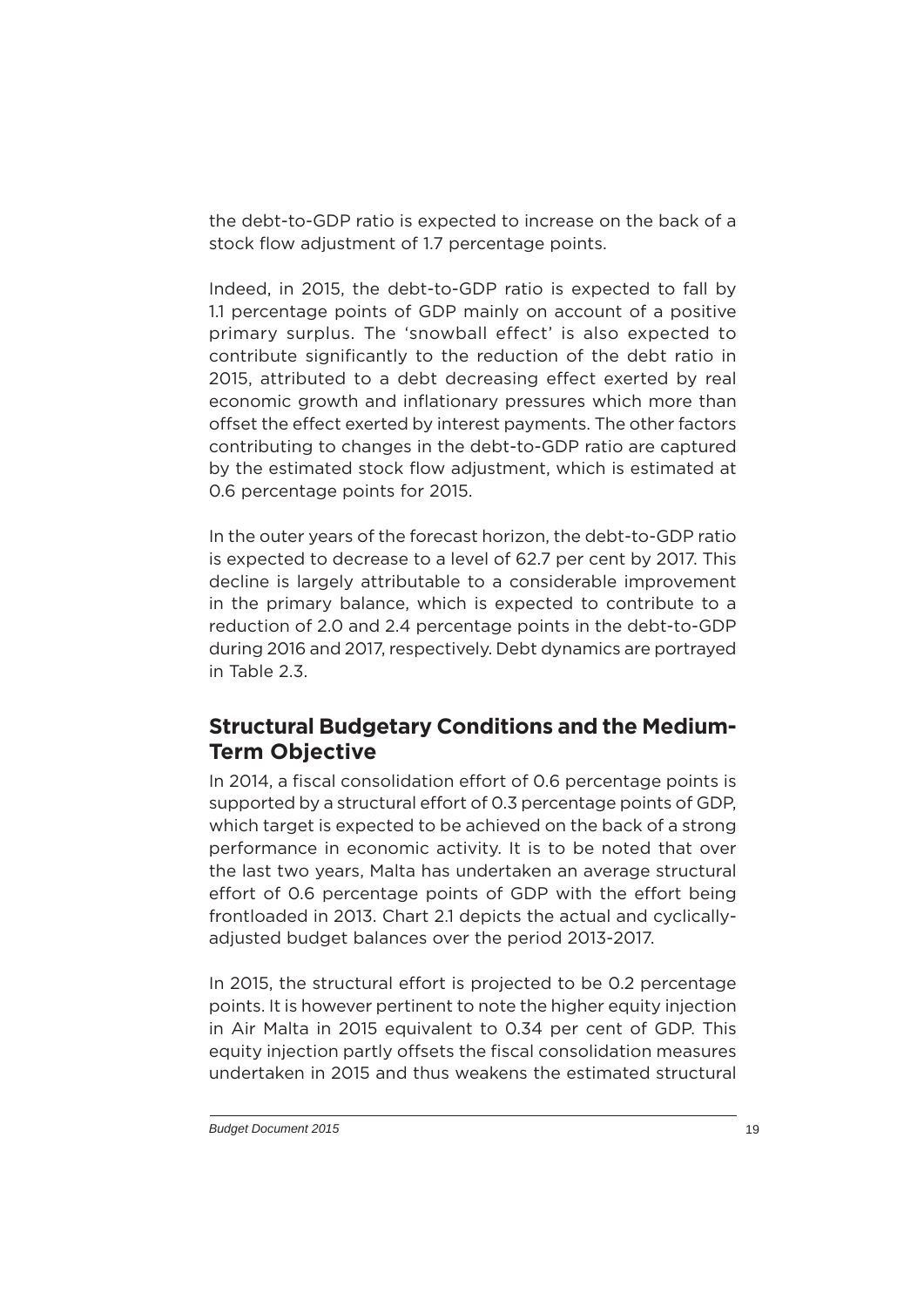the debt-to-GDP ratio is expected to increase on the back of a stock flow adjustment of 1.7 percentage points.

Indeed, in 2015, the debt-to-GDP ratio is expected to fall by 1.1 percentage points of GDP mainly on account of a positive primary surplus. The 'snowball effect' is also expected to contribute significantly to the reduction of the debt ratio in 2015, attributed to a debt decreasing effect exerted by real economic growth and inflationary pressures which more than offset the effect exerted by interest payments. The other factors contributing to changes in the debt-to-GDP ratio are captured by the estimated stock flow adjustment, which is estimated at 0.6 percentage points for 2015.

In the outer years of the forecast horizon, the debt-to-GDP ratio is expected to decrease to a level of 62.7 per cent by 2017. This decline is largely attributable to a considerable improvement in the primary balance, which is expected to contribute to a reduction of 2.0 and 2.4 percentage points in the debt-to-GDP during 2016 and 2017, respectively. Debt dynamics are portrayed in Table 2.3.

## Structural Budgetary Conditions and the Medium-Term Objective

In 2014, a fiscal consolidation effort of 0.6 percentage points is supported by a structural effort of 0.3 percentage points of GDP, which target is expected to be achieved on the back of a strong performance in economic activity. It is to be noted that over the last two years, Malta has undertaken an average structural effort of 0.6 percentage points of GDP with the effort being frontloaded in 2013. Chart 2.1 depicts the actual and cyclically-adjusted budget balances over the period 2013-2017.

In 2015, the structural effort is projected to be 0.2 percentage points. It is however pertinent to note the higher equity injection in Air Malta in 2015 equivalent to 0.34 per cent of GDP. This equity injection partly offsets the fiscal consolidation measures undertaken in 2015 and thus weakens the estimated structural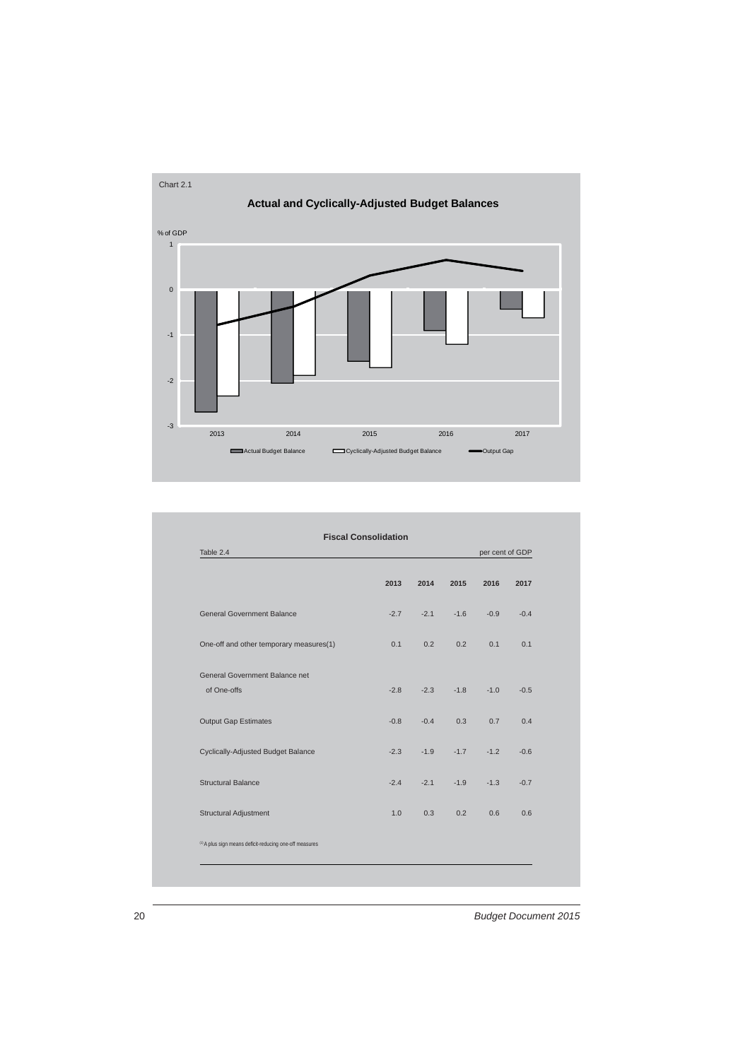Chart 2.1

**Actual and Cyclically-Adjusted Budget Balances**

% of GDP

Actual Budget Balance | Cyclically-Adjusted Budget Balance | Output Gap

**Fiscal Consolidation**

Table 2.4 — per cent of GDP

| | 2013 | 2014 | 2015 | 2016 | 2017 |
|---|---|---|---|---|---|
| General Government Balance | -2.7 | -2.1 | -1.6 | -0.9 | -0.4 |
| One-off and other temporary measures(1) | 0.1 | 0.2 | 0.2 | 0.1 | 0.1 |
| General Government Balance net of One-offs | -2.8 | -2.3 | -1.8 | -1.0 | -0.5 |
| Output Gap Estimates | -0.8 | -0.4 | 0.3 | 0.7 | 0.4 |
| Cyclically-Adjusted Budget Balance | -2.3 | -1.9 | -1.7 | -1.2 | -0.6 |
| Structural Balance | -2.4 | -2.1 | -1.9 | -1.3 | -0.7 |
| Structural Adjustment | 1.0 | 0.3 | 0.2 | 0.6 | 0.6 |

(1) A plus sign means deficit-reducing one-off measures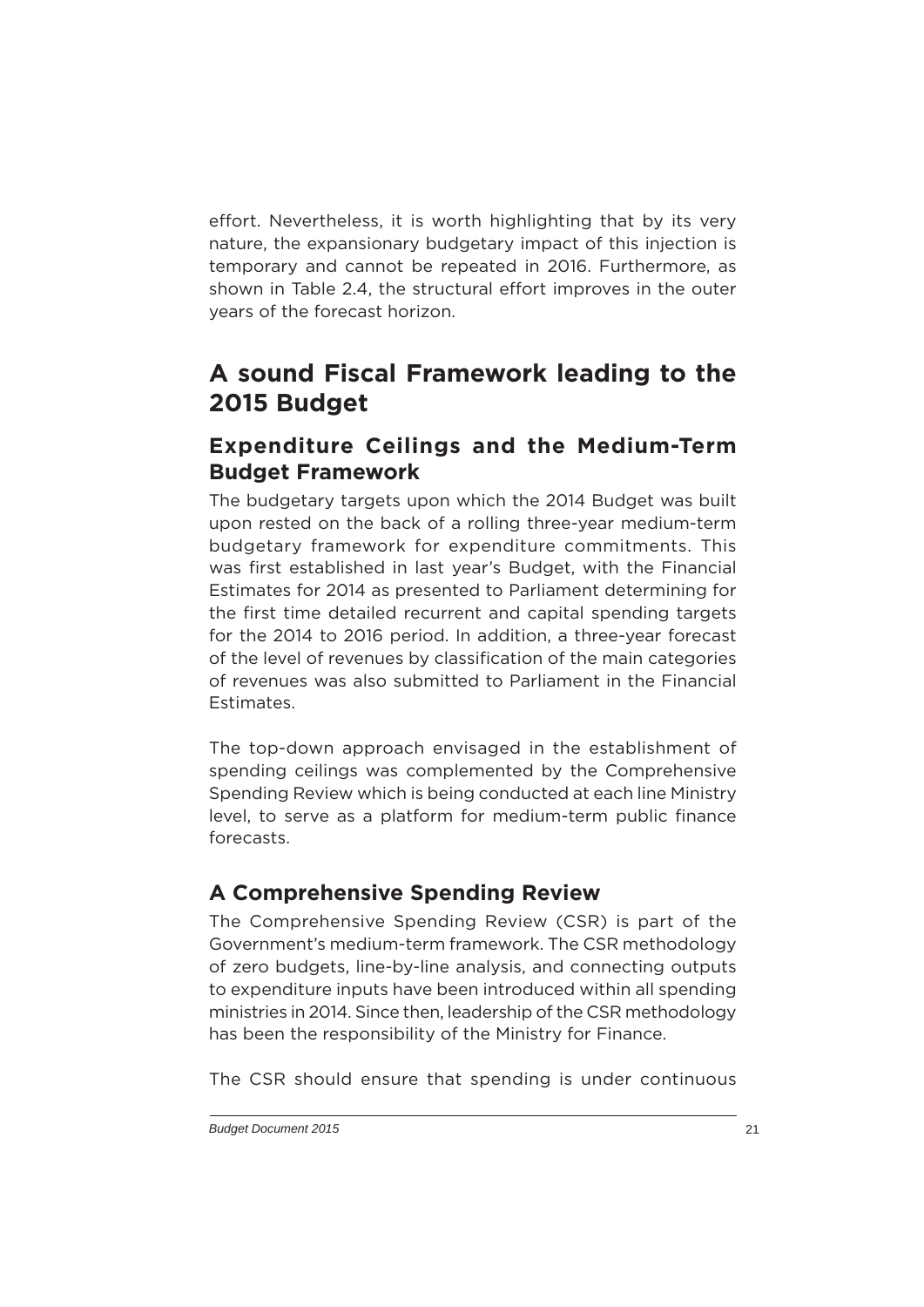effort. Nevertheless, it is worth highlighting that by its very nature, the expansionary budgetary impact of this injection is temporary and cannot be repeated in 2016. Furthermore, as shown in Table 2.4, the structural effort improves in the outer years of the forecast horizon.

# A sound Fiscal Framework leading to the 2015 Budget

## Expenditure Ceilings and the Medium-Term Budget Framework

The budgetary targets upon which the 2014 Budget was built upon rested on the back of a rolling three-year medium-term budgetary framework for expenditure commitments. This was first established in last year's Budget, with the Financial Estimates for 2014 as presented to Parliament determining for the first time detailed recurrent and capital spending targets for the 2014 to 2016 period. In addition, a three-year forecast of the level of revenues by classification of the main categories of revenues was also submitted to Parliament in the Financial Estimates.

The top-down approach envisaged in the establishment of spending ceilings was complemented by the Comprehensive Spending Review which is being conducted at each line Ministry level, to serve as a platform for medium-term public finance forecasts.

## A Comprehensive Spending Review

The Comprehensive Spending Review (CSR) is part of the Government's medium-term framework. The CSR methodology of zero budgets, line-by-line analysis, and connecting outputs to expenditure inputs have been introduced within all spending ministries in 2014. Since then, leadership of the CSR methodology has been the responsibility of the Ministry for Finance.

The CSR should ensure that spending is under continuous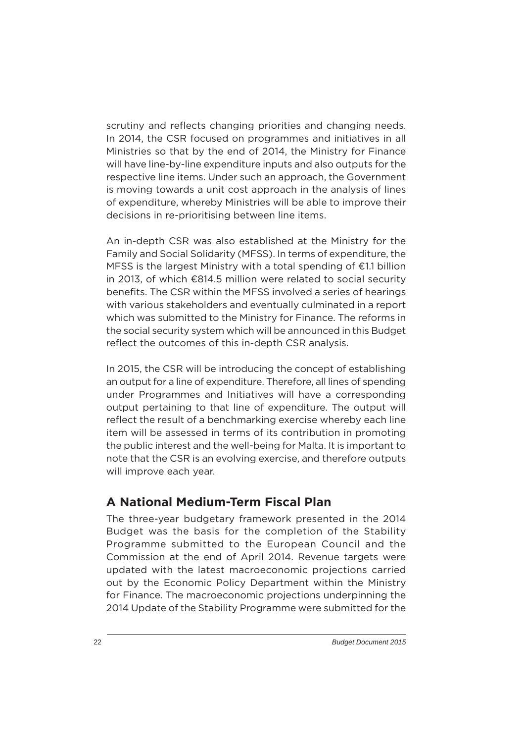scrutiny and reflects changing priorities and changing needs. In 2014, the CSR focused on programmes and initiatives in all Ministries so that by the end of 2014, the Ministry for Finance will have line-by-line expenditure inputs and also outputs for the respective line items. Under such an approach, the Government is moving towards a unit cost approach in the analysis of lines of expenditure, whereby Ministries will be able to improve their decisions in re-prioritising between line items.

An in-depth CSR was also established at the Ministry for the Family and Social Solidarity (MFSS). In terms of expenditure, the MFSS is the largest Ministry with a total spending of €1.1 billion in 2013, of which €814.5 million were related to social security benefits. The CSR within the MFSS involved a series of hearings with various stakeholders and eventually culminated in a report which was submitted to the Ministry for Finance. The reforms in the social security system which will be announced in this Budget reflect the outcomes of this in-depth CSR analysis.

In 2015, the CSR will be introducing the concept of establishing an output for a line of expenditure. Therefore, all lines of spending under Programmes and Initiatives will have a corresponding output pertaining to that line of expenditure. The output will reflect the result of a benchmarking exercise whereby each line item will be assessed in terms of its contribution in promoting the public interest and the well-being for Malta. It is important to note that the CSR is an evolving exercise, and therefore outputs will improve each year.

## A National Medium-Term Fiscal Plan

The three-year budgetary framework presented in the 2014 Budget was the basis for the completion of the Stability Programme submitted to the European Council and the Commission at the end of April 2014. Revenue targets were updated with the latest macroeconomic projections carried out by the Economic Policy Department within the Ministry for Finance. The macroeconomic projections underpinning the 2014 Update of the Stability Programme were submitted for the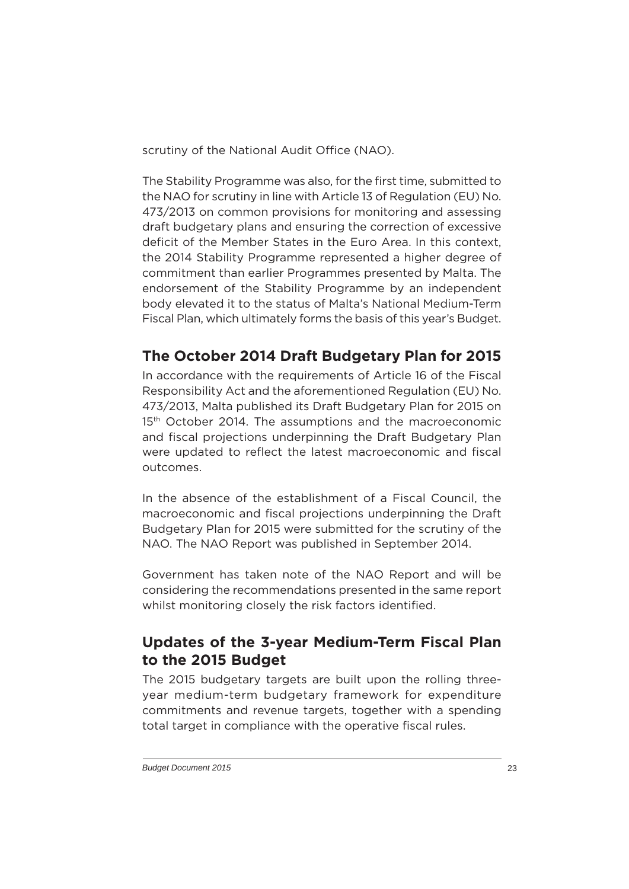scrutiny of the National Audit Office (NAO).

The Stability Programme was also, for the first time, submitted to the NAO for scrutiny in line with Article 13 of Regulation (EU) No. 473/2013 on common provisions for monitoring and assessing draft budgetary plans and ensuring the correction of excessive deficit of the Member States in the Euro Area. In this context, the 2014 Stability Programme represented a higher degree of commitment than earlier Programmes presented by Malta. The endorsement of the Stability Programme by an independent body elevated it to the status of Malta's National Medium-Term Fiscal Plan, which ultimately forms the basis of this year's Budget.

## The October 2014 Draft Budgetary Plan for 2015

In accordance with the requirements of Article 16 of the Fiscal Responsibility Act and the aforementioned Regulation (EU) No. 473/2013, Malta published its Draft Budgetary Plan for 2015 on 15th October 2014. The assumptions and the macroeconomic and fiscal projections underpinning the Draft Budgetary Plan were updated to reflect the latest macroeconomic and fiscal outcomes.

In the absence of the establishment of a Fiscal Council, the macroeconomic and fiscal projections underpinning the Draft Budgetary Plan for 2015 were submitted for the scrutiny of the NAO. The NAO Report was published in September 2014.

Government has taken note of the NAO Report and will be considering the recommendations presented in the same report whilst monitoring closely the risk factors identified.

## Updates of the 3-year Medium-Term Fiscal Plan to the 2015 Budget

The 2015 budgetary targets are built upon the rolling three-year medium-term budgetary framework for expenditure commitments and revenue targets, together with a spending total target in compliance with the operative fiscal rules.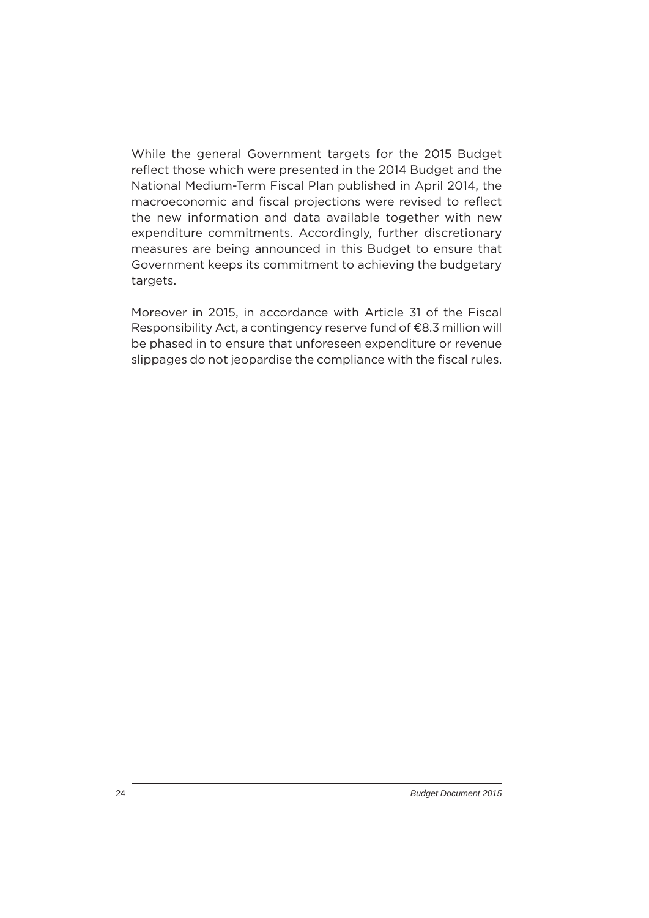While the general Government targets for the 2015 Budget reflect those which were presented in the 2014 Budget and the National Medium-Term Fiscal Plan published in April 2014, the macroeconomic and fiscal projections were revised to reflect the new information and data available together with new expenditure commitments. Accordingly, further discretionary measures are being announced in this Budget to ensure that Government keeps its commitment to achieving the budgetary targets.

Moreover in 2015, in accordance with Article 31 of the Fiscal Responsibility Act, a contingency reserve fund of €8.3 million will be phased in to ensure that unforeseen expenditure or revenue slippages do not jeopardise the compliance with the fiscal rules.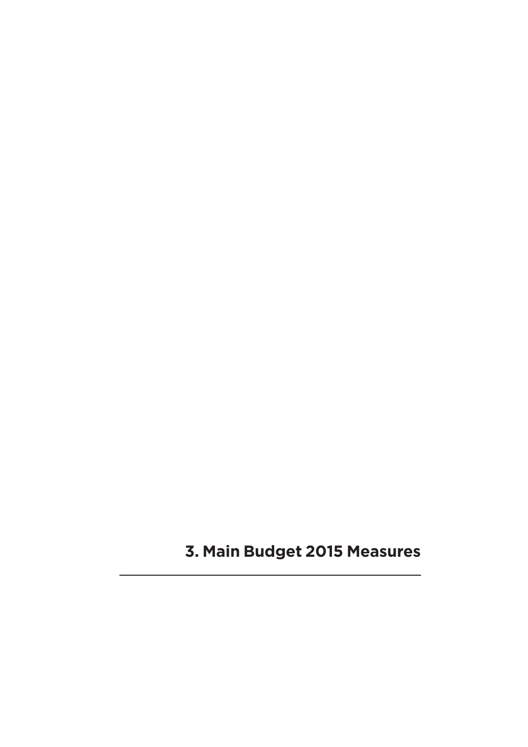# 3. Main Budget 2015 Measures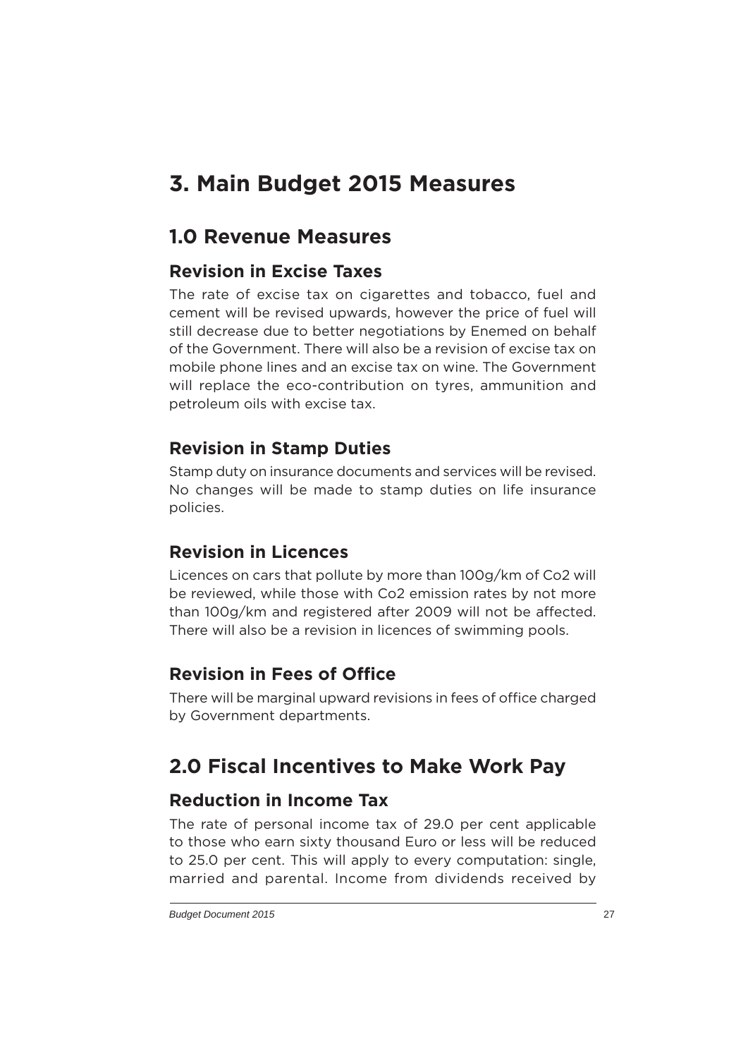# 3. Main Budget 2015 Measures

## 1.0 Revenue Measures

### Revision in Excise Taxes

The rate of excise tax on cigarettes and tobacco, fuel and cement will be revised upwards, however the price of fuel will still decrease due to better negotiations by Enemed on behalf of the Government. There will also be a revision of excise tax on mobile phone lines and an excise tax on wine. The Government will replace the eco-contribution on tyres, ammunition and petroleum oils with excise tax.

### Revision in Stamp Duties

Stamp duty on insurance documents and services will be revised. No changes will be made to stamp duties on life insurance policies.

### Revision in Licences

Licences on cars that pollute by more than 100g/km of Co2 will be reviewed, while those with Co2 emission rates by not more than 100g/km and registered after 2009 will not be affected. There will also be a revision in licences of swimming pools.

### Revision in Fees of Office

There will be marginal upward revisions in fees of office charged by Government departments.

## 2.0 Fiscal Incentives to Make Work Pay

### Reduction in Income Tax

The rate of personal income tax of 29.0 per cent applicable to those who earn sixty thousand Euro or less will be reduced to 25.0 per cent. This will apply to every computation: single, married and parental. Income from dividends received by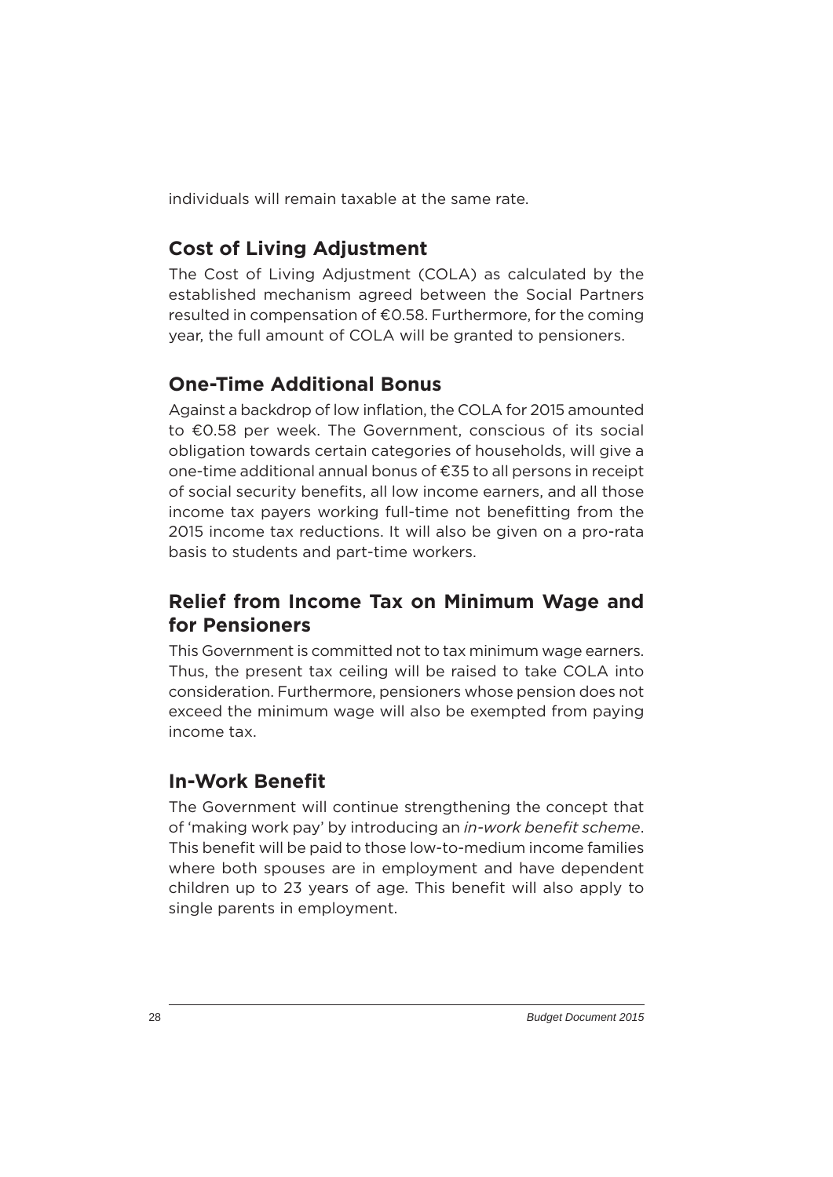individuals will remain taxable at the same rate.

## Cost of Living Adjustment

The Cost of Living Adjustment (COLA) as calculated by the established mechanism agreed between the Social Partners resulted in compensation of €0.58. Furthermore, for the coming year, the full amount of COLA will be granted to pensioners.

## One-Time Additional Bonus

Against a backdrop of low inflation, the COLA for 2015 amounted to €0.58 per week. The Government, conscious of its social obligation towards certain categories of households, will give a one-time additional annual bonus of €35 to all persons in receipt of social security benefits, all low income earners, and all those income tax payers working full-time not benefitting from the 2015 income tax reductions. It will also be given on a pro-rata basis to students and part-time workers.

## Relief from Income Tax on Minimum Wage and for Pensioners

This Government is committed not to tax minimum wage earners. Thus, the present tax ceiling will be raised to take COLA into consideration. Furthermore, pensioners whose pension does not exceed the minimum wage will also be exempted from paying income tax.

## In-Work Benefit

The Government will continue strengthening the concept that of 'making work pay' by introducing an *in-work benefit scheme*. This benefit will be paid to those low-to-medium income families where both spouses are in employment and have dependent children up to 23 years of age. This benefit will also apply to single parents in employment.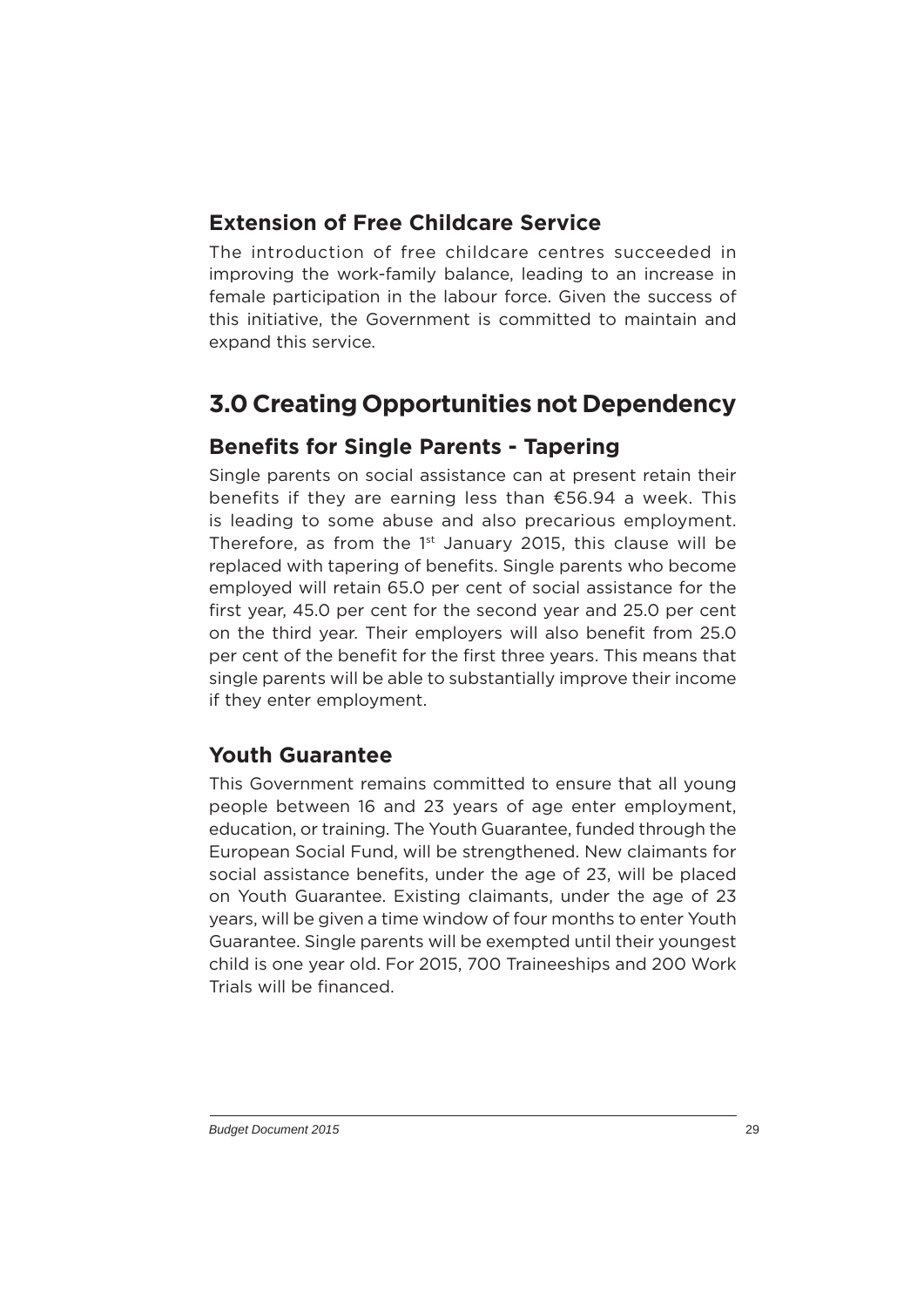### Extension of Free Childcare Service

The introduction of free childcare centres succeeded in improving the work-family balance, leading to an increase in female participation in the labour force. Given the success of this initiative, the Government is committed to maintain and expand this service.

## 3.0 Creating Opportunities not Dependency

### Benefits for Single Parents - Tapering

Single parents on social assistance can at present retain their benefits if they are earning less than €56.94 a week. This is leading to some abuse and also precarious employment. Therefore, as from the 1st January 2015, this clause will be replaced with tapering of benefits. Single parents who become employed will retain 65.0 per cent of social assistance for the first year, 45.0 per cent for the second year and 25.0 per cent on the third year. Their employers will also benefit from 25.0 per cent of the benefit for the first three years. This means that single parents will be able to substantially improve their income if they enter employment.

### Youth Guarantee

This Government remains committed to ensure that all young people between 16 and 23 years of age enter employment, education, or training. The Youth Guarantee, funded through the European Social Fund, will be strengthened. New claimants for social assistance benefits, under the age of 23, will be placed on Youth Guarantee. Existing claimants, under the age of 23 years, will be given a time window of four months to enter Youth Guarantee. Single parents will be exempted until their youngest child is one year old. For 2015, 700 Traineeships and 200 Work Trials will be financed.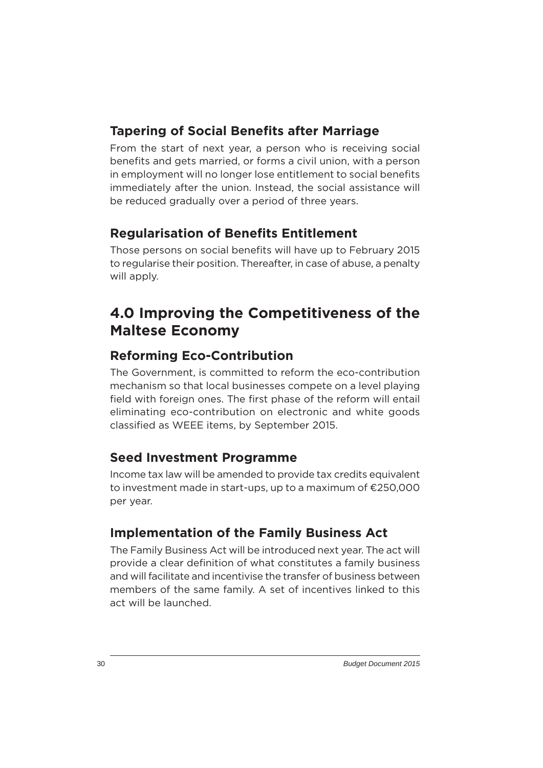### Tapering of Social Benefits after Marriage

From the start of next year, a person who is receiving social benefits and gets married, or forms a civil union, with a person in employment will no longer lose entitlement to social benefits immediately after the union. Instead, the social assistance will be reduced gradually over a period of three years.

### Regularisation of Benefits Entitlement

Those persons on social benefits will have up to February 2015 to regularise their position. Thereafter, in case of abuse, a penalty will apply.

## 4.0 Improving the Competitiveness of the Maltese Economy

### Reforming Eco-Contribution

The Government, is committed to reform the eco-contribution mechanism so that local businesses compete on a level playing field with foreign ones. The first phase of the reform will entail eliminating eco-contribution on electronic and white goods classified as WEEE items, by September 2015.

### Seed Investment Programme

Income tax law will be amended to provide tax credits equivalent to investment made in start-ups, up to a maximum of €250,000 per year.

### Implementation of the Family Business Act

The Family Business Act will be introduced next year. The act will provide a clear definition of what constitutes a family business and will facilitate and incentivise the transfer of business between members of the same family. A set of incentives linked to this act will be launched.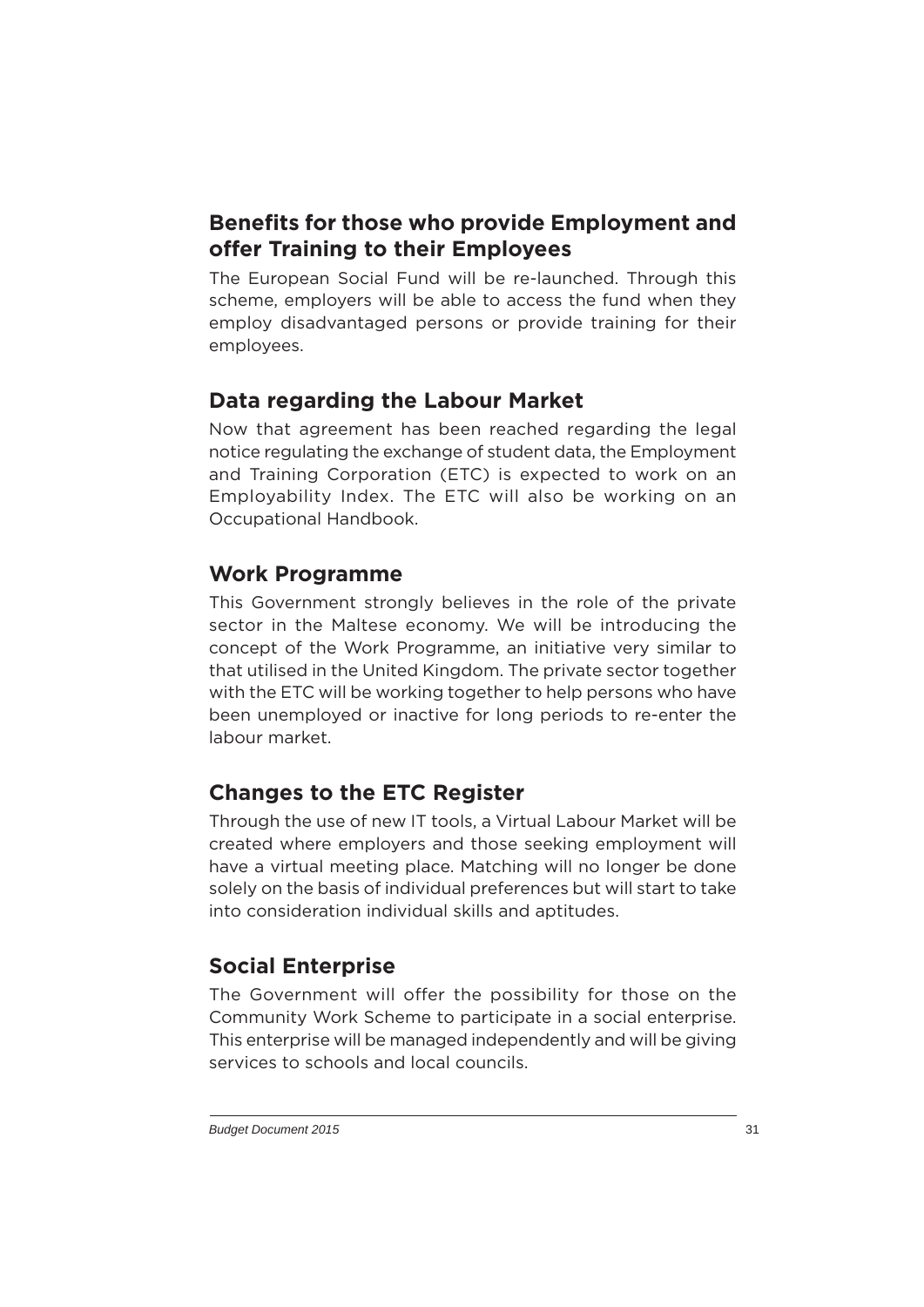## Benefits for those who provide Employment and offer Training to their Employees

The European Social Fund will be re-launched. Through this scheme, employers will be able to access the fund when they employ disadvantaged persons or provide training for their employees.

## Data regarding the Labour Market

Now that agreement has been reached regarding the legal notice regulating the exchange of student data, the Employment and Training Corporation (ETC) is expected to work on an Employability Index. The ETC will also be working on an Occupational Handbook.

## Work Programme

This Government strongly believes in the role of the private sector in the Maltese economy. We will be introducing the concept of the Work Programme, an initiative very similar to that utilised in the United Kingdom. The private sector together with the ETC will be working together to help persons who have been unemployed or inactive for long periods to re-enter the labour market.

## Changes to the ETC Register

Through the use of new IT tools, a Virtual Labour Market will be created where employers and those seeking employment will have a virtual meeting place. Matching will no longer be done solely on the basis of individual preferences but will start to take into consideration individual skills and aptitudes.

## Social Enterprise

The Government will offer the possibility for those on the Community Work Scheme to participate in a social enterprise. This enterprise will be managed independently and will be giving services to schools and local councils.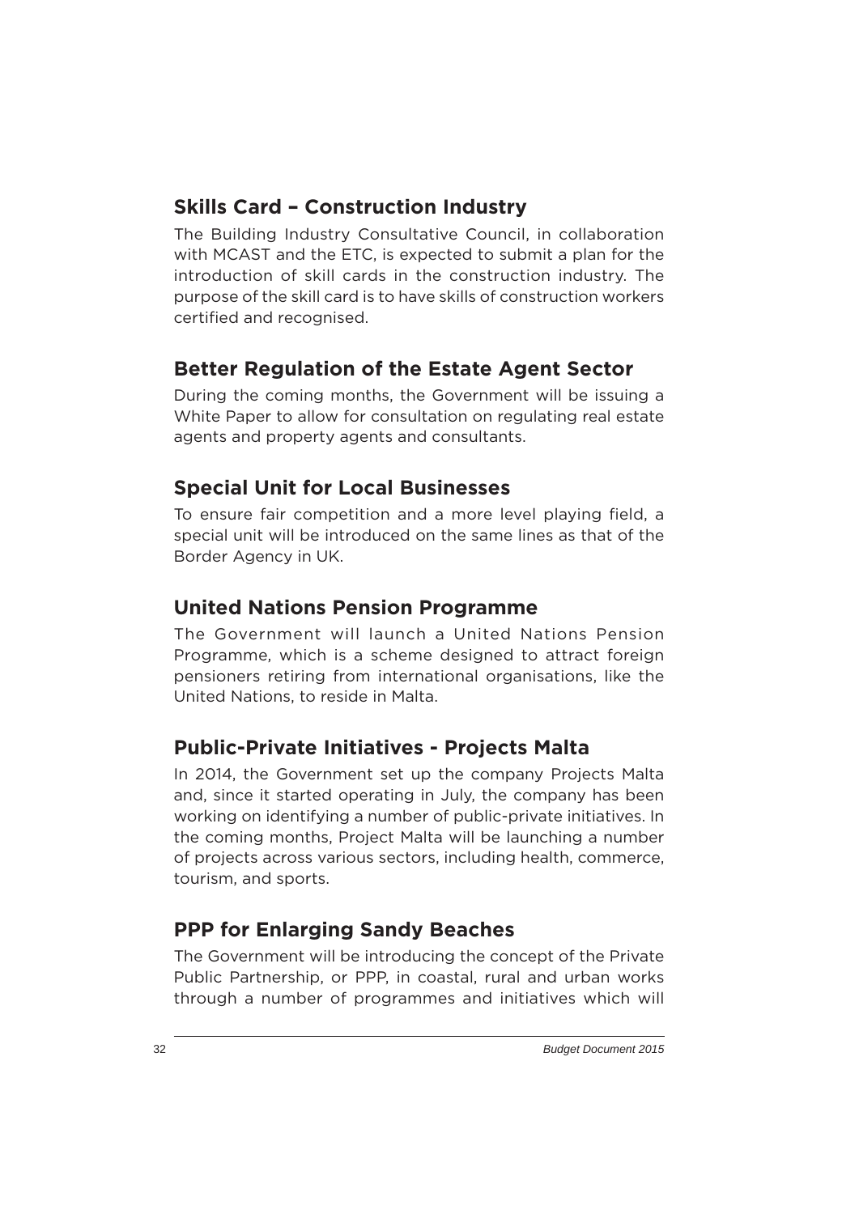## Skills Card – Construction Industry

The Building Industry Consultative Council, in collaboration with MCAST and the ETC, is expected to submit a plan for the introduction of skill cards in the construction industry. The purpose of the skill card is to have skills of construction workers certified and recognised.

## Better Regulation of the Estate Agent Sector

During the coming months, the Government will be issuing a White Paper to allow for consultation on regulating real estate agents and property agents and consultants.

## Special Unit for Local Businesses

To ensure fair competition and a more level playing field, a special unit will be introduced on the same lines as that of the Border Agency in UK.

## United Nations Pension Programme

The Government will launch a United Nations Pension Programme, which is a scheme designed to attract foreign pensioners retiring from international organisations, like the United Nations, to reside in Malta.

## Public-Private Initiatives - Projects Malta

In 2014, the Government set up the company Projects Malta and, since it started operating in July, the company has been working on identifying a number of public-private initiatives. In the coming months, Project Malta will be launching a number of projects across various sectors, including health, commerce, tourism, and sports.

## PPP for Enlarging Sandy Beaches

The Government will be introducing the concept of the Private Public Partnership, or PPP, in coastal, rural and urban works through a number of programmes and initiatives which will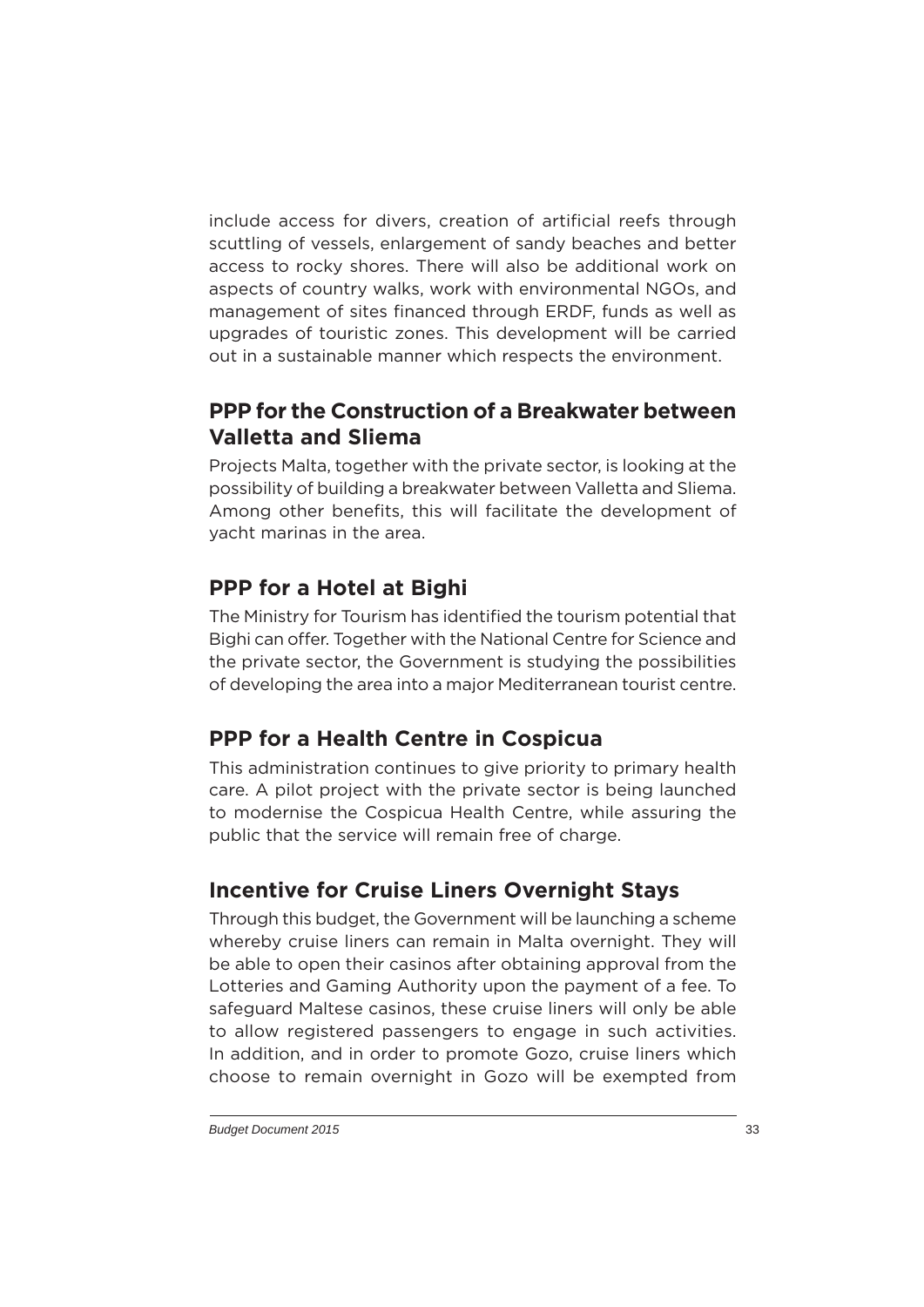include access for divers, creation of artificial reefs through scuttling of vessels, enlargement of sandy beaches and better access to rocky shores. There will also be additional work on aspects of country walks, work with environmental NGOs, and management of sites financed through ERDF, funds as well as upgrades of touristic zones. This development will be carried out in a sustainable manner which respects the environment.

## PPP for the Construction of a Breakwater between Valletta and Sliema

Projects Malta, together with the private sector, is looking at the possibility of building a breakwater between Valletta and Sliema. Among other benefits, this will facilitate the development of yacht marinas in the area.

## PPP for a Hotel at Bighi

The Ministry for Tourism has identified the tourism potential that Bighi can offer. Together with the National Centre for Science and the private sector, the Government is studying the possibilities of developing the area into a major Mediterranean tourist centre.

## PPP for a Health Centre in Cospicua

This administration continues to give priority to primary health care. A pilot project with the private sector is being launched to modernise the Cospicua Health Centre, while assuring the public that the service will remain free of charge.

## Incentive for Cruise Liners Overnight Stays

Through this budget, the Government will be launching a scheme whereby cruise liners can remain in Malta overnight. They will be able to open their casinos after obtaining approval from the Lotteries and Gaming Authority upon the payment of a fee. To safeguard Maltese casinos, these cruise liners will only be able to allow registered passengers to engage in such activities. In addition, and in order to promote Gozo, cruise liners which choose to remain overnight in Gozo will be exempted from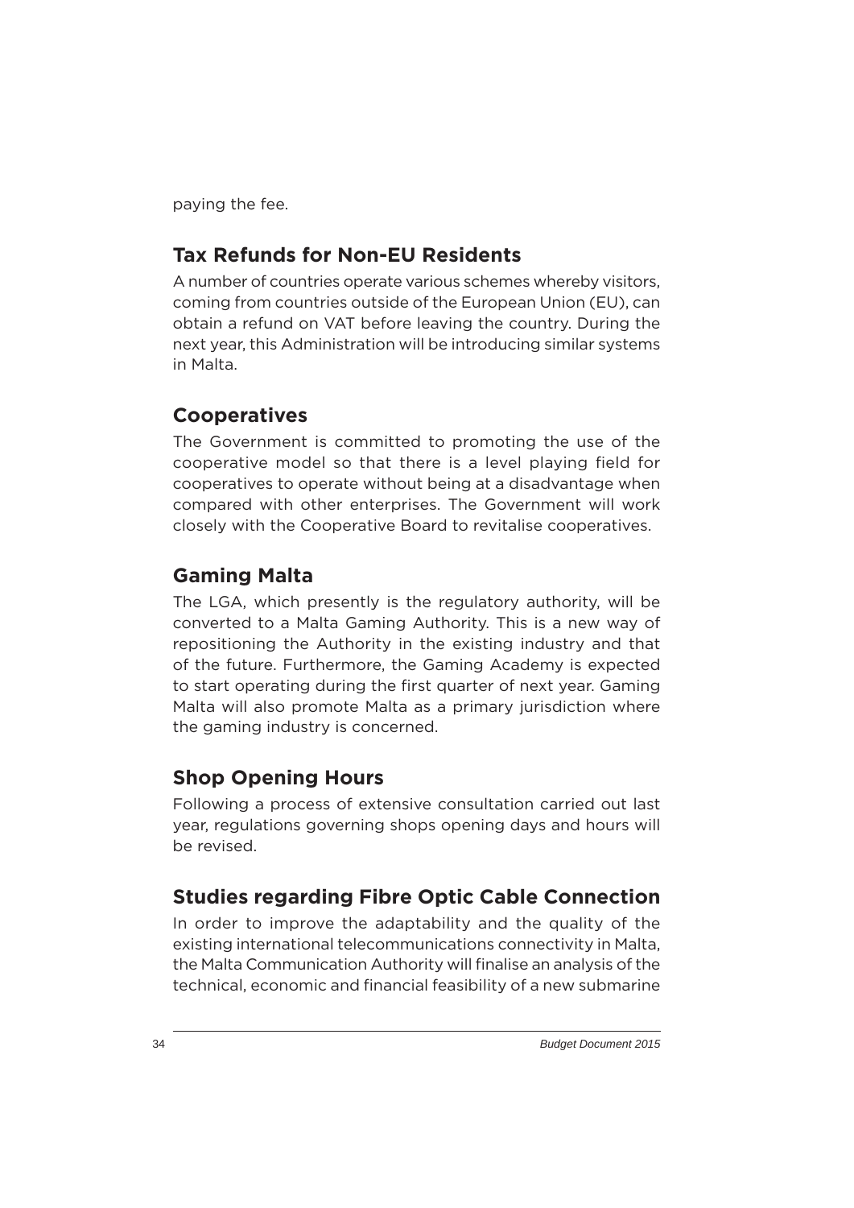paying the fee.

## Tax Refunds for Non-EU Residents

A number of countries operate various schemes whereby visitors, coming from countries outside of the European Union (EU), can obtain a refund on VAT before leaving the country. During the next year, this Administration will be introducing similar systems in Malta.

## Cooperatives

The Government is committed to promoting the use of the cooperative model so that there is a level playing field for cooperatives to operate without being at a disadvantage when compared with other enterprises. The Government will work closely with the Cooperative Board to revitalise cooperatives.

## Gaming Malta

The LGA, which presently is the regulatory authority, will be converted to a Malta Gaming Authority. This is a new way of repositioning the Authority in the existing industry and that of the future. Furthermore, the Gaming Academy is expected to start operating during the first quarter of next year. Gaming Malta will also promote Malta as a primary jurisdiction where the gaming industry is concerned.

## Shop Opening Hours

Following a process of extensive consultation carried out last year, regulations governing shops opening days and hours will be revised.

## Studies regarding Fibre Optic Cable Connection

In order to improve the adaptability and the quality of the existing international telecommunications connectivity in Malta, the Malta Communication Authority will finalise an analysis of the technical, economic and financial feasibility of a new submarine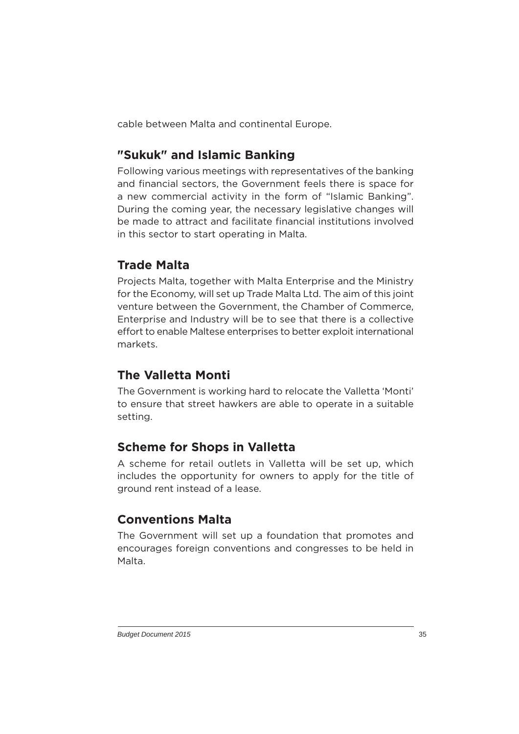cable between Malta and continental Europe.

## "Sukuk" and Islamic Banking

Following various meetings with representatives of the banking and financial sectors, the Government feels there is space for a new commercial activity in the form of "Islamic Banking". During the coming year, the necessary legislative changes will be made to attract and facilitate financial institutions involved in this sector to start operating in Malta.

## Trade Malta

Projects Malta, together with Malta Enterprise and the Ministry for the Economy, will set up Trade Malta Ltd. The aim of this joint venture between the Government, the Chamber of Commerce, Enterprise and Industry will be to see that there is a collective effort to enable Maltese enterprises to better exploit international markets.

## The Valletta Monti

The Government is working hard to relocate the Valletta 'Monti' to ensure that street hawkers are able to operate in a suitable setting.

## Scheme for Shops in Valletta

A scheme for retail outlets in Valletta will be set up, which includes the opportunity for owners to apply for the title of ground rent instead of a lease.

## Conventions Malta

The Government will set up a foundation that promotes and encourages foreign conventions and congresses to be held in Malta.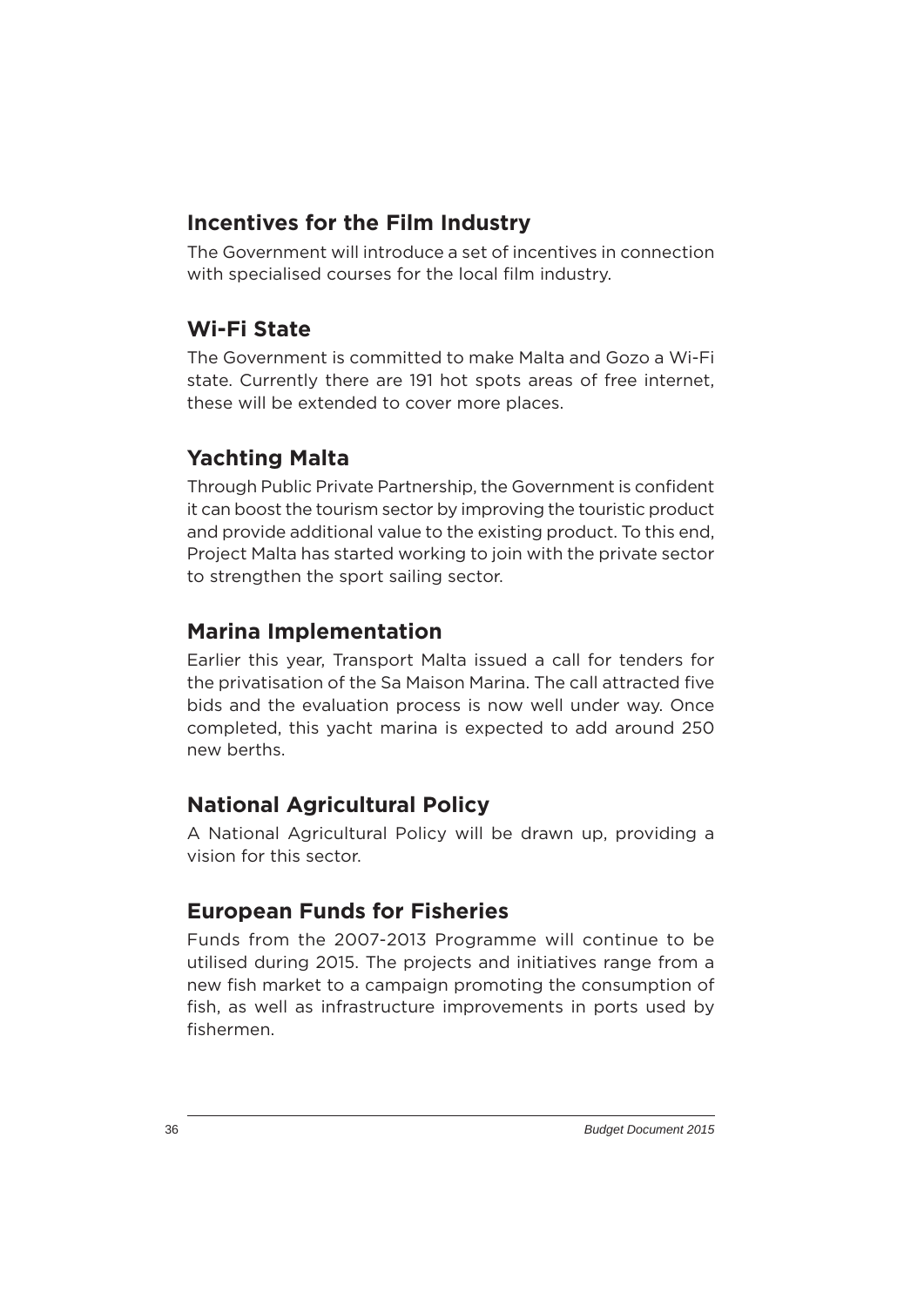## Incentives for the Film Industry

The Government will introduce a set of incentives in connection with specialised courses for the local film industry.

## Wi-Fi State

The Government is committed to make Malta and Gozo a Wi-Fi state. Currently there are 191 hot spots areas of free internet, these will be extended to cover more places.

## Yachting Malta

Through Public Private Partnership, the Government is confident it can boost the tourism sector by improving the touristic product and provide additional value to the existing product. To this end, Project Malta has started working to join with the private sector to strengthen the sport sailing sector.

## Marina Implementation

Earlier this year, Transport Malta issued a call for tenders for the privatisation of the Sa Maison Marina. The call attracted five bids and the evaluation process is now well under way. Once completed, this yacht marina is expected to add around 250 new berths.

## National Agricultural Policy

A National Agricultural Policy will be drawn up, providing a vision for this sector.

## European Funds for Fisheries

Funds from the 2007-2013 Programme will continue to be utilised during 2015. The projects and initiatives range from a new fish market to a campaign promoting the consumption of fish, as well as infrastructure improvements in ports used by fishermen.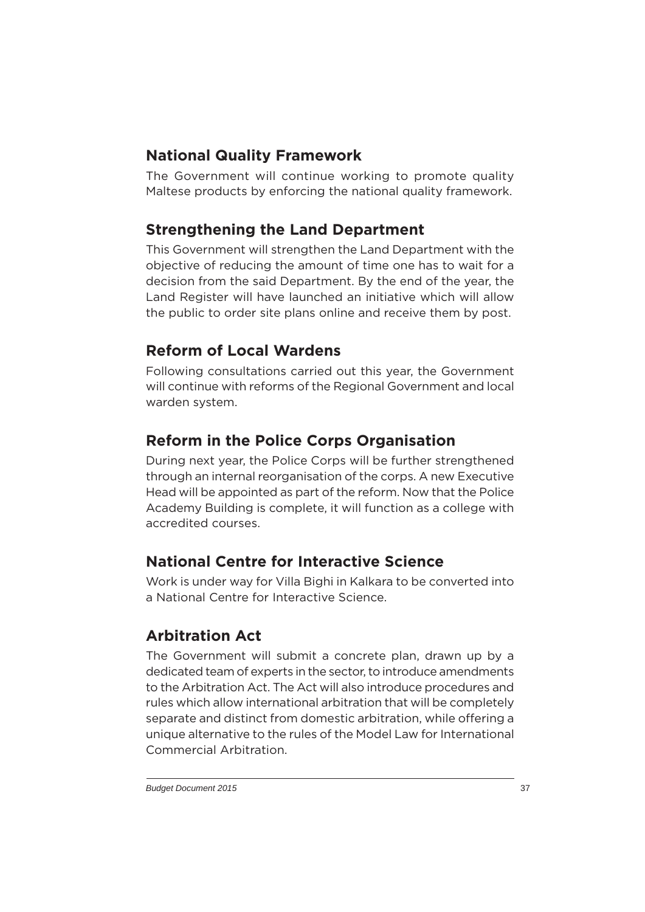## National Quality Framework

The Government will continue working to promote quality Maltese products by enforcing the national quality framework.

## Strengthening the Land Department

This Government will strengthen the Land Department with the objective of reducing the amount of time one has to wait for a decision from the said Department. By the end of the year, the Land Register will have launched an initiative which will allow the public to order site plans online and receive them by post.

## Reform of Local Wardens

Following consultations carried out this year, the Government will continue with reforms of the Regional Government and local warden system.

## Reform in the Police Corps Organisation

During next year, the Police Corps will be further strengthened through an internal reorganisation of the corps. A new Executive Head will be appointed as part of the reform. Now that the Police Academy Building is complete, it will function as a college with accredited courses.

## National Centre for Interactive Science

Work is under way for Villa Bighi in Kalkara to be converted into a National Centre for Interactive Science.

## Arbitration Act

The Government will submit a concrete plan, drawn up by a dedicated team of experts in the sector, to introduce amendments to the Arbitration Act. The Act will also introduce procedures and rules which allow international arbitration that will be completely separate and distinct from domestic arbitration, while offering a unique alternative to the rules of the Model Law for International Commercial Arbitration.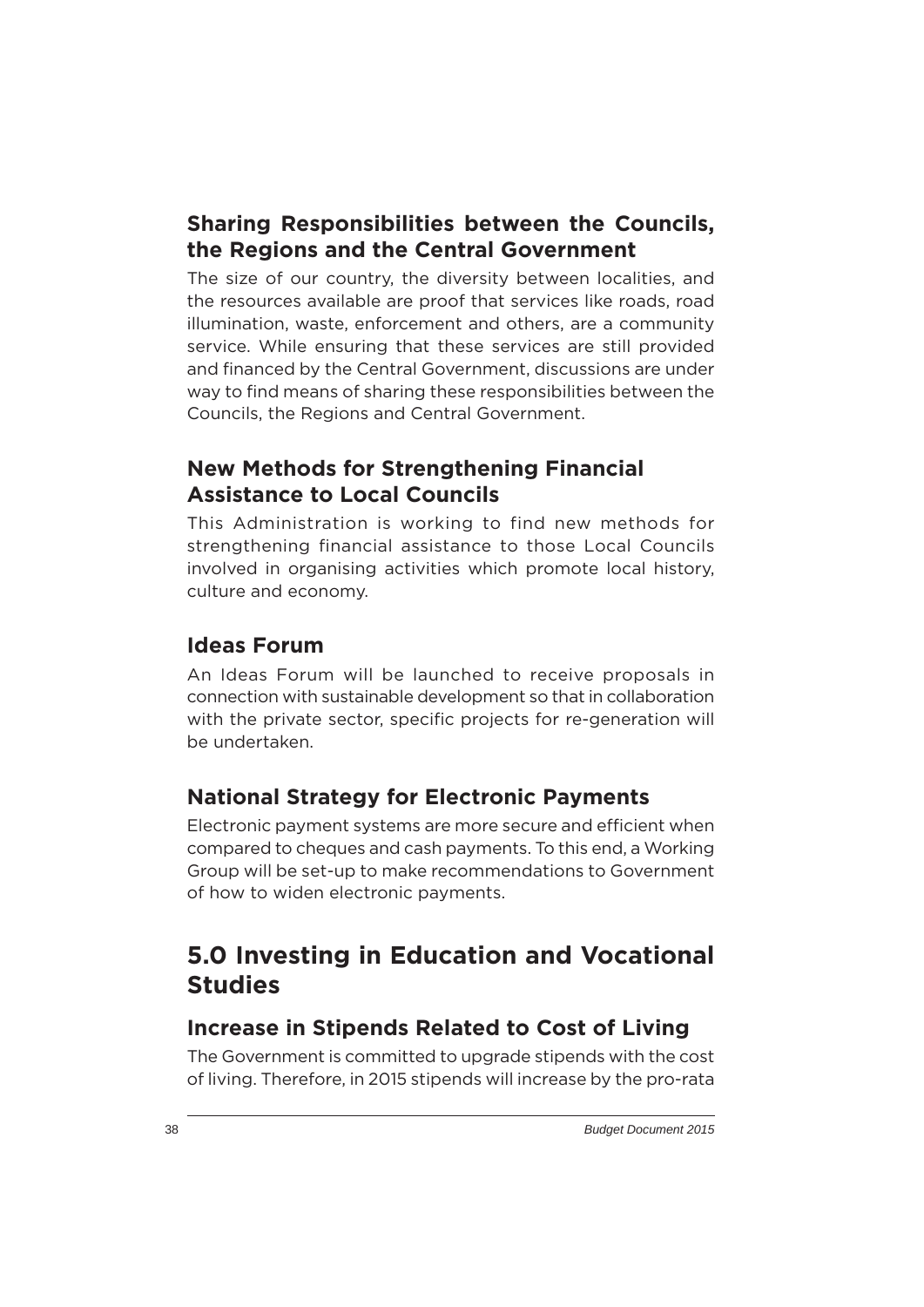### Sharing Responsibilities between the Councils, the Regions and the Central Government

The size of our country, the diversity between localities, and the resources available are proof that services like roads, road illumination, waste, enforcement and others, are a community service. While ensuring that these services are still provided and financed by the Central Government, discussions are under way to find means of sharing these responsibilities between the Councils, the Regions and Central Government.

### New Methods for Strengthening Financial Assistance to Local Councils

This Administration is working to find new methods for strengthening financial assistance to those Local Councils involved in organising activities which promote local history, culture and economy.

### Ideas Forum

An Ideas Forum will be launched to receive proposals in connection with sustainable development so that in collaboration with the private sector, specific projects for re-generation will be undertaken.

### National Strategy for Electronic Payments

Electronic payment systems are more secure and efficient when compared to cheques and cash payments. To this end, a Working Group will be set-up to make recommendations to Government of how to widen electronic payments.

## 5.0 Investing in Education and Vocational Studies

### Increase in Stipends Related to Cost of Living

The Government is committed to upgrade stipends with the cost of living. Therefore, in 2015 stipends will increase by the pro-rata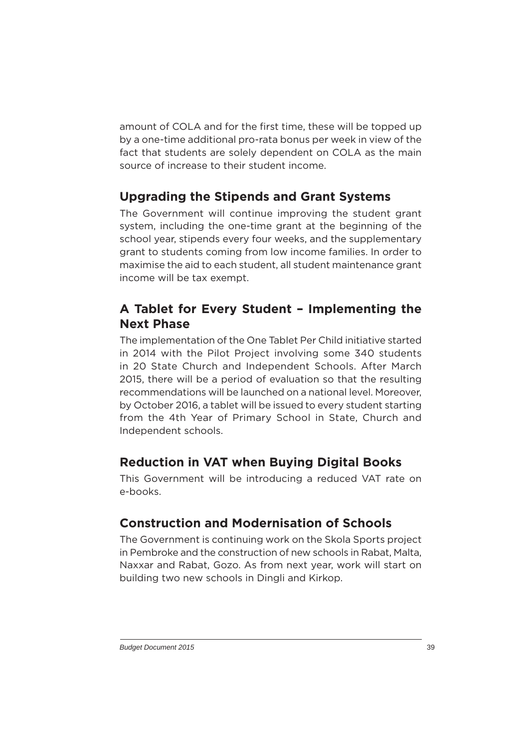amount of COLA and for the first time, these will be topped up by a one-time additional pro-rata bonus per week in view of the fact that students are solely dependent on COLA as the main source of increase to their student income.

## Upgrading the Stipends and Grant Systems

The Government will continue improving the student grant system, including the one-time grant at the beginning of the school year, stipends every four weeks, and the supplementary grant to students coming from low income families. In order to maximise the aid to each student, all student maintenance grant income will be tax exempt.

## A Tablet for Every Student – Implementing the Next Phase

The implementation of the One Tablet Per Child initiative started in 2014 with the Pilot Project involving some 340 students in 20 State Church and Independent Schools. After March 2015, there will be a period of evaluation so that the resulting recommendations will be launched on a national level. Moreover, by October 2016, a tablet will be issued to every student starting from the 4th Year of Primary School in State, Church and Independent schools.

## Reduction in VAT when Buying Digital Books

This Government will be introducing a reduced VAT rate on e-books.

## Construction and Modernisation of Schools

The Government is continuing work on the Skola Sports project in Pembroke and the construction of new schools in Rabat, Malta, Naxxar and Rabat, Gozo. As from next year, work will start on building two new schools in Dingli and Kirkop.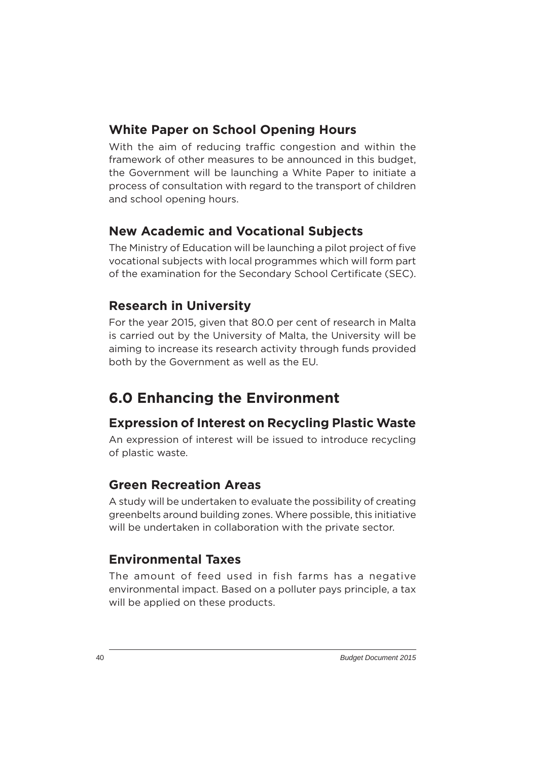### White Paper on School Opening Hours

With the aim of reducing traffic congestion and within the framework of other measures to be announced in this budget, the Government will be launching a White Paper to initiate a process of consultation with regard to the transport of children and school opening hours.

### New Academic and Vocational Subjects

The Ministry of Education will be launching a pilot project of five vocational subjects with local programmes which will form part of the examination for the Secondary School Certificate (SEC).

### Research in University

For the year 2015, given that 80.0 per cent of research in Malta is carried out by the University of Malta, the University will be aiming to increase its research activity through funds provided both by the Government as well as the EU.

## 6.0 Enhancing the Environment

### Expression of Interest on Recycling Plastic Waste

An expression of interest will be issued to introduce recycling of plastic waste.

### Green Recreation Areas

A study will be undertaken to evaluate the possibility of creating greenbelts around building zones. Where possible, this initiative will be undertaken in collaboration with the private sector.

### Environmental Taxes

The amount of feed used in fish farms has a negative environmental impact. Based on a polluter pays principle, a tax will be applied on these products.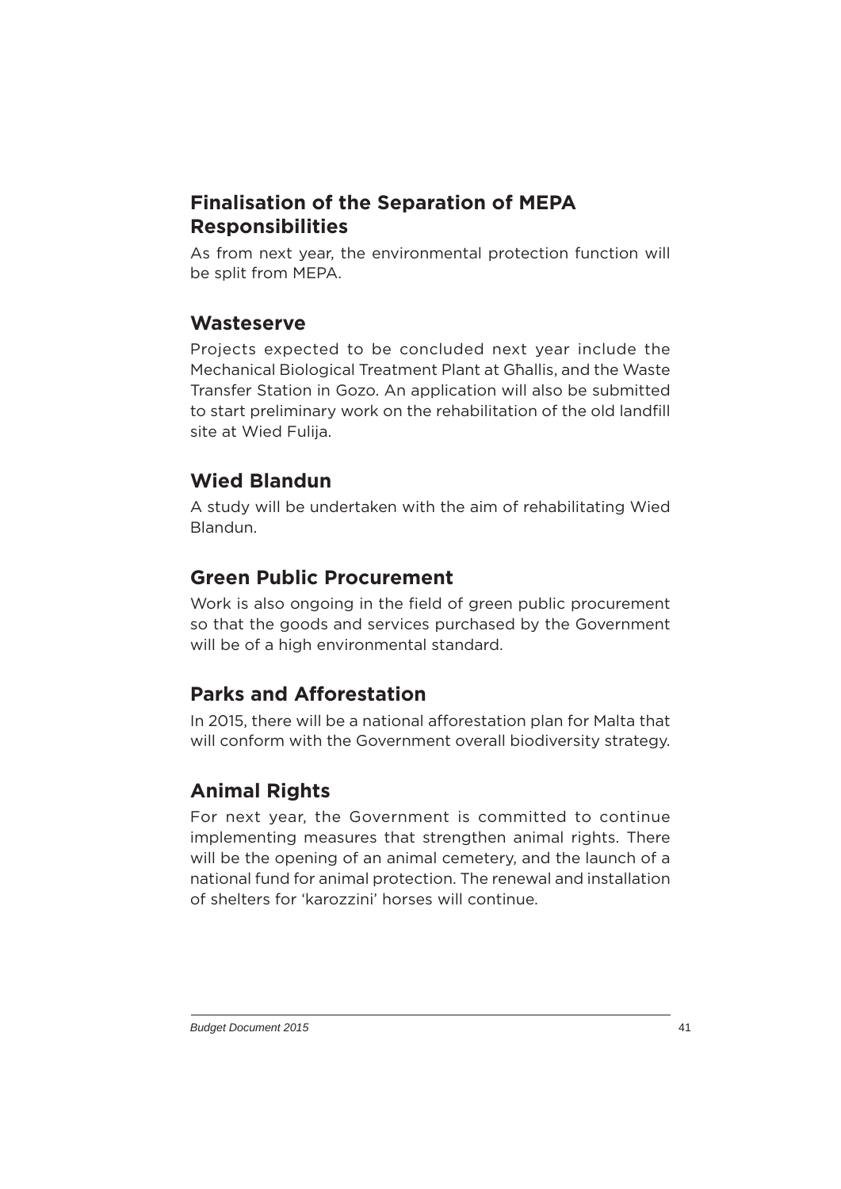## Finalisation of the Separation of MEPA Responsibilities

As from next year, the environmental protection function will be split from MEPA.

## Wasteserve

Projects expected to be concluded next year include the Mechanical Biological Treatment Plant at Għallis, and the Waste Transfer Station in Gozo. An application will also be submitted to start preliminary work on the rehabilitation of the old landfill site at Wied Fulija.

## Wied Blandun

A study will be undertaken with the aim of rehabilitating Wied Blandun.

## Green Public Procurement

Work is also ongoing in the field of green public procurement so that the goods and services purchased by the Government will be of a high environmental standard.

## Parks and Afforestation

In 2015, there will be a national afforestation plan for Malta that will conform with the Government overall biodiversity strategy.

## Animal Rights

For next year, the Government is committed to continue implementing measures that strengthen animal rights. There will be the opening of an animal cemetery, and the launch of a national fund for animal protection. The renewal and installation of shelters for 'karozzini' horses will continue.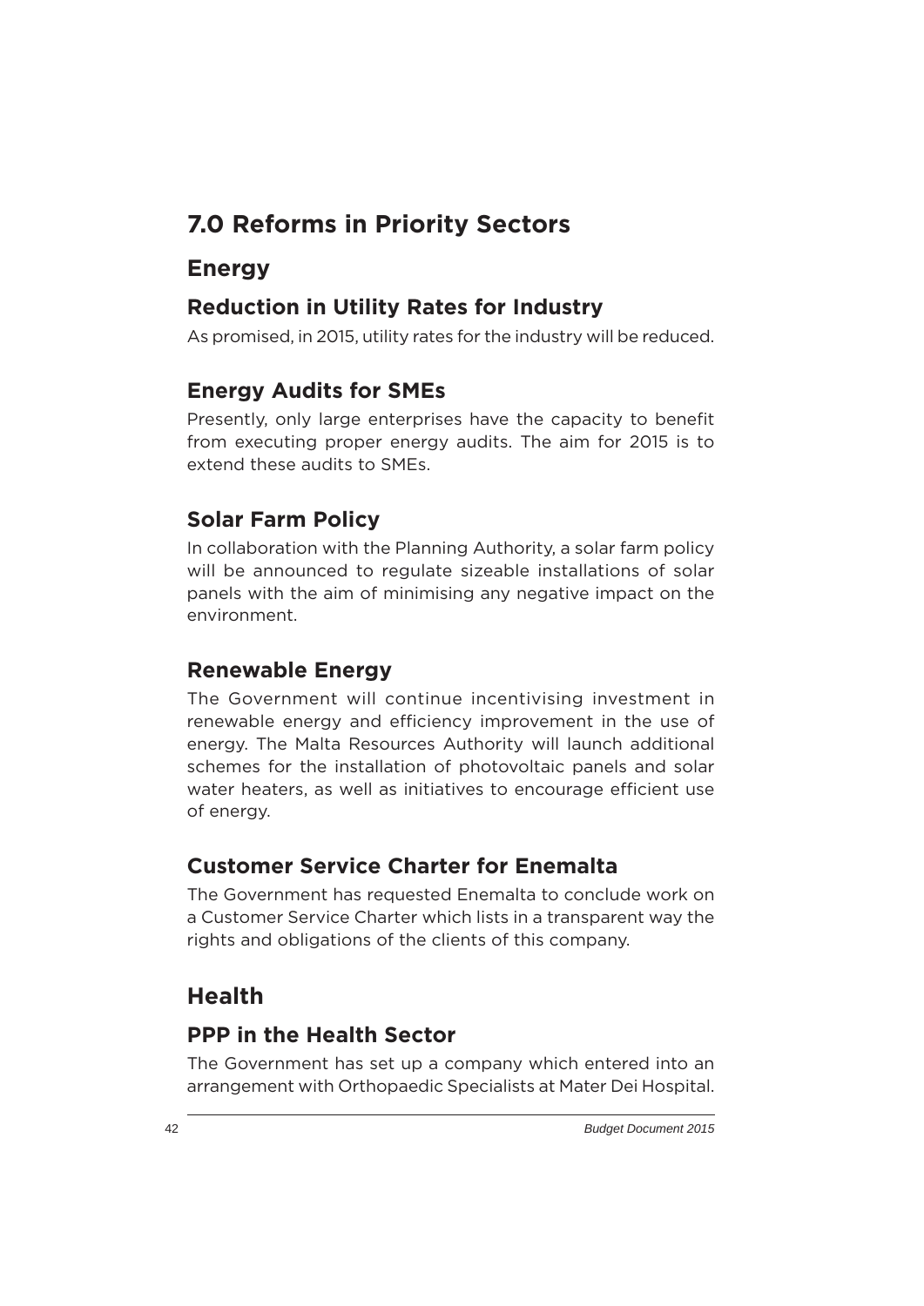# 7.0 Reforms in Priority Sectors

## Energy

### Reduction in Utility Rates for Industry

As promised, in 2015, utility rates for the industry will be reduced.

### Energy Audits for SMEs

Presently, only large enterprises have the capacity to benefit from executing proper energy audits. The aim for 2015 is to extend these audits to SMEs.

### Solar Farm Policy

In collaboration with the Planning Authority, a solar farm policy will be announced to regulate sizeable installations of solar panels with the aim of minimising any negative impact on the environment.

### Renewable Energy

The Government will continue incentivising investment in renewable energy and efficiency improvement in the use of energy. The Malta Resources Authority will launch additional schemes for the installation of photovoltaic panels and solar water heaters, as well as initiatives to encourage efficient use of energy.

### Customer Service Charter for Enemalta

The Government has requested Enemalta to conclude work on a Customer Service Charter which lists in a transparent way the rights and obligations of the clients of this company.

## Health

### PPP in the Health Sector

The Government has set up a company which entered into an arrangement with Orthopaedic Specialists at Mater Dei Hospital.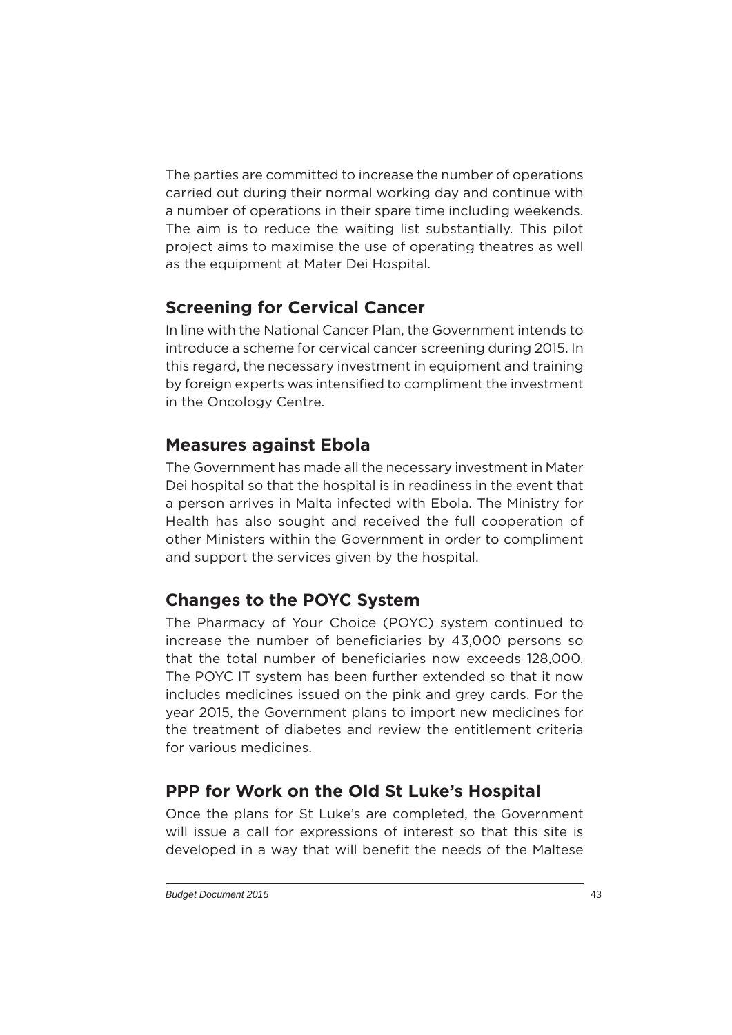The parties are committed to increase the number of operations carried out during their normal working day and continue with a number of operations in their spare time including weekends. The aim is to reduce the waiting list substantially. This pilot project aims to maximise the use of operating theatres as well as the equipment at Mater Dei Hospital.

## Screening for Cervical Cancer

In line with the National Cancer Plan, the Government intends to introduce a scheme for cervical cancer screening during 2015. In this regard, the necessary investment in equipment and training by foreign experts was intensified to compliment the investment in the Oncology Centre.

## Measures against Ebola

The Government has made all the necessary investment in Mater Dei hospital so that the hospital is in readiness in the event that a person arrives in Malta infected with Ebola. The Ministry for Health has also sought and received the full cooperation of other Ministers within the Government in order to compliment and support the services given by the hospital.

## Changes to the POYC System

The Pharmacy of Your Choice (POYC) system continued to increase the number of beneficiaries by 43,000 persons so that the total number of beneficiaries now exceeds 128,000. The POYC IT system has been further extended so that it now includes medicines issued on the pink and grey cards. For the year 2015, the Government plans to import new medicines for the treatment of diabetes and review the entitlement criteria for various medicines.

## PPP for Work on the Old St Luke's Hospital

Once the plans for St Luke's are completed, the Government will issue a call for expressions of interest so that this site is developed in a way that will benefit the needs of the Maltese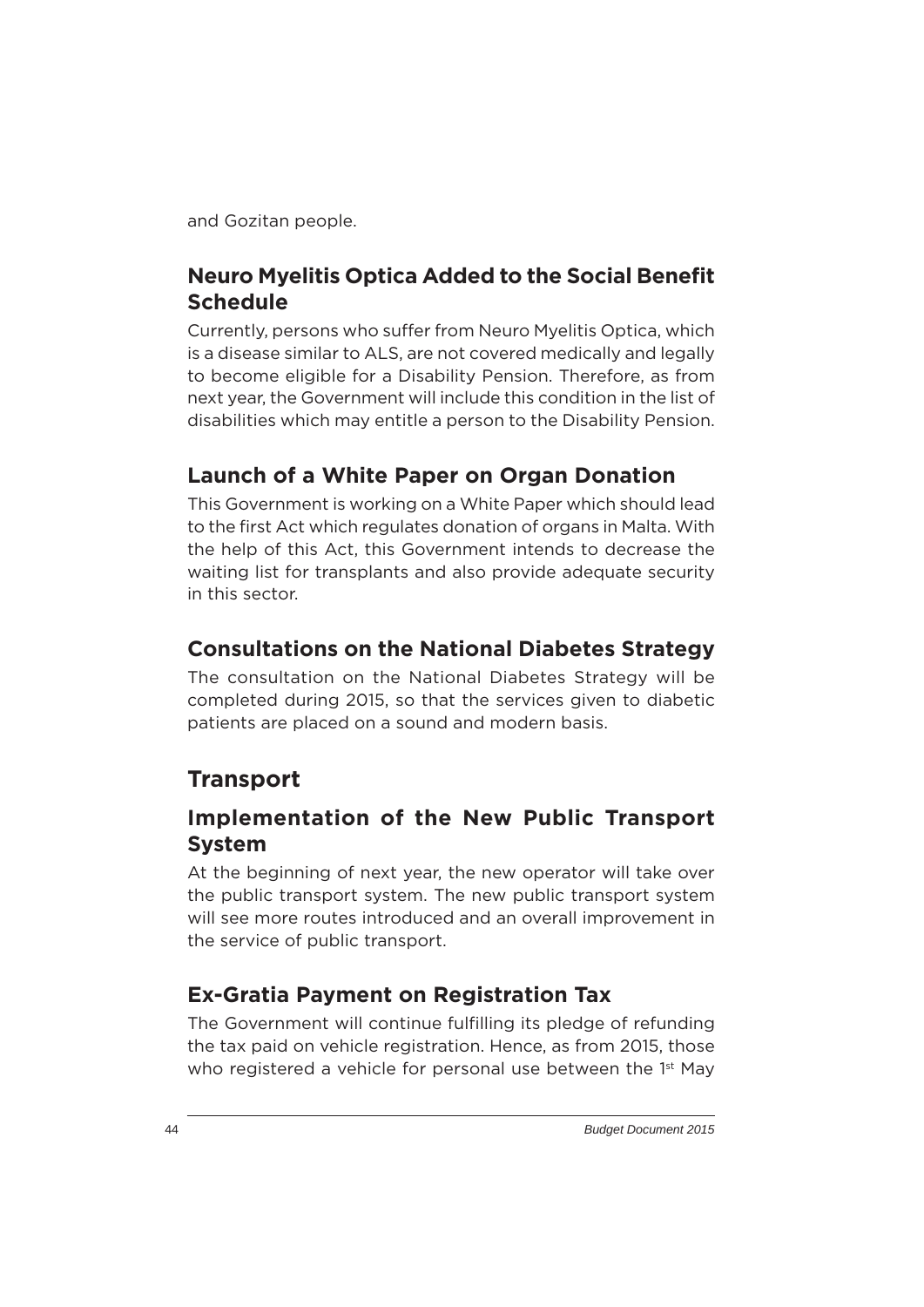and Gozitan people.

### Neuro Myelitis Optica Added to the Social Benefit Schedule

Currently, persons who suffer from Neuro Myelitis Optica, which is a disease similar to ALS, are not covered medically and legally to become eligible for a Disability Pension. Therefore, as from next year, the Government will include this condition in the list of disabilities which may entitle a person to the Disability Pension.

### Launch of a White Paper on Organ Donation

This Government is working on a White Paper which should lead to the first Act which regulates donation of organs in Malta. With the help of this Act, this Government intends to decrease the waiting list for transplants and also provide adequate security in this sector.

### Consultations on the National Diabetes Strategy

The consultation on the National Diabetes Strategy will be completed during 2015, so that the services given to diabetic patients are placed on a sound and modern basis.

## Transport

### Implementation of the New Public Transport System

At the beginning of next year, the new operator will take over the public transport system. The new public transport system will see more routes introduced and an overall improvement in the service of public transport.

### Ex-Gratia Payment on Registration Tax

The Government will continue fulfilling its pledge of refunding the tax paid on vehicle registration. Hence, as from 2015, those who registered a vehicle for personal use between the 1st May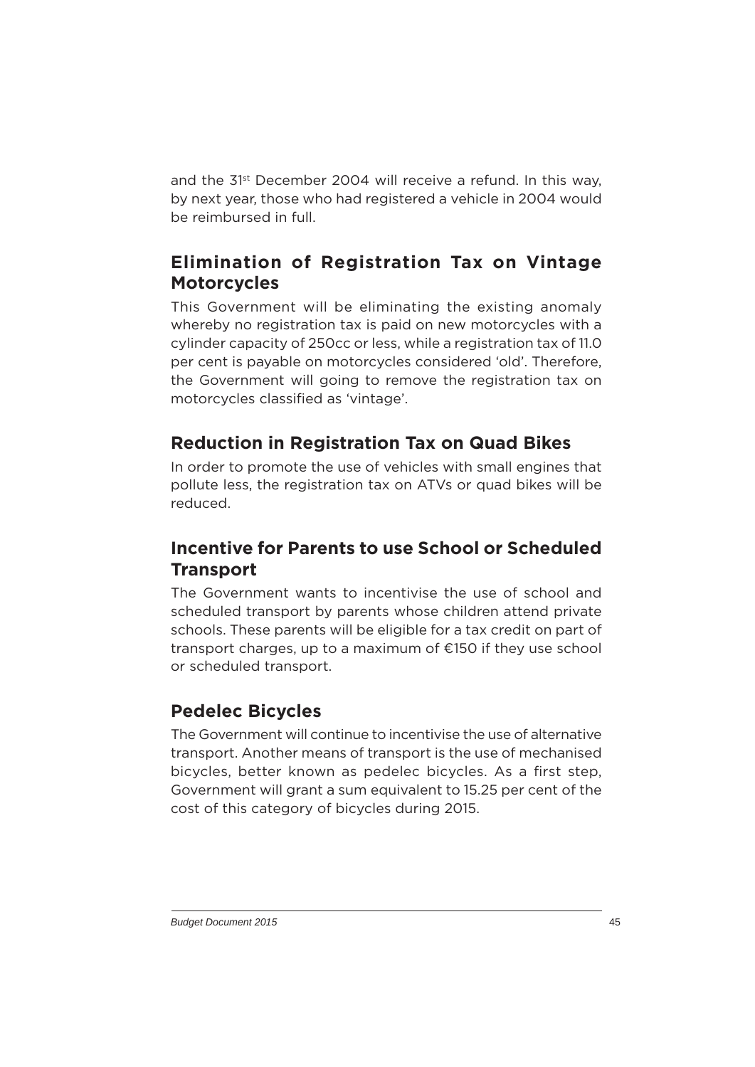and the 31st December 2004 will receive a refund. In this way, by next year, those who had registered a vehicle in 2004 would be reimbursed in full.

## Elimination of Registration Tax on Vintage Motorcycles

This Government will be eliminating the existing anomaly whereby no registration tax is paid on new motorcycles with a cylinder capacity of 250cc or less, while a registration tax of 11.0 per cent is payable on motorcycles considered 'old'. Therefore, the Government will going to remove the registration tax on motorcycles classified as 'vintage'.

## Reduction in Registration Tax on Quad Bikes

In order to promote the use of vehicles with small engines that pollute less, the registration tax on ATVs or quad bikes will be reduced.

## Incentive for Parents to use School or Scheduled Transport

The Government wants to incentivise the use of school and scheduled transport by parents whose children attend private schools. These parents will be eligible for a tax credit on part of transport charges, up to a maximum of €150 if they use school or scheduled transport.

## Pedelec Bicycles

The Government will continue to incentivise the use of alternative transport. Another means of transport is the use of mechanised bicycles, better known as pedelec bicycles. As a first step, Government will grant a sum equivalent to 15.25 per cent of the cost of this category of bicycles during 2015.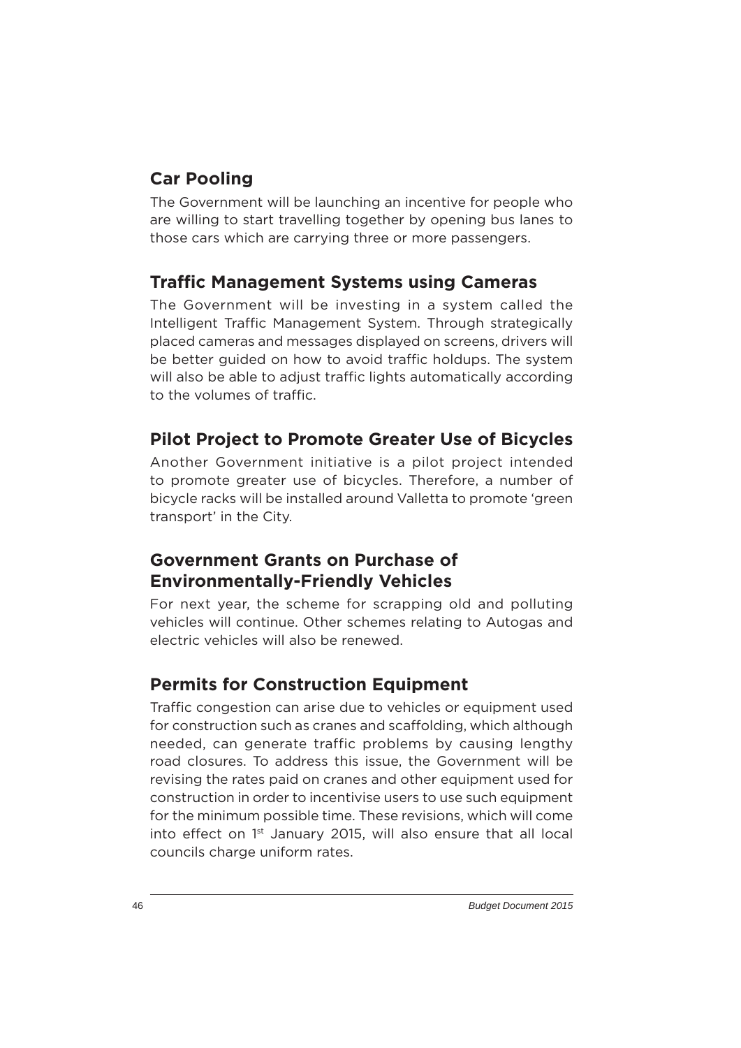## Car Pooling

The Government will be launching an incentive for people who are willing to start travelling together by opening bus lanes to those cars which are carrying three or more passengers.

## Traffic Management Systems using Cameras

The Government will be investing in a system called the Intelligent Traffic Management System. Through strategically placed cameras and messages displayed on screens, drivers will be better guided on how to avoid traffic holdups. The system will also be able to adjust traffic lights automatically according to the volumes of traffic.

## Pilot Project to Promote Greater Use of Bicycles

Another Government initiative is a pilot project intended to promote greater use of bicycles. Therefore, a number of bicycle racks will be installed around Valletta to promote 'green transport' in the City.

## Government Grants on Purchase of Environmentally-Friendly Vehicles

For next year, the scheme for scrapping old and polluting vehicles will continue. Other schemes relating to Autogas and electric vehicles will also be renewed.

## Permits for Construction Equipment

Traffic congestion can arise due to vehicles or equipment used for construction such as cranes and scaffolding, which although needed, can generate traffic problems by causing lengthy road closures. To address this issue, the Government will be revising the rates paid on cranes and other equipment used for construction in order to incentivise users to use such equipment for the minimum possible time. These revisions, which will come into effect on 1st January 2015, will also ensure that all local councils charge uniform rates.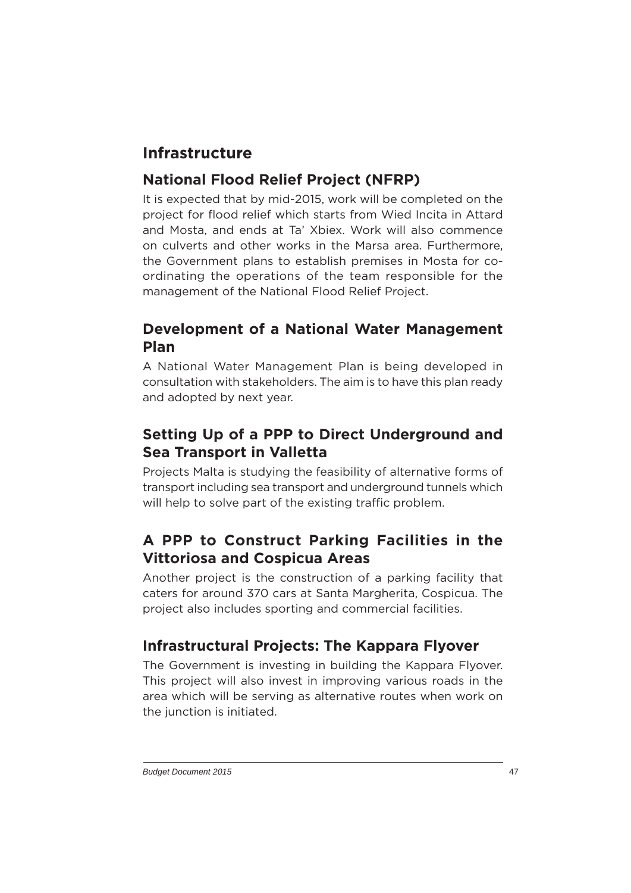# Infrastructure

## National Flood Relief Project (NFRP)

It is expected that by mid-2015, work will be completed on the project for flood relief which starts from Wied Incita in Attard and Mosta, and ends at Ta' Xbiex. Work will also commence on culverts and other works in the Marsa area. Furthermore, the Government plans to establish premises in Mosta for co-ordinating the operations of the team responsible for the management of the National Flood Relief Project.

## Development of a National Water Management Plan

A National Water Management Plan is being developed in consultation with stakeholders. The aim is to have this plan ready and adopted by next year.

## Setting Up of a PPP to Direct Underground and Sea Transport in Valletta

Projects Malta is studying the feasibility of alternative forms of transport including sea transport and underground tunnels which will help to solve part of the existing traffic problem.

## A PPP to Construct Parking Facilities in the Vittoriosa and Cospicua Areas

Another project is the construction of a parking facility that caters for around 370 cars at Santa Margherita, Cospicua. The project also includes sporting and commercial facilities.

## Infrastructural Projects: The Kappara Flyover

The Government is investing in building the Kappara Flyover. This project will also invest in improving various roads in the area which will be serving as alternative routes when work on the junction is initiated.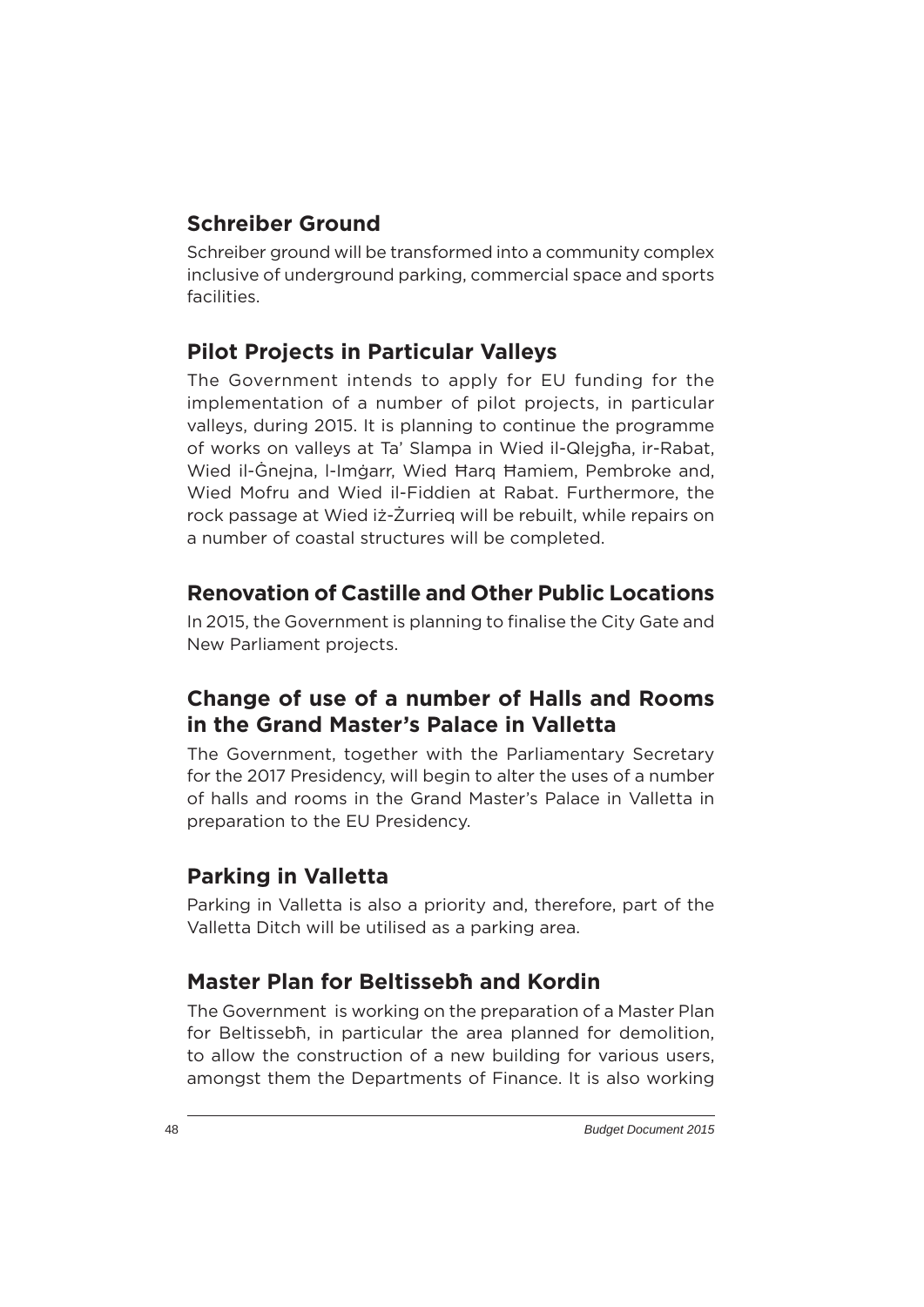## Schreiber Ground

Schreiber ground will be transformed into a community complex inclusive of underground parking, commercial space and sports facilities.

## Pilot Projects in Particular Valleys

The Government intends to apply for EU funding for the implementation of a number of pilot projects, in particular valleys, during 2015. It is planning to continue the programme of works on valleys at Ta' Slampa in Wied il-Qlejgħa, ir-Rabat, Wied il-Ġnejna, l-Imġarr, Wied Ħarq Ħamiem, Pembroke and, Wied Mofru and Wied il-Fiddien at Rabat. Furthermore, the rock passage at Wied iż-Żurrieq will be rebuilt, while repairs on a number of coastal structures will be completed.

## Renovation of Castille and Other Public Locations

In 2015, the Government is planning to finalise the City Gate and New Parliament projects.

## Change of use of a number of Halls and Rooms in the Grand Master's Palace in Valletta

The Government, together with the Parliamentary Secretary for the 2017 Presidency, will begin to alter the uses of a number of halls and rooms in the Grand Master's Palace in Valletta in preparation to the EU Presidency.

## Parking in Valletta

Parking in Valletta is also a priority and, therefore, part of the Valletta Ditch will be utilised as a parking area.

## Master Plan for Beltissebħ and Kordin

The Government is working on the preparation of a Master Plan for Beltissebħ, in particular the area planned for demolition, to allow the construction of a new building for various users, amongst them the Departments of Finance. It is also working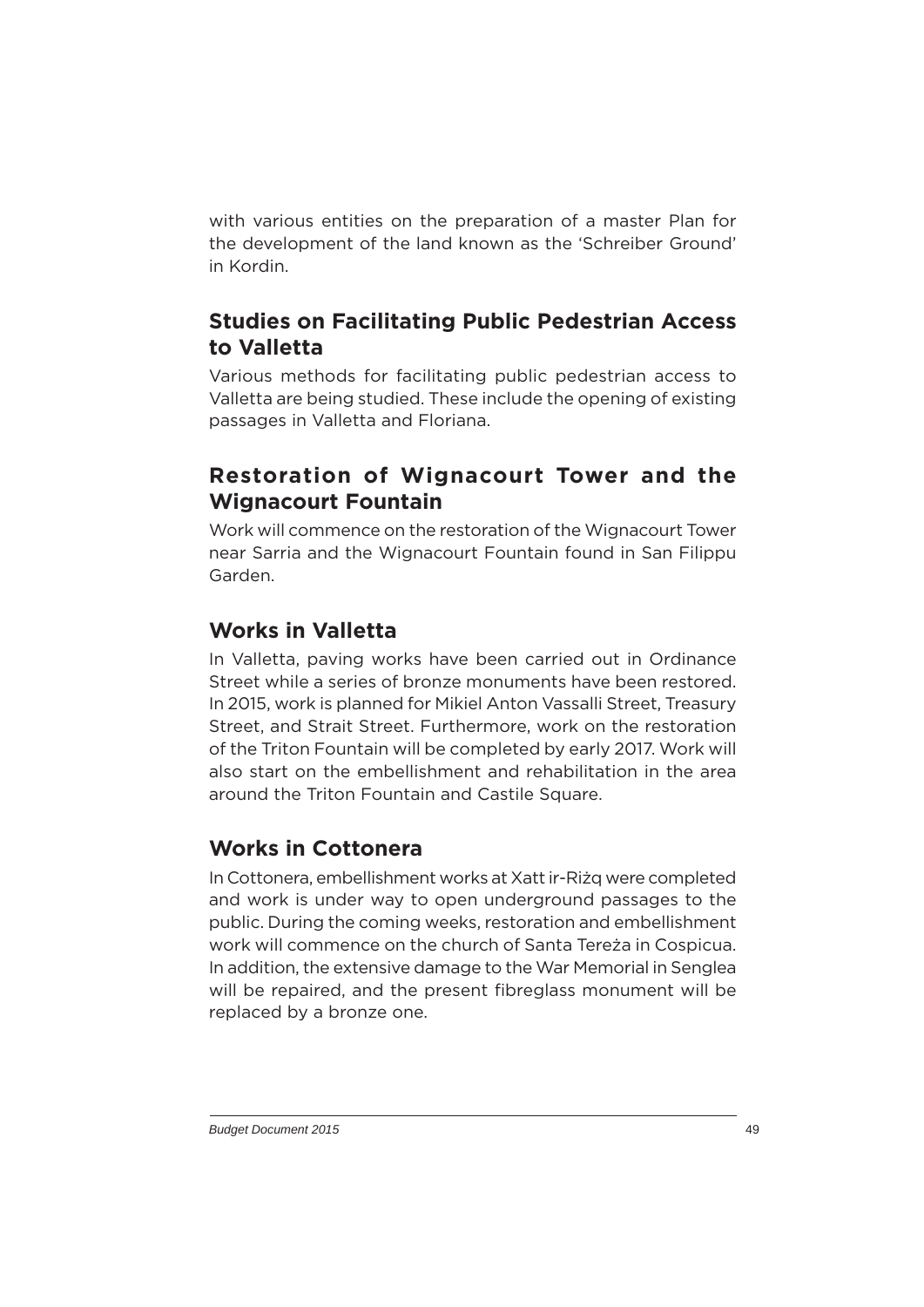with various entities on the preparation of a master Plan for the development of the land known as the 'Schreiber Ground' in Kordin.

## Studies on Facilitating Public Pedestrian Access to Valletta

Various methods for facilitating public pedestrian access to Valletta are being studied. These include the opening of existing passages in Valletta and Floriana.

## Restoration of Wignacourt Tower and the Wignacourt Fountain

Work will commence on the restoration of the Wignacourt Tower near Sarria and the Wignacourt Fountain found in San Filippu Garden.

## Works in Valletta

In Valletta, paving works have been carried out in Ordinance Street while a series of bronze monuments have been restored. In 2015, work is planned for Mikiel Anton Vassalli Street, Treasury Street, and Strait Street. Furthermore, work on the restoration of the Triton Fountain will be completed by early 2017. Work will also start on the embellishment and rehabilitation in the area around the Triton Fountain and Castile Square.

## Works in Cottonera

In Cottonera, embellishment works at Xatt ir-Riżq were completed and work is under way to open underground passages to the public. During the coming weeks, restoration and embellishment work will commence on the church of Santa Tereża in Cospicua. In addition, the extensive damage to the War Memorial in Senglea will be repaired, and the present fibreglass monument will be replaced by a bronze one.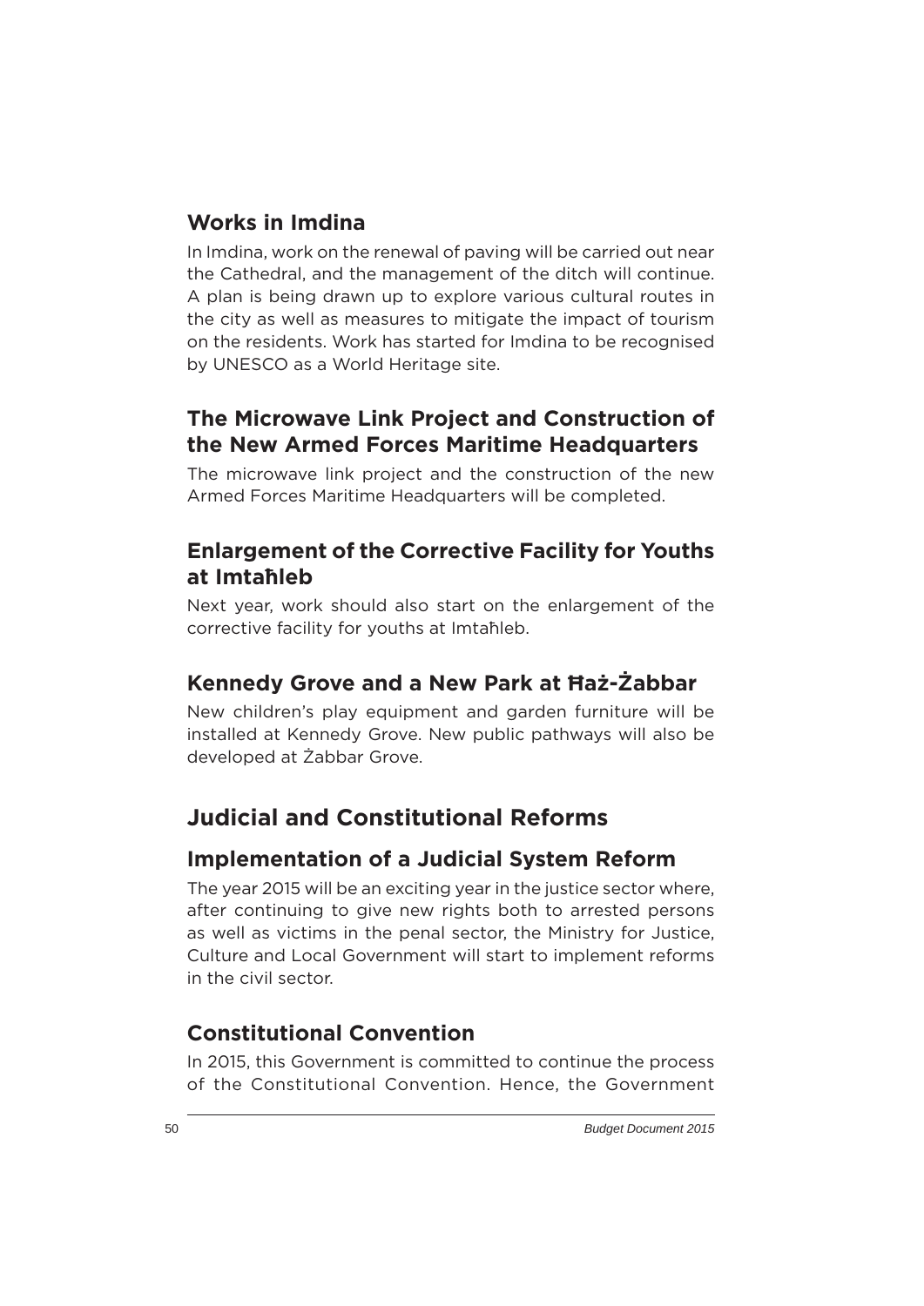### Works in Imdina

In Imdina, work on the renewal of paving will be carried out near the Cathedral, and the management of the ditch will continue. A plan is being drawn up to explore various cultural routes in the city as well as measures to mitigate the impact of tourism on the residents. Work has started for Imdina to be recognised by UNESCO as a World Heritage site.

### The Microwave Link Project and Construction of the New Armed Forces Maritime Headquarters

The microwave link project and the construction of the new Armed Forces Maritime Headquarters will be completed.

### Enlargement of the Corrective Facility for Youths at Imtaħleb

Next year, work should also start on the enlargement of the corrective facility for youths at Imtaħleb.

### Kennedy Grove and a New Park at Ħaż-Żabbar

New children's play equipment and garden furniture will be installed at Kennedy Grove. New public pathways will also be developed at Żabbar Grove.

## Judicial and Constitutional Reforms

### Implementation of a Judicial System Reform

The year 2015 will be an exciting year in the justice sector where, after continuing to give new rights both to arrested persons as well as victims in the penal sector, the Ministry for Justice, Culture and Local Government will start to implement reforms in the civil sector.

### Constitutional Convention

In 2015, this Government is committed to continue the process of the Constitutional Convention. Hence, the Government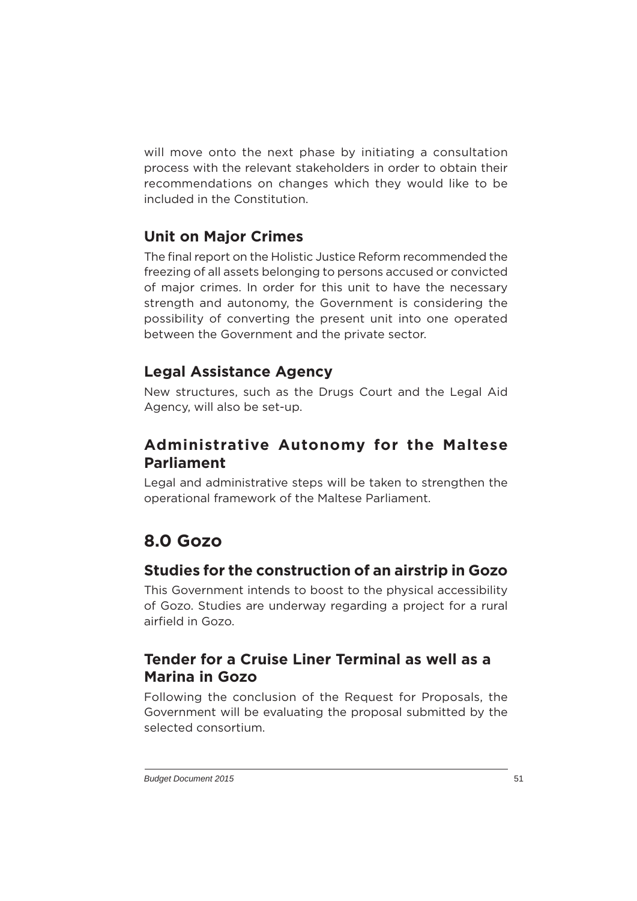will move onto the next phase by initiating a consultation process with the relevant stakeholders in order to obtain their recommendations on changes which they would like to be included in the Constitution.

### Unit on Major Crimes

The final report on the Holistic Justice Reform recommended the freezing of all assets belonging to persons accused or convicted of major crimes. In order for this unit to have the necessary strength and autonomy, the Government is considering the possibility of converting the present unit into one operated between the Government and the private sector.

### Legal Assistance Agency

New structures, such as the Drugs Court and the Legal Aid Agency, will also be set-up.

### Administrative Autonomy for the Maltese Parliament

Legal and administrative steps will be taken to strengthen the operational framework of the Maltese Parliament.

## 8.0 Gozo

### Studies for the construction of an airstrip in Gozo

This Government intends to boost to the physical accessibility of Gozo. Studies are underway regarding a project for a rural airfield in Gozo.

### Tender for a Cruise Liner Terminal as well as a Marina in Gozo

Following the conclusion of the Request for Proposals, the Government will be evaluating the proposal submitted by the selected consortium.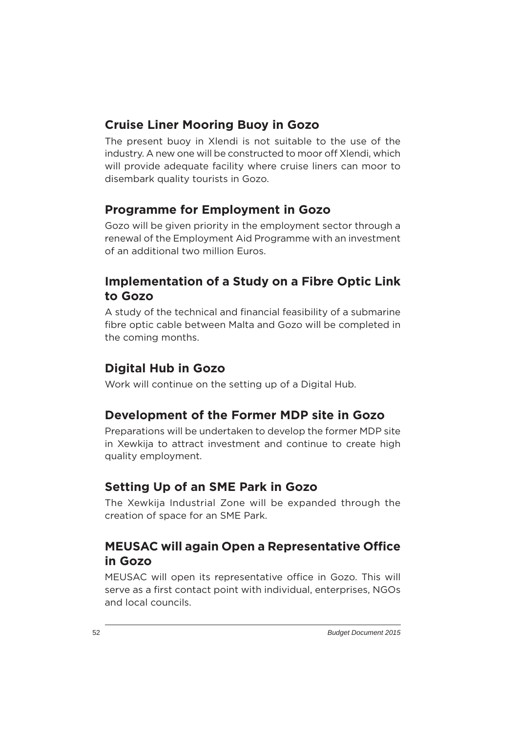## Cruise Liner Mooring Buoy in Gozo

The present buoy in Xlendi is not suitable to the use of the industry. A new one will be constructed to moor off Xlendi, which will provide adequate facility where cruise liners can moor to disembark quality tourists in Gozo.

## Programme for Employment in Gozo

Gozo will be given priority in the employment sector through a renewal of the Employment Aid Programme with an investment of an additional two million Euros.

## Implementation of a Study on a Fibre Optic Link to Gozo

A study of the technical and financial feasibility of a submarine fibre optic cable between Malta and Gozo will be completed in the coming months.

## Digital Hub in Gozo

Work will continue on the setting up of a Digital Hub.

## Development of the Former MDP site in Gozo

Preparations will be undertaken to develop the former MDP site in Xewkija to attract investment and continue to create high quality employment.

## Setting Up of an SME Park in Gozo

The Xewkija Industrial Zone will be expanded through the creation of space for an SME Park.

## MEUSAC will again Open a Representative Office in Gozo

MEUSAC will open its representative office in Gozo. This will serve as a first contact point with individual, enterprises, NGOs and local councils.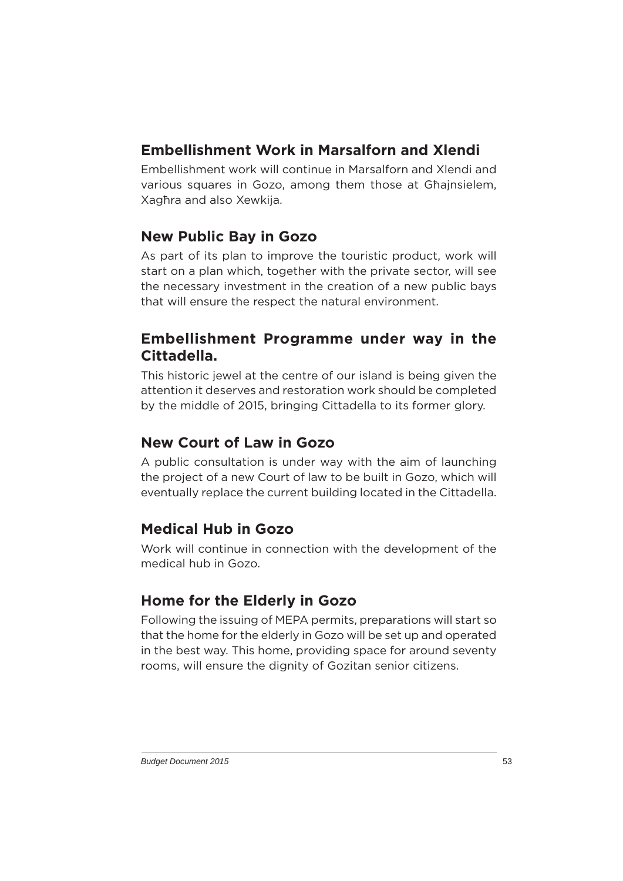## Embellishment Work in Marsalforn and Xlendi

Embellishment work will continue in Marsalforn and Xlendi and various squares in Gozo, among them those at Għajnsielem, Xagħra and also Xewkija.

## New Public Bay in Gozo

As part of its plan to improve the touristic product, work will start on a plan which, together with the private sector, will see the necessary investment in the creation of a new public bays that will ensure the respect the natural environment.

## Embellishment Programme under way in the Cittadella.

This historic jewel at the centre of our island is being given the attention it deserves and restoration work should be completed by the middle of 2015, bringing Cittadella to its former glory.

## New Court of Law in Gozo

A public consultation is under way with the aim of launching the project of a new Court of law to be built in Gozo, which will eventually replace the current building located in the Cittadella.

## Medical Hub in Gozo

Work will continue in connection with the development of the medical hub in Gozo.

## Home for the Elderly in Gozo

Following the issuing of MEPA permits, preparations will start so that the home for the elderly in Gozo will be set up and operated in the best way. This home, providing space for around seventy rooms, will ensure the dignity of Gozitan senior citizens.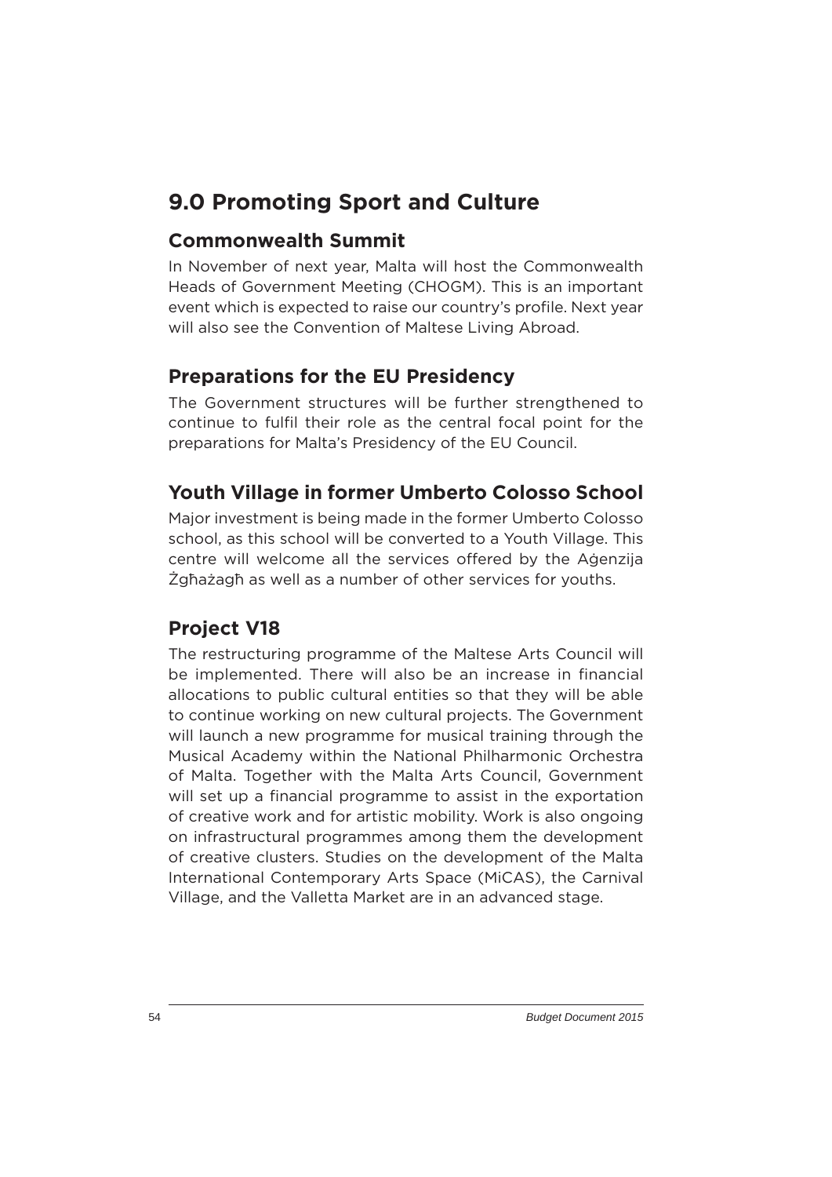# 9.0 Promoting Sport and Culture

## Commonwealth Summit

In November of next year, Malta will host the Commonwealth Heads of Government Meeting (CHOGM). This is an important event which is expected to raise our country's profile. Next year will also see the Convention of Maltese Living Abroad.

## Preparations for the EU Presidency

The Government structures will be further strengthened to continue to fulfil their role as the central focal point for the preparations for Malta's Presidency of the EU Council.

## Youth Village in former Umberto Colosso School

Major investment is being made in the former Umberto Colosso school, as this school will be converted to a Youth Village. This centre will welcome all the services offered by the Aġenzija Żgħażagħ as well as a number of other services for youths.

## Project V18

The restructuring programme of the Maltese Arts Council will be implemented. There will also be an increase in financial allocations to public cultural entities so that they will be able to continue working on new cultural projects. The Government will launch a new programme for musical training through the Musical Academy within the National Philharmonic Orchestra of Malta. Together with the Malta Arts Council, Government will set up a financial programme to assist in the exportation of creative work and for artistic mobility. Work is also ongoing on infrastructural programmes among them the development of creative clusters. Studies on the development of the Malta International Contemporary Arts Space (MiCAS), the Carnival Village, and the Valletta Market are in an advanced stage.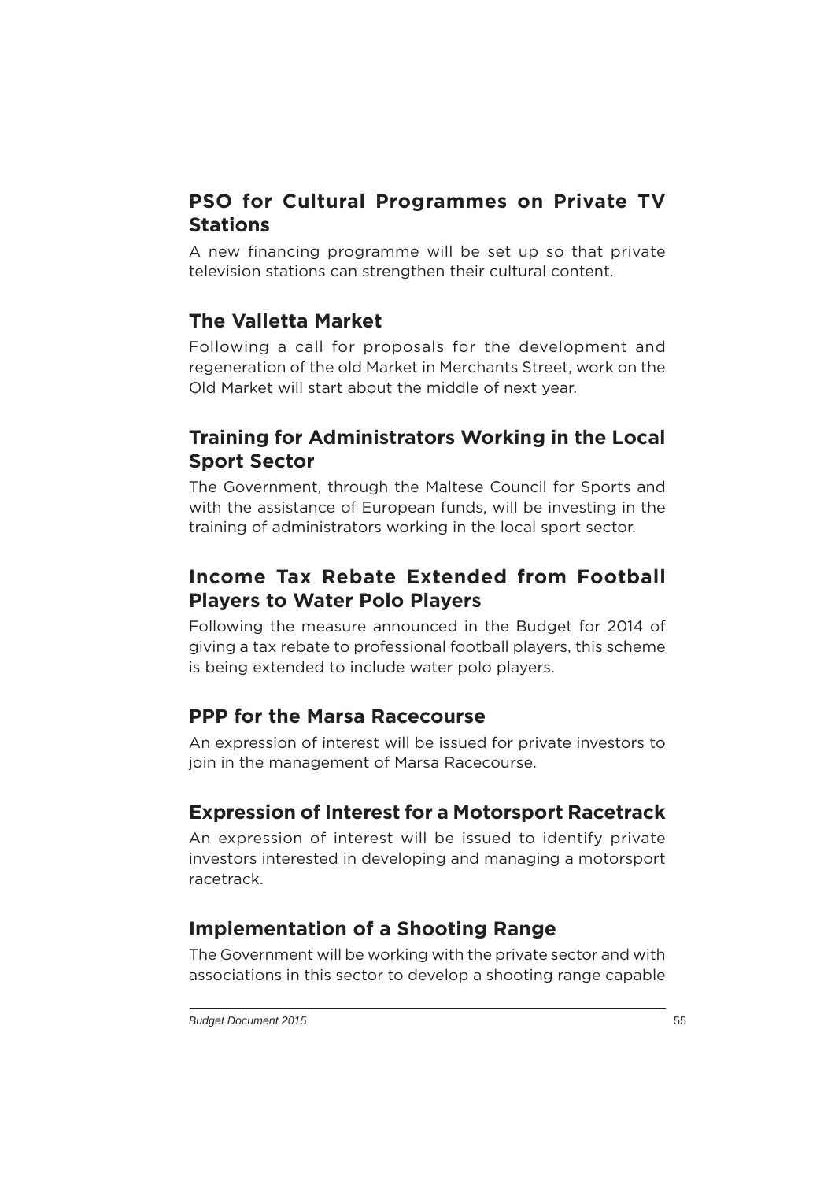## PSO for Cultural Programmes on Private TV Stations

A new financing programme will be set up so that private television stations can strengthen their cultural content.

## The Valletta Market

Following a call for proposals for the development and regeneration of the old Market in Merchants Street, work on the Old Market will start about the middle of next year.

## Training for Administrators Working in the Local Sport Sector

The Government, through the Maltese Council for Sports and with the assistance of European funds, will be investing in the training of administrators working in the local sport sector.

## Income Tax Rebate Extended from Football Players to Water Polo Players

Following the measure announced in the Budget for 2014 of giving a tax rebate to professional football players, this scheme is being extended to include water polo players.

## PPP for the Marsa Racecourse

An expression of interest will be issued for private investors to join in the management of Marsa Racecourse.

## Expression of Interest for a Motorsport Racetrack

An expression of interest will be issued to identify private investors interested in developing and managing a motorsport racetrack.

## Implementation of a Shooting Range

The Government will be working with the private sector and with associations in this sector to develop a shooting range capable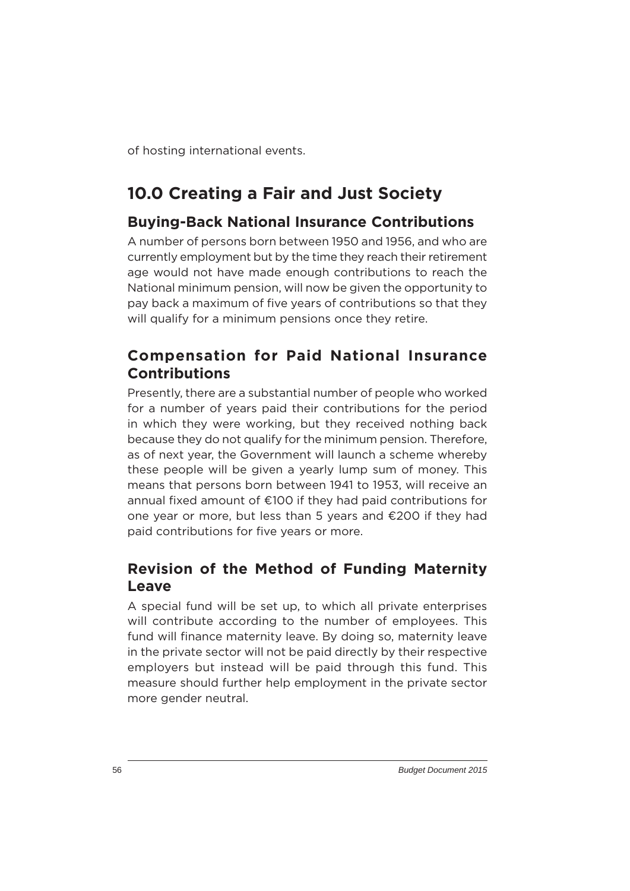of hosting international events.

# 10.0 Creating a Fair and Just Society

## Buying-Back National Insurance Contributions

A number of persons born between 1950 and 1956, and who are currently employment but by the time they reach their retirement age would not have made enough contributions to reach the National minimum pension, will now be given the opportunity to pay back a maximum of five years of contributions so that they will qualify for a minimum pensions once they retire.

## Compensation for Paid National Insurance Contributions

Presently, there are a substantial number of people who worked for a number of years paid their contributions for the period in which they were working, but they received nothing back because they do not qualify for the minimum pension. Therefore, as of next year, the Government will launch a scheme whereby these people will be given a yearly lump sum of money. This means that persons born between 1941 to 1953, will receive an annual fixed amount of €100 if they had paid contributions for one year or more, but less than 5 years and €200 if they had paid contributions for five years or more.

## Revision of the Method of Funding Maternity Leave

A special fund will be set up, to which all private enterprises will contribute according to the number of employees. This fund will finance maternity leave. By doing so, maternity leave in the private sector will not be paid directly by their respective employers but instead will be paid through this fund. This measure should further help employment in the private sector more gender neutral.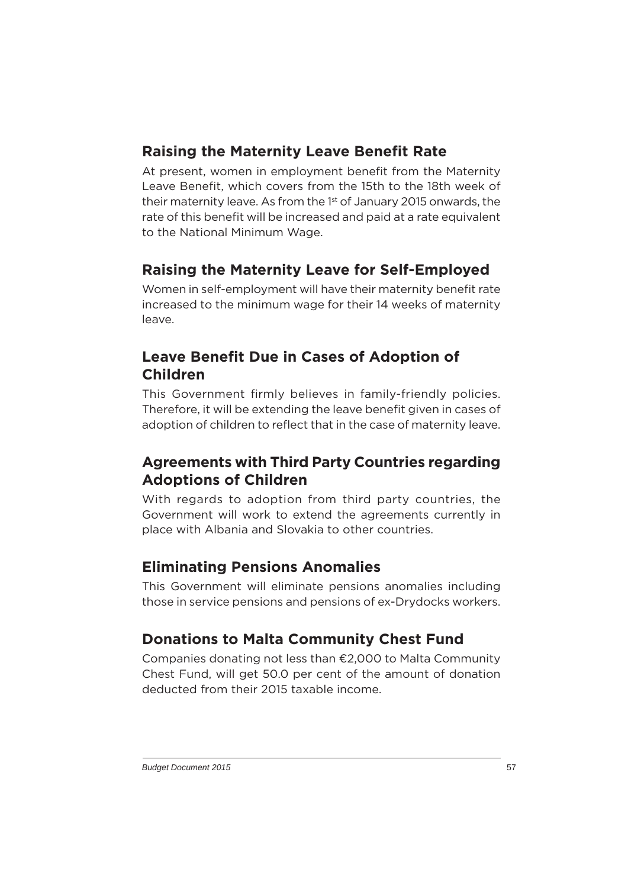## Raising the Maternity Leave Benefit Rate

At present, women in employment benefit from the Maternity Leave Benefit, which covers from the 15th to the 18th week of their maternity leave. As from the 1st of January 2015 onwards, the rate of this benefit will be increased and paid at a rate equivalent to the National Minimum Wage.

## Raising the Maternity Leave for Self-Employed

Women in self-employment will have their maternity benefit rate increased to the minimum wage for their 14 weeks of maternity leave.

## Leave Benefit Due in Cases of Adoption of Children

This Government firmly believes in family-friendly policies. Therefore, it will be extending the leave benefit given in cases of adoption of children to reflect that in the case of maternity leave.

## Agreements with Third Party Countries regarding Adoptions of Children

With regards to adoption from third party countries, the Government will work to extend the agreements currently in place with Albania and Slovakia to other countries.

## Eliminating Pensions Anomalies

This Government will eliminate pensions anomalies including those in service pensions and pensions of ex-Drydocks workers.

## Donations to Malta Community Chest Fund

Companies donating not less than €2,000 to Malta Community Chest Fund, will get 50.0 per cent of the amount of donation deducted from their 2015 taxable income.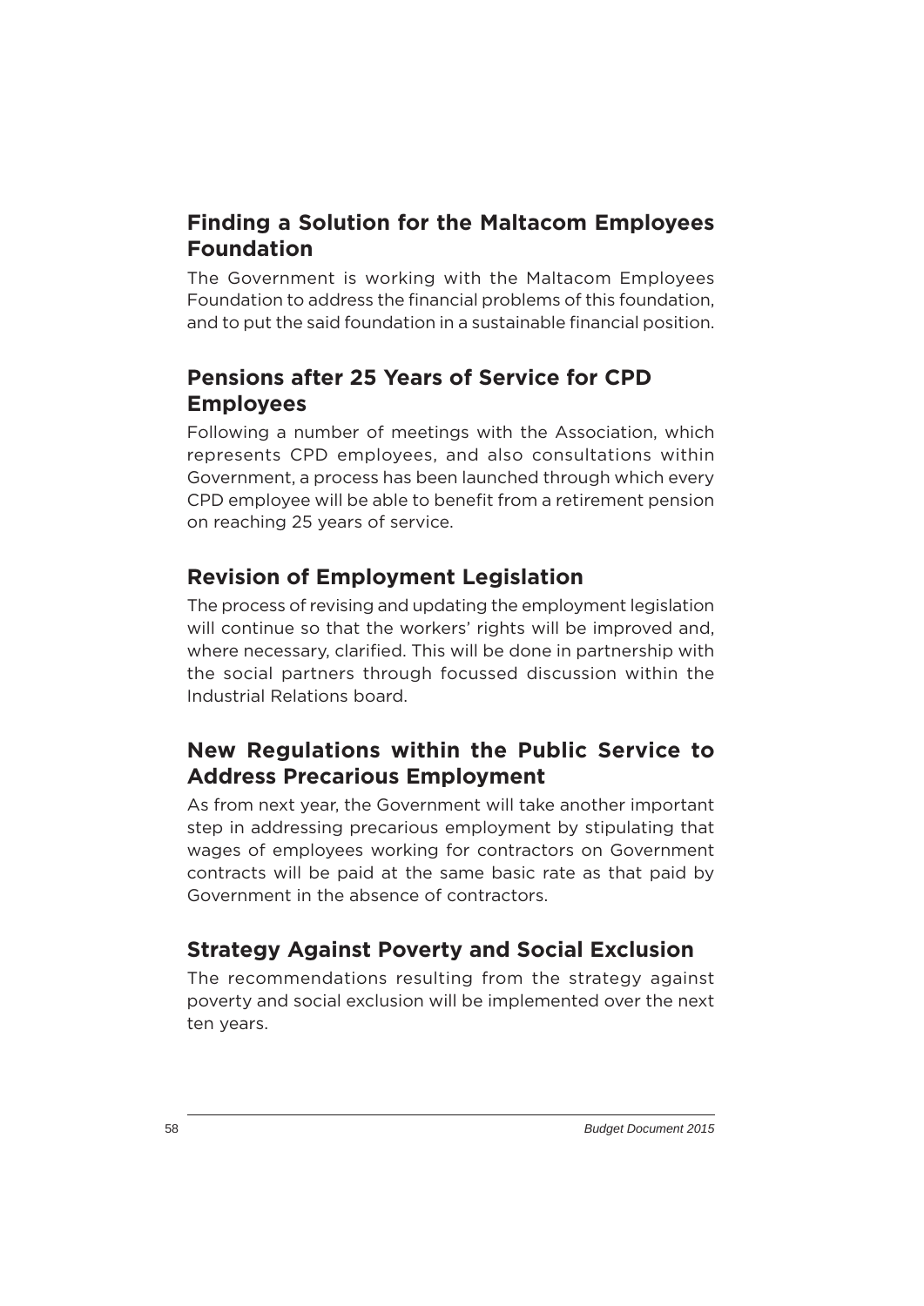## Finding a Solution for the Maltacom Employees Foundation

The Government is working with the Maltacom Employees Foundation to address the financial problems of this foundation, and to put the said foundation in a sustainable financial position.

## Pensions after 25 Years of Service for CPD Employees

Following a number of meetings with the Association, which represents CPD employees, and also consultations within Government, a process has been launched through which every CPD employee will be able to benefit from a retirement pension on reaching 25 years of service.

## Revision of Employment Legislation

The process of revising and updating the employment legislation will continue so that the workers' rights will be improved and, where necessary, clarified. This will be done in partnership with the social partners through focussed discussion within the Industrial Relations board.

## New Regulations within the Public Service to Address Precarious Employment

As from next year, the Government will take another important step in addressing precarious employment by stipulating that wages of employees working for contractors on Government contracts will be paid at the same basic rate as that paid by Government in the absence of contractors.

## Strategy Against Poverty and Social Exclusion

The recommendations resulting from the strategy against poverty and social exclusion will be implemented over the next ten years.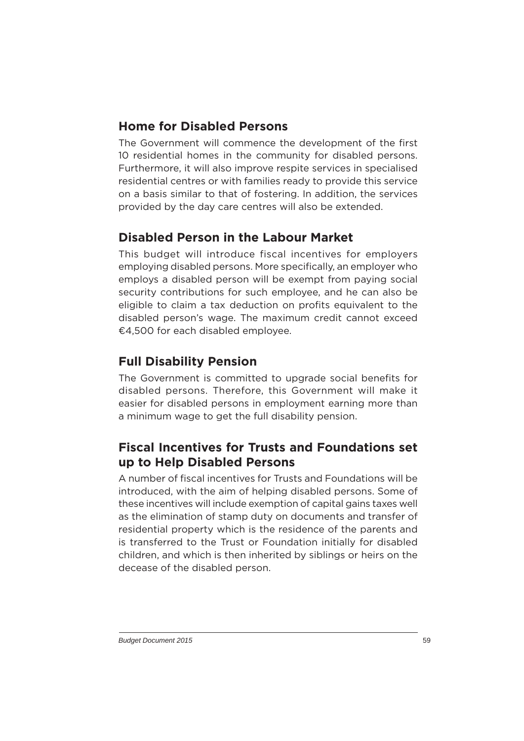## Home for Disabled Persons

The Government will commence the development of the first 10 residential homes in the community for disabled persons. Furthermore, it will also improve respite services in specialised residential centres or with families ready to provide this service on a basis similar to that of fostering. In addition, the services provided by the day care centres will also be extended.

## Disabled Person in the Labour Market

This budget will introduce fiscal incentives for employers employing disabled persons. More specifically, an employer who employs a disabled person will be exempt from paying social security contributions for such employee, and he can also be eligible to claim a tax deduction on profits equivalent to the disabled person's wage. The maximum credit cannot exceed €4,500 for each disabled employee.

## Full Disability Pension

The Government is committed to upgrade social benefits for disabled persons. Therefore, this Government will make it easier for disabled persons in employment earning more than a minimum wage to get the full disability pension.

## Fiscal Incentives for Trusts and Foundations set up to Help Disabled Persons

A number of fiscal incentives for Trusts and Foundations will be introduced, with the aim of helping disabled persons. Some of these incentives will include exemption of capital gains taxes well as the elimination of stamp duty on documents and transfer of residential property which is the residence of the parents and is transferred to the Trust or Foundation initially for disabled children, and which is then inherited by siblings or heirs on the decease of the disabled person.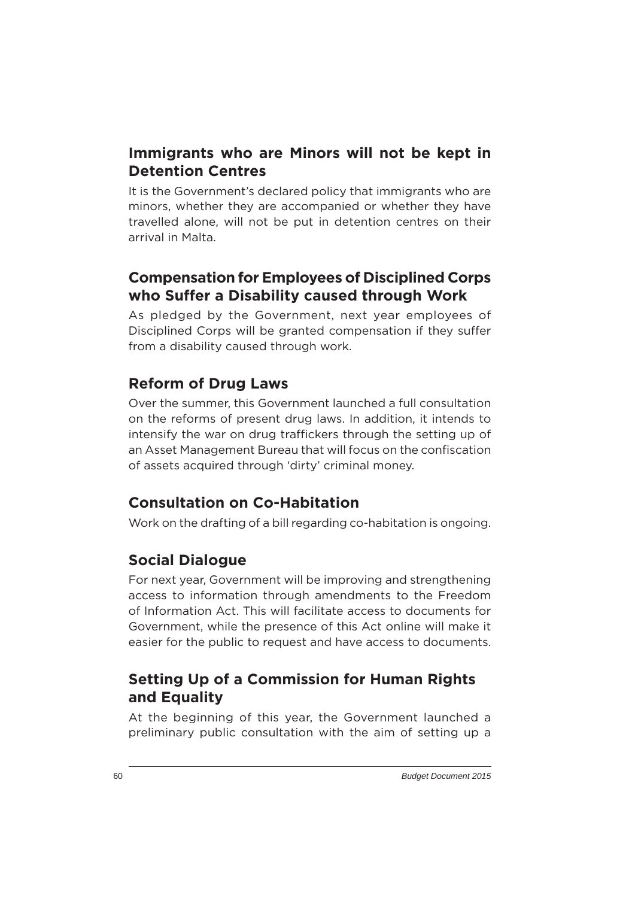## Immigrants who are Minors will not be kept in Detention Centres

It is the Government's declared policy that immigrants who are minors, whether they are accompanied or whether they have travelled alone, will not be put in detention centres on their arrival in Malta.

## Compensation for Employees of Disciplined Corps who Suffer a Disability caused through Work

As pledged by the Government, next year employees of Disciplined Corps will be granted compensation if they suffer from a disability caused through work.

## Reform of Drug Laws

Over the summer, this Government launched a full consultation on the reforms of present drug laws. In addition, it intends to intensify the war on drug traffickers through the setting up of an Asset Management Bureau that will focus on the confiscation of assets acquired through 'dirty' criminal money.

## Consultation on Co-Habitation

Work on the drafting of a bill regarding co-habitation is ongoing.

## Social Dialogue

For next year, Government will be improving and strengthening access to information through amendments to the Freedom of Information Act. This will facilitate access to documents for Government, while the presence of this Act online will make it easier for the public to request and have access to documents.

## Setting Up of a Commission for Human Rights and Equality

At the beginning of this year, the Government launched a preliminary public consultation with the aim of setting up a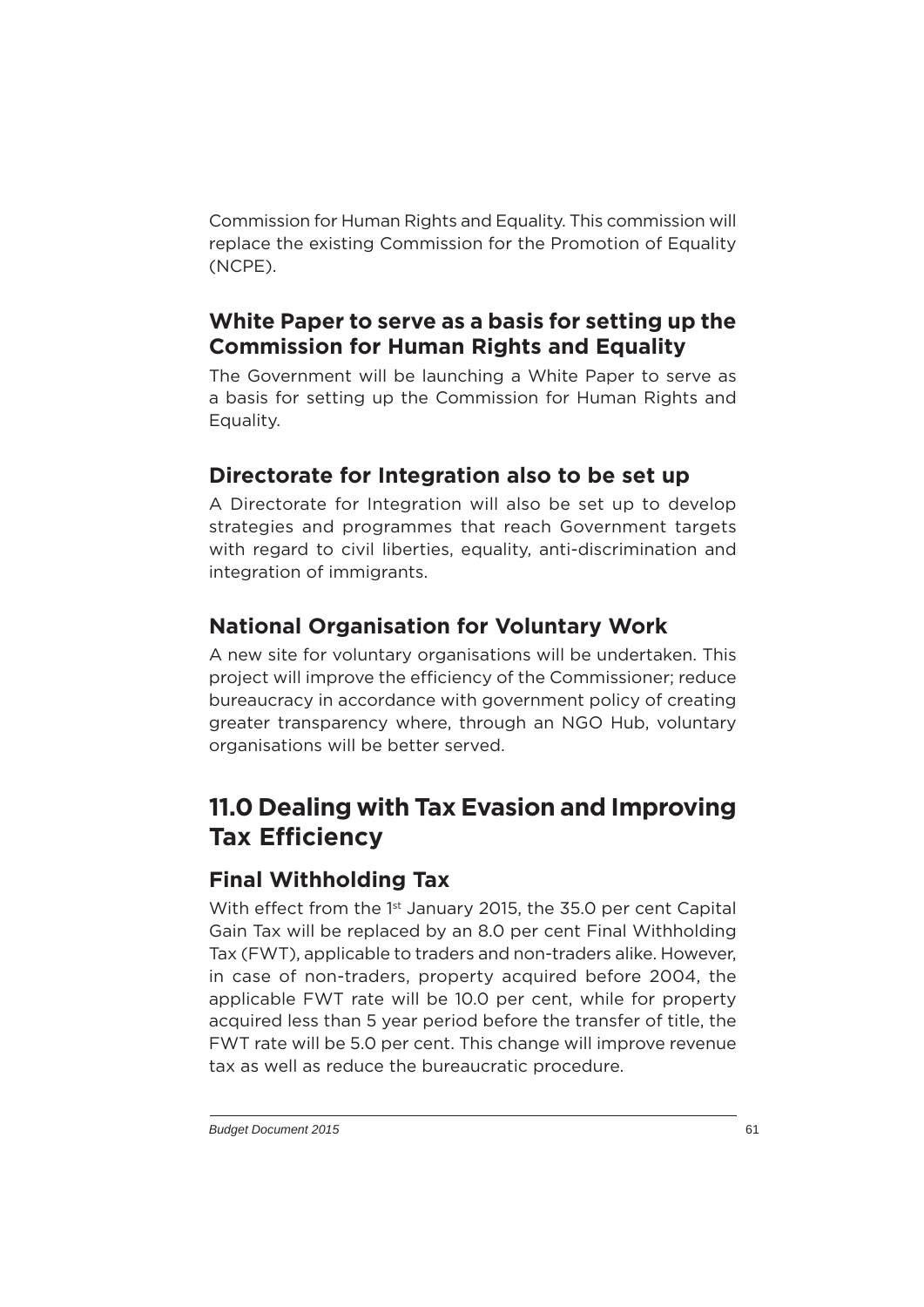Commission for Human Rights and Equality. This commission will replace the existing Commission for the Promotion of Equality (NCPE).

### White Paper to serve as a basis for setting up the Commission for Human Rights and Equality

The Government will be launching a White Paper to serve as a basis for setting up the Commission for Human Rights and Equality.

### Directorate for Integration also to be set up

A Directorate for Integration will also be set up to develop strategies and programmes that reach Government targets with regard to civil liberties, equality, anti-discrimination and integration of immigrants.

### National Organisation for Voluntary Work

A new site for voluntary organisations will be undertaken. This project will improve the efficiency of the Commissioner; reduce bureaucracy in accordance with government policy of creating greater transparency where, through an NGO Hub, voluntary organisations will be better served.

## 11.0 Dealing with Tax Evasion and Improving Tax Efficiency

### Final Withholding Tax

With effect from the 1st January 2015, the 35.0 per cent Capital Gain Tax will be replaced by an 8.0 per cent Final Withholding Tax (FWT), applicable to traders and non-traders alike. However, in case of non-traders, property acquired before 2004, the applicable FWT rate will be 10.0 per cent, while for property acquired less than 5 year period before the transfer of title, the FWT rate will be 5.0 per cent. This change will improve revenue tax as well as reduce the bureaucratic procedure.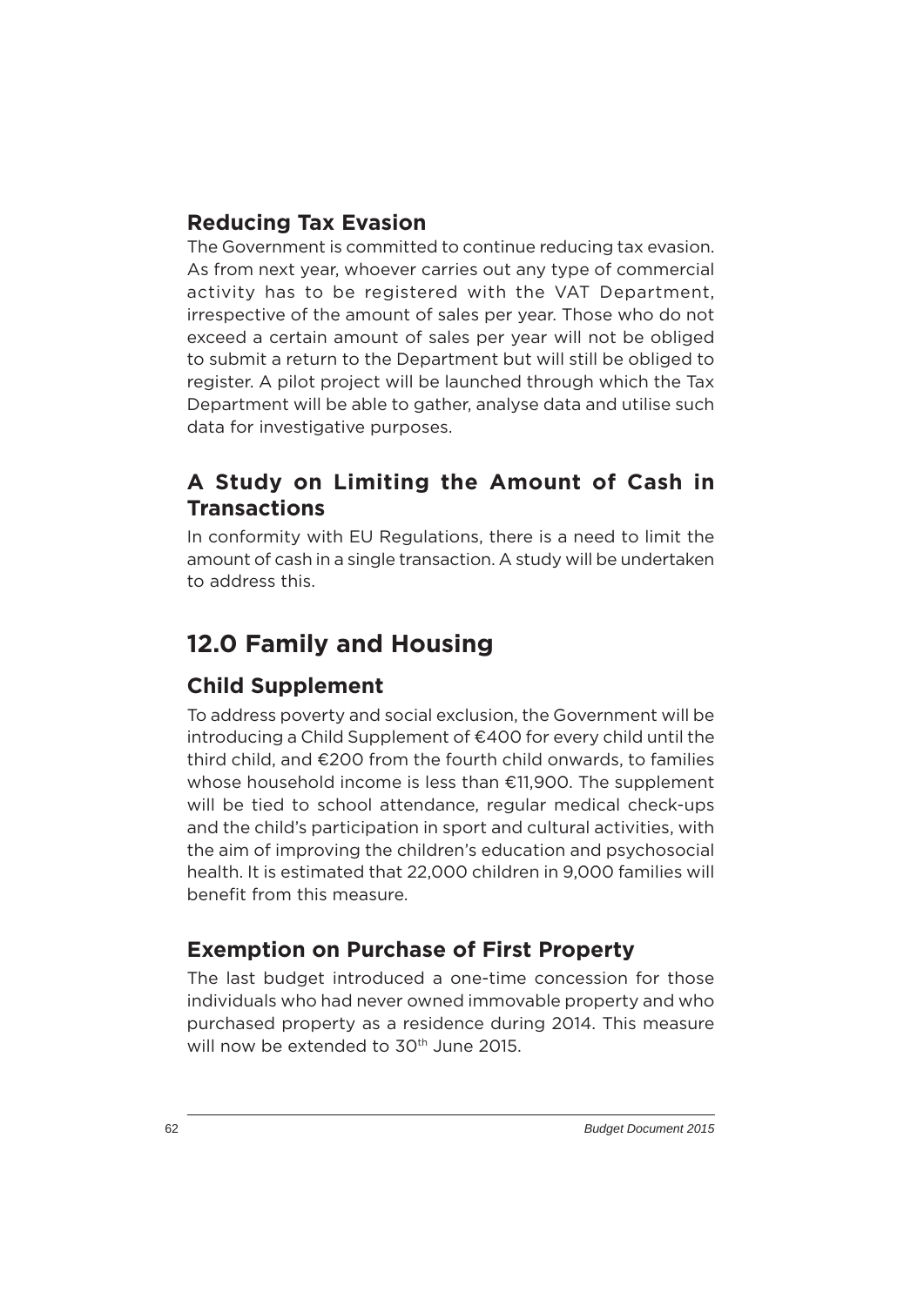### Reducing Tax Evasion

The Government is committed to continue reducing tax evasion. As from next year, whoever carries out any type of commercial activity has to be registered with the VAT Department, irrespective of the amount of sales per year. Those who do not exceed a certain amount of sales per year will not be obliged to submit a return to the Department but will still be obliged to register. A pilot project will be launched through which the Tax Department will be able to gather, analyse data and utilise such data for investigative purposes.

### A Study on Limiting the Amount of Cash in Transactions

In conformity with EU Regulations, there is a need to limit the amount of cash in a single transaction. A study will be undertaken to address this.

## 12.0 Family and Housing

### Child Supplement

To address poverty and social exclusion, the Government will be introducing a Child Supplement of €400 for every child until the third child, and €200 from the fourth child onwards, to families whose household income is less than €11,900. The supplement will be tied to school attendance, regular medical check-ups and the child's participation in sport and cultural activities, with the aim of improving the children's education and psychosocial health. It is estimated that 22,000 children in 9,000 families will benefit from this measure.

### Exemption on Purchase of First Property

The last budget introduced a one-time concession for those individuals who had never owned immovable property and who purchased property as a residence during 2014. This measure will now be extended to 30th June 2015.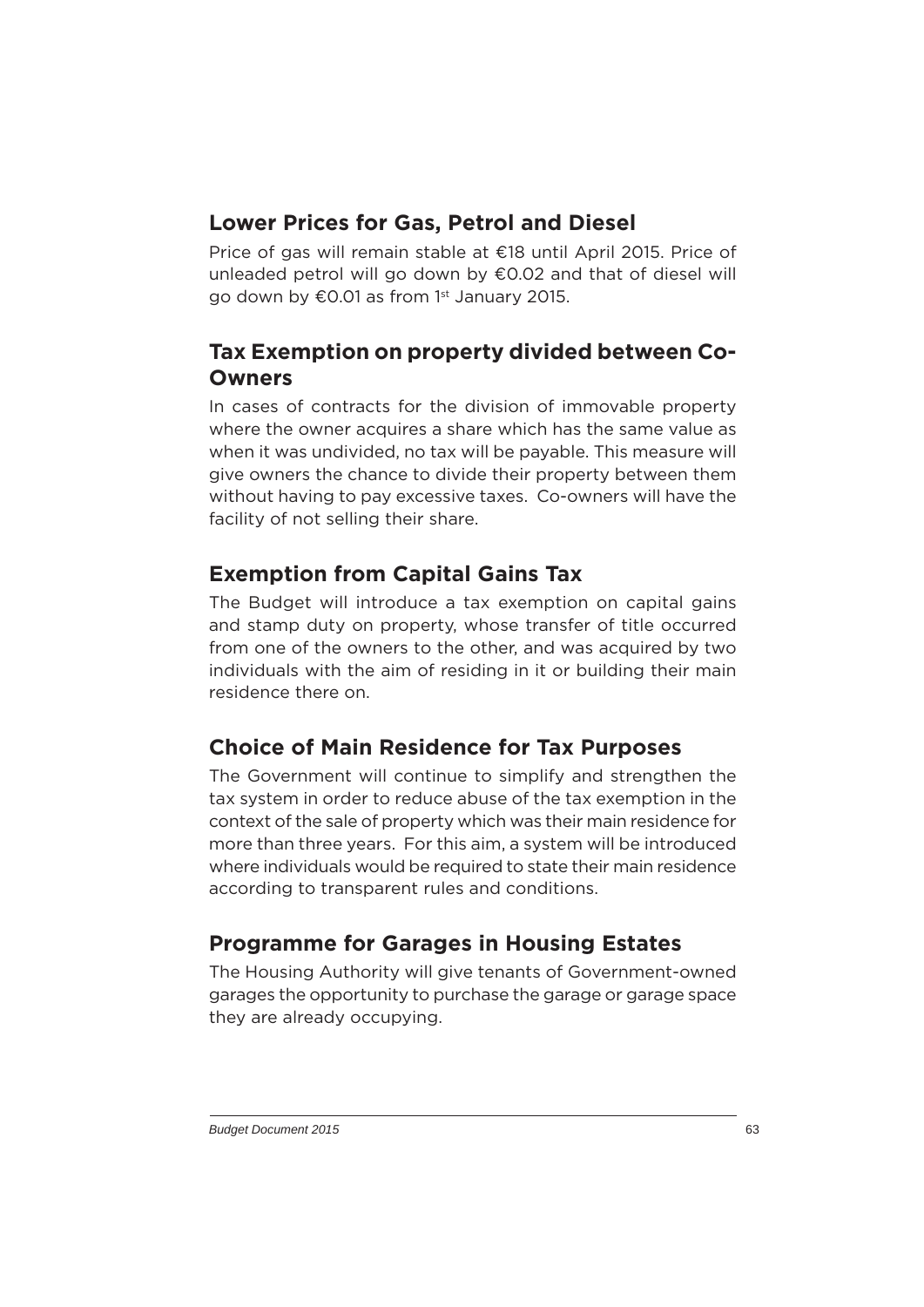## Lower Prices for Gas, Petrol and Diesel

Price of gas will remain stable at €18 until April 2015. Price of unleaded petrol will go down by €0.02 and that of diesel will go down by €0.01 as from 1st January 2015.

## Tax Exemption on property divided between Co-Owners

In cases of contracts for the division of immovable property where the owner acquires a share which has the same value as when it was undivided, no tax will be payable. This measure will give owners the chance to divide their property between them without having to pay excessive taxes. Co-owners will have the facility of not selling their share.

## Exemption from Capital Gains Tax

The Budget will introduce a tax exemption on capital gains and stamp duty on property, whose transfer of title occurred from one of the owners to the other, and was acquired by two individuals with the aim of residing in it or building their main residence there on.

## Choice of Main Residence for Tax Purposes

The Government will continue to simplify and strengthen the tax system in order to reduce abuse of the tax exemption in the context of the sale of property which was their main residence for more than three years. For this aim, a system will be introduced where individuals would be required to state their main residence according to transparent rules and conditions.

## Programme for Garages in Housing Estates

The Housing Authority will give tenants of Government-owned garages the opportunity to purchase the garage or garage space they are already occupying.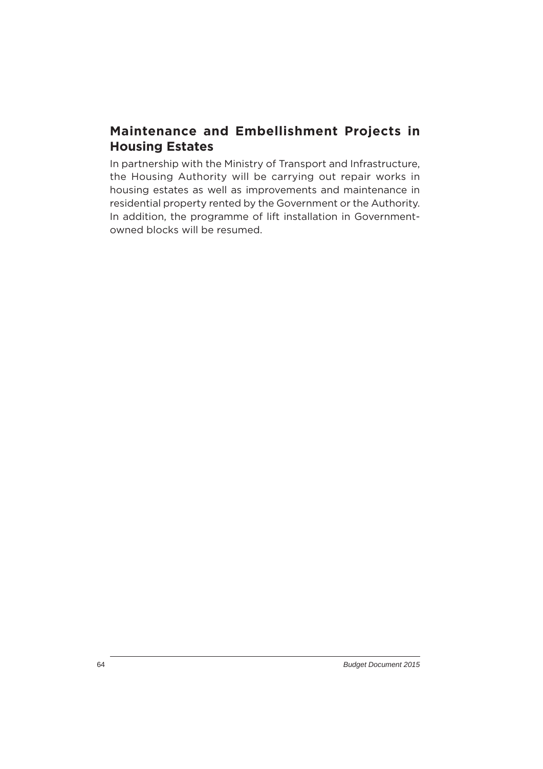## Maintenance and Embellishment Projects in Housing Estates

In partnership with the Ministry of Transport and Infrastructure, the Housing Authority will be carrying out repair works in housing estates as well as improvements and maintenance in residential property rented by the Government or the Authority. In addition, the programme of lift installation in Government-owned blocks will be resumed.